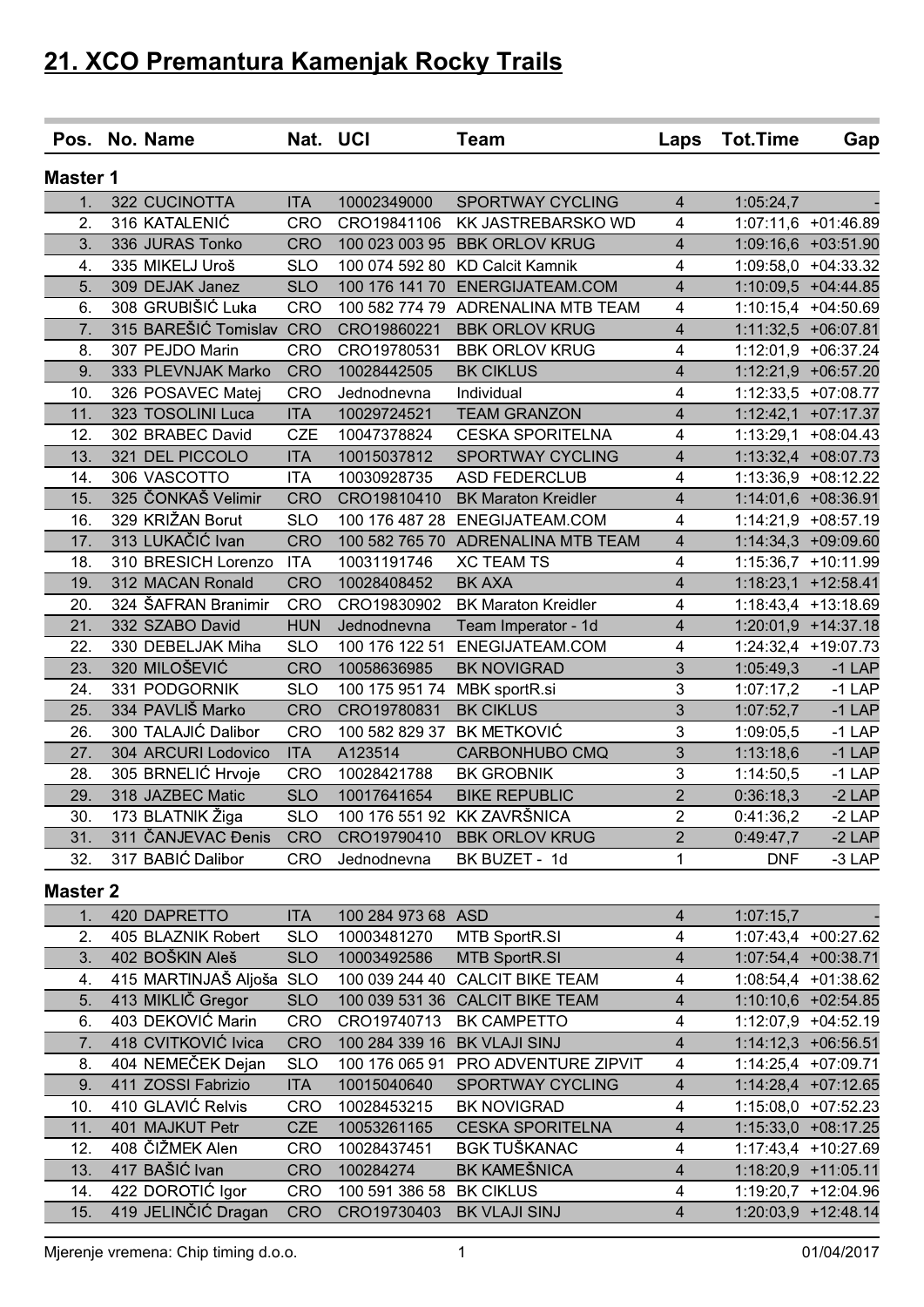# 21. XCO Premantura Kamenjak Rocky Trails

| Pos. | No. | Name | Nat. | UCI | Team | Laps | Tot.Time | Gap |
|---|---|---|---|---|---|---|---|---|
| **Master 1** | | | | | | | | |
| 1. | 322 | CUCINOTTA | ITA | 10002349000 | SPORTWAY CYCLING | 4 | 1:05:24,7 | - |
| 2. | 316 | KATALENIĆ | CRO | CRO19841106 | KK JASTREBARSKO WD | 4 | 1:07:11,6 | +01:46.89 |
| 3. | 336 | JURAS Tonko | CRO | 100 023 003 95 | BBK ORLOV KRUG | 4 | 1:09:16,6 | +03:51.90 |
| 4. | 335 | MIKELJ Uroš | SLO | 100 074 592 80 | KD Calcit Kamnik | 4 | 1:09:58,0 | +04:33.32 |
| 5. | 309 | DEJAK Janez | SLO | 100 176 141 70 | ENERGIJATEAM.COM | 4 | 1:10:09,5 | +04:44.85 |
| 6. | 308 | GRUBIŠIĆ Luka | CRO | 100 582 774 79 | ADRENALINA MTB TEAM | 4 | 1:10:15,4 | +04:50.69 |
| 7. | 315 | BAREŠIĆ Tomislav | CRO | CRO19860221 | BBK ORLOV KRUG | 4 | 1:11:32,5 | +06:07.81 |
| 8. | 307 | PEJDO Marin | CRO | CRO19780531 | BBK ORLOV KRUG | 4 | 1:12:01,9 | +06:37.24 |
| 9. | 333 | PLEVNJAK Marko | CRO | 10028442505 | BK CIKLUS | 4 | 1:12:21,9 | +06:57.20 |
| 10. | 326 | POSAVEC Matej | CRO | Jednodnevna | Individual | 4 | 1:12:33,5 | +07:08.77 |
| 11. | 323 | TOSOLINI Luca | ITA | 10029724521 | TEAM GRANZON | 4 | 1:12:42,1 | +07:17.37 |
| 12. | 302 | BRABEC David | CZE | 10047378824 | CESKA SPORITELNA | 4 | 1:13:29,1 | +08:04.43 |
| 13. | 321 | DEL PICCOLO | ITA | 10015037812 | SPORTWAY CYCLING | 4 | 1:13:32,4 | +08:07.73 |
| 14. | 306 | VASCOTTO | ITA | 10030928735 | ASD FEDERCLUB | 4 | 1:13:36,9 | +08:12.22 |
| 15. | 325 | ČONKAŠ Velimir | CRO | CRO19810410 | BK Maraton Kreidler | 4 | 1:14:01,6 | +08:36.91 |
| 16. | 329 | KRIŽAN Borut | SLO | 100 176 487 28 | ENEGIJATEAM.COM | 4 | 1:14:21,9 | +08:57.19 |
| 17. | 313 | LUKAČIĆ Ivan | CRO | 100 582 765 70 | ADRENALINA MTB TEAM | 4 | 1:14:34,3 | +09:09.60 |
| 18. | 310 | BRESICH Lorenzo | ITA | 10031191746 | XC TEAM TS | 4 | 1:15:36,7 | +10:11.99 |
| 19. | 312 | MACAN Ronald | CRO | 10028408452 | BK AXA | 4 | 1:18:23,1 | +12:58.41 |
| 20. | 324 | ŠAFRAN Branimir | CRO | CRO19830902 | BK Maraton Kreidler | 4 | 1:18:43,4 | +13:18.69 |
| 21. | 332 | SZABO David | HUN | Jednodnevna | Team Imperator - 1d | 4 | 1:20:01,9 | +14:37.18 |
| 22. | 330 | DEBELJAK Miha | SLO | 100 176 122 51 | ENEGIJATEAM.COM | 4 | 1:24:32,4 | +19:07.73 |
| 23. | 320 | MILOŠEVIĆ | CRO | 10058636985 | BK NOVIGRAD | 3 | 1:05:49,3 | -1 LAP |
| 24. | 331 | PODGORNIK | SLO | 100 175 951 74 | MBK sportR.si | 3 | 1:07:17,2 | -1 LAP |
| 25. | 334 | PAVLIŠ Marko | CRO | CRO19780831 | BK CIKLUS | 3 | 1:07:52,7 | -1 LAP |
| 26. | 300 | TALAJIĆ Dalibor | CRO | 100 582 829 37 | BK METKOVIĆ | 3 | 1:09:05,5 | -1 LAP |
| 27. | 304 | ARCURI Lodovico | ITA | A123514 | CARBONHUBO CMQ | 3 | 1:13:18,6 | -1 LAP |
| 28. | 305 | BRNELIĆ Hrvoje | CRO | 10028421788 | BK GROBNIK | 3 | 1:14:50,5 | -1 LAP |
| 29. | 318 | JAZBEC Matic | SLO | 10017641654 | BIKE REPUBLIC | 2 | 0:36:18,3 | -2 LAP |
| 30. | 173 | BLATNIK Žiga | SLO | 100 176 551 92 | KK ZAVRŠNICA | 2 | 0:41:36,2 | -2 LAP |
| 31. | 311 | ČANJEVAC Đenis | CRO | CRO19790410 | BBK ORLOV KRUG | 2 | 0:49:47,7 | -2 LAP |
| 32. | 317 | BABIĆ Dalibor | CRO | Jednodnevna | BK BUZET - 1d | 1 | DNF | -3 LAP |
| **Master 2** | | | | | | | | |
| 1. | 420 | DAPRETTO | ITA | 100 284 973 68 | ASD | 4 | 1:07:15,7 | - |
| 2. | 405 | BLAZNIK Robert | SLO | 10003481270 | MTB SportR.SI | 4 | 1:07:43,4 | +00:27.62 |
| 3. | 402 | BOŠKIN Aleš | SLO | 10003492586 | MTB SportR.SI | 4 | 1:07:54,4 | +00:38.71 |
| 4. | 415 | MARTINJAŠ Aljoša | SLO | 100 039 244 40 | CALCIT BIKE TEAM | 4 | 1:08:54,4 | +01:38.62 |
| 5. | 413 | MIKLIČ Gregor | SLO | 100 039 531 36 | CALCIT BIKE TEAM | 4 | 1:10:10,6 | +02:54.85 |
| 6. | 403 | DEKOVIĆ Marin | CRO | CRO19740713 | BK CAMPETTO | 4 | 1:12:07,9 | +04:52.19 |
| 7. | 418 | CVITKOVIĆ Ivica | CRO | 100 284 339 16 | BK VLAJI SINJ | 4 | 1:14:12,3 | +06:56.51 |
| 8. | 404 | NEMEČEK Dejan | SLO | 100 176 065 91 | PRO ADVENTURE ZIPVIT | 4 | 1:14:25,4 | +07:09.71 |
| 9. | 411 | ZOSSI Fabrizio | ITA | 10015040640 | SPORTWAY CYCLING | 4 | 1:14:28,4 | +07:12.65 |
| 10. | 410 | GLAVIĆ Relvis | CRO | 10028453215 | BK NOVIGRAD | 4 | 1:15:08,0 | +07:52.23 |
| 11. | 401 | MAJKUT Petr | CZE | 10053261165 | CESKA SPORITELNA | 4 | 1:15:33,0 | +08:17.25 |
| 12. | 408 | ČIŽMEK Alen | CRO | 10028437451 | BGK TUŠKANAC | 4 | 1:17:43,4 | +10:27.69 |
| 13. | 417 | BAŠIĆ Ivan | CRO | 100284274 | BK KAMEŠNICA | 4 | 1:18:20,9 | +11:05.11 |
| 14. | 422 | DOROTIĆ Igor | CRO | 100 591 386 58 | BK CIKLUS | 4 | 1:19:20,7 | +12:04.96 |
| 15. | 419 | JELINČIĆ Dragan | CRO | CRO19730403 | BK VLAJI SINJ | 4 | 1:20:03,9 | +12:48.14 |

Mjerenje vremena: Chip timing d.o.o. 01/04/2017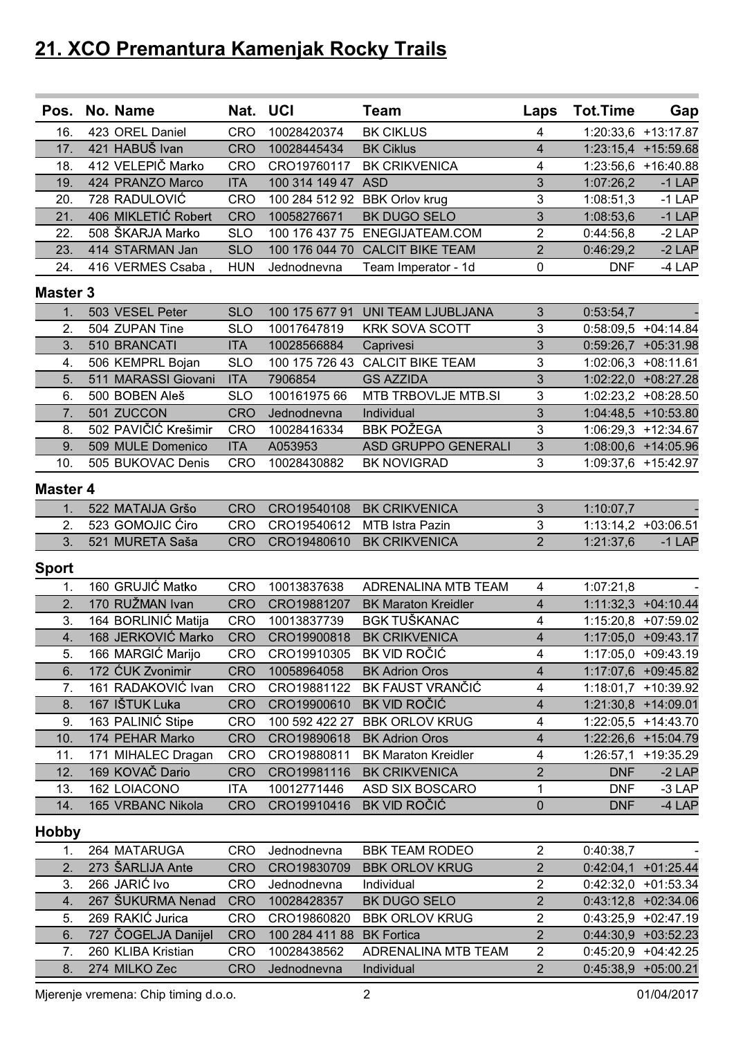# 21. XCO Premantura Kamenjak Rocky Trails

| Pos. | No. | Name | Nat. | UCI | Team | Laps | Tot.Time | Gap |
|---|---|---|---|---|---|---|---|---|
| 16. | 423 | OREL Daniel | CRO | 10028420374 | BK CIKLUS | 4 | 1:20:33,6 | +13:17.87 |
| 17. | 421 | HABUŠ Ivan | CRO | 10028445434 | BK Ciklus | 4 | 1:23:15,4 | +15:59.68 |
| 18. | 412 | VELEPIČ Marko | CRO | CRO19760117 | BK CRIKVENICA | 4 | 1:23:56,6 | +16:40.88 |
| 19. | 424 | PRANZO Marco | ITA | 100 314 149 47 | ASD | 3 | 1:07:26,2 | -1 LAP |
| 20. | 728 | RADULOVIĆ | CRO | 100 284 512 92 | BBK Orlov krug | 3 | 1:08:51,3 | -1 LAP |
| 21. | 406 | MIKLETIĆ Robert | CRO | 10058276671 | BK DUGO SELO | 3 | 1:08:53,6 | -1 LAP |
| 22. | 508 | ŠKARJA Marko | SLO | 100 176 437 75 | ENEGIJATEAM.COM | 2 | 0:44:56,8 | -2 LAP |
| 23. | 414 | STARMAN Jan | SLO | 100 176 044 70 | CALCIT BIKE TEAM | 2 | 0:46:29,2 | -2 LAP |
| 24. | 416 | VERMES Csaba , | HUN | Jednodnevna | Team Imperator - 1d | 0 | DNF | -4 LAP |

## Master 3

| Pos. | No. | Name | Nat. | UCI | Team | Laps | Tot.Time | Gap |
|---|---|---|---|---|---|---|---|---|
| 1. | 503 | VESEL Peter | SLO | 100 175 677 91 | UNI TEAM LJUBLJANA | 3 | 0:53:54,7 | - |
| 2. | 504 | ZUPAN Tine | SLO | 10017647819 | KRK SOVA SCOTT | 3 | 0:58:09,5 | +04:14.84 |
| 3. | 510 | BRANCATI | ITA | 10028566884 | Caprivesi | 3 | 0:59:26,7 | +05:31.98 |
| 4. | 506 | KEMPRL Bojan | SLO | 100 175 726 43 | CALCIT BIKE TEAM | 3 | 1:02:06,3 | +08:11.61 |
| 5. | 511 | MARASSI Giovani | ITA | 7906854 | GS AZZIDA | 3 | 1:02:22,0 | +08:27.28 |
| 6. | 500 | BOBEN Aleš | SLO | 100161975 66 | MTB TRBOVLJE MTB.SI | 3 | 1:02:23,2 | +08:28.50 |
| 7. | 501 | ZUCCON | CRO | Jednodnevna | Individual | 3 | 1:04:48,5 | +10:53.80 |
| 8. | 502 | PAVIČIĆ Krešimir | CRO | 10028416334 | BBK POŽEGA | 3 | 1:06:29,3 | +12:34.67 |
| 9. | 509 | MULE Domenico | ITA | A053953 | ASD GRUPPO GENERALI | 3 | 1:08:00,6 | +14:05.96 |
| 10. | 505 | BUKOVAC Denis | CRO | 10028430882 | BK NOVIGRAD | 3 | 1:09:37,6 | +15:42.97 |

## Master 4

| Pos. | No. | Name | Nat. | UCI | Team | Laps | Tot.Time | Gap |
|---|---|---|---|---|---|---|---|---|
| 1. | 522 | MATAIJA Gršo | CRO | CRO19540108 | BK CRIKVENICA | 3 | 1:10:07,7 | - |
| 2. | 523 | GOMOJIC Ćiro | CRO | CRO19540612 | MTB Istra Pazin | 3 | 1:13:14,2 | +03:06.51 |
| 3. | 521 | MURETA Saša | CRO | CRO19480610 | BK CRIKVENICA | 2 | 1:21:37,6 | -1 LAP |

## Sport

| Pos. | No. | Name | Nat. | UCI | Team | Laps | Tot.Time | Gap |
|---|---|---|---|---|---|---|---|---|
| 1. | 160 | GRUJIĆ Matko | CRO | 10013837638 | ADRENALINA MTB TEAM | 4 | 1:07:21,8 | - |
| 2. | 170 | RUŽMAN Ivan | CRO | CRO19881207 | BK Maraton Kreidler | 4 | 1:11:32,3 | +04:10.44 |
| 3. | 164 | BORLINIĆ Matija | CRO | 10013837739 | BGK TUŠKANAC | 4 | 1:15:20,8 | +07:59.02 |
| 4. | 168 | JERKOVIĆ Marko | CRO | CRO19900818 | BK CRIKVENICA | 4 | 1:17:05,0 | +09:43.17 |
| 5. | 166 | MARGIĆ Marijo | CRO | CRO19910305 | BK VID ROČIĆ | 4 | 1:17:05,0 | +09:43.19 |
| 6. | 172 | ĆUK Zvonimir | CRO | 10058964058 | BK Adrion Oros | 4 | 1:17:07,6 | +09:45.82 |
| 7. | 161 | RADAKOVIĆ Ivan | CRO | CRO19881122 | BK FAUST VRANČIĆ | 4 | 1:18:01,7 | +10:39.92 |
| 8. | 167 | IŠTUK Luka | CRO | CRO19900610 | BK VID ROČIĆ | 4 | 1:21:30,8 | +14:09.01 |
| 9. | 163 | PALINIĆ Stipe | CRO | 100 592 422 27 | BBK ORLOV KRUG | 4 | 1:22:05,5 | +14:43.70 |
| 10. | 174 | PEHAR Marko | CRO | CRO19890618 | BK Adrion Oros | 4 | 1:22:26,6 | +15:04.79 |
| 11. | 171 | MIHALEC Dragan | CRO | CRO19880811 | BK Maraton Kreidler | 4 | 1:26:57,1 | +19:35.29 |
| 12. | 169 | KOVAČ Dario | CRO | CRO19981116 | BK CRIKVENICA | 2 | DNF | -2 LAP |
| 13. | 162 | LOIACONO | ITA | 10012771446 | ASD SIX BOSCARO | 1 | DNF | -3 LAP |
| 14. | 165 | VRBANC Nikola | CRO | CRO19910416 | BK VID ROČIĆ | 0 | DNF | -4 LAP |

## Hobby

| Pos. | No. | Name | Nat. | UCI | Team | Laps | Tot.Time | Gap |
|---|---|---|---|---|---|---|---|---|
| 1. | 264 | MATARUGA | CRO | Jednodnevna | BBK TEAM RODEO | 2 | 0:40:38,7 | - |
| 2. | 273 | ŠARLIJA Ante | CRO | CRO19830709 | BBK ORLOV KRUG | 2 | 0:42:04,1 | +01:25.44 |
| 3. | 266 | JARIĆ Ivo | CRO | Jednodnevna | Individual | 2 | 0:42:32,0 | +01:53.34 |
| 4. | 267 | ŠUKURMA Nenad | CRO | 10028428357 | BK DUGO SELO | 2 | 0:43:12,8 | +02:34.06 |
| 5. | 269 | RAKIĆ Jurica | CRO | CRO19860820 | BBK ORLOV KRUG | 2 | 0:43:25,9 | +02:47.19 |
| 6. | 727 | ČOGELJA Danijel | CRO | 100 284 411 88 | BK Fortica | 2 | 0:44:30,9 | +03:52.23 |
| 7. | 260 | KLIBA Kristian | CRO | 10028438562 | ADRENALINA MTB TEAM | 2 | 0:45:20,9 | +04:42.25 |
| 8. | 274 | MILKO Zec | CRO | Jednodnevna | Individual | 2 | 0:45:38,9 | +05:00.21 |

Mjerenje vremena: Chip timing d.o.o. 01/04/2017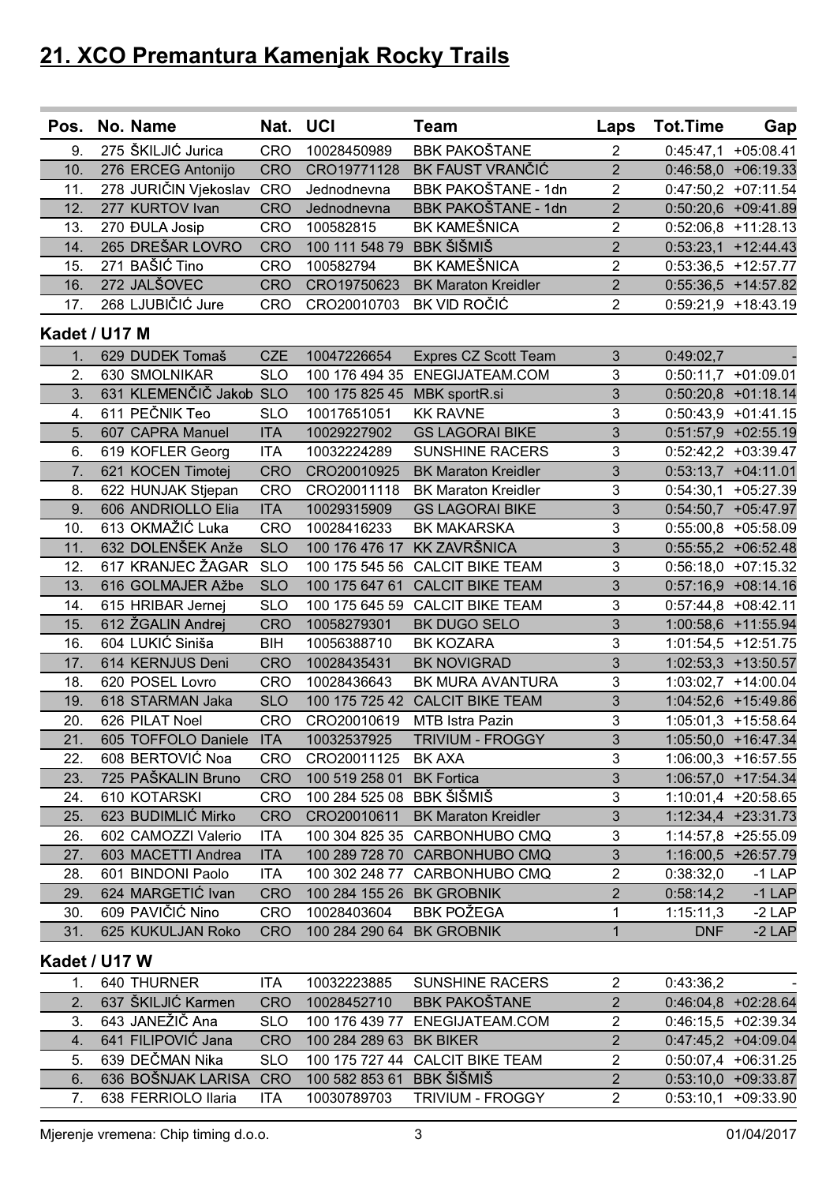# 21. XCO Premantura Kamenjak Rocky Trails

| Pos. | No. | Name | Nat. | UCI | Team | Laps | Tot.Time | Gap |
|---|---|---|---|---|---|---|---|---|
| 9. | 275 | ŠKILJIĆ Jurica | CRO | 10028450989 | BBK PAKOŠTANE | 2 | 0:45:47,1 | +05:08.41 |
| 10. | 276 | ERCEG Antonijo | CRO | CRO19771128 | BK FAUST VRANČIĆ | 2 | 0:46:58,0 | +06:19.33 |
| 11. | 278 | JURIČIN Vjekoslav | CRO | Jednodnevna | BBK PAKOŠTANE - 1dn | 2 | 0:47:50,2 | +07:11.54 |
| 12. | 277 | KURTOV Ivan | CRO | Jednodnevna | BBK PAKOŠTANE - 1dn | 2 | 0:50:20,6 | +09:41.89 |
| 13. | 270 | ĐULA Josip | CRO | 100582815 | BK KAMEŠNICA | 2 | 0:52:06,8 | +11:28.13 |
| 14. | 265 | DREŠAR LOVRO | CRO | 100 111 548 79 | BBK ŠIŠMIŠ | 2 | 0:53:23,1 | +12:44.43 |
| 15. | 271 | BAŠIĆ Tino | CRO | 100582794 | BK KAMEŠNICA | 2 | 0:53:36,5 | +12:57.77 |
| 16. | 272 | JALŠOVEC | CRO | CRO19750623 | BK Maraton Kreidler | 2 | 0:55:36,5 | +14:57.82 |
| 17. | 268 | LJUBIČIĆ Jure | CRO | CRO20010703 | BK VID ROČIĆ | 2 | 0:59:21,9 | +18:43.19 |

## Kadet / U17 M

| Pos. | No. | Name | Nat. | UCI | Team | Laps | Tot.Time | Gap |
|---|---|---|---|---|---|---|---|---|
| 1. | 629 | DUDEK Tomaš | CZE | 10047226654 | Expres CZ Scott Team | 3 | 0:49:02,7 | - |
| 2. | 630 | SMOLNIKAR | SLO | 100 176 494 35 | ENEGIJATEAM.COM | 3 | 0:50:11,7 | +01:09.01 |
| 3. | 631 | KLEMENČIČ Jakob | SLO | 100 175 825 45 | MBK sportR.si | 3 | 0:50:20,8 | +01:18.14 |
| 4. | 611 | PEČNIK Teo | SLO | 10017651051 | KK RAVNE | 3 | 0:50:43,9 | +01:41.15 |
| 5. | 607 | CAPRA Manuel | ITA | 10029227902 | GS LAGORAI BIKE | 3 | 0:51:57,9 | +02:55.19 |
| 6. | 619 | KOFLER Georg | ITA | 10032224289 | SUNSHINE RACERS | 3 | 0:52:42,2 | +03:39.47 |
| 7. | 621 | KOCEN Timotej | CRO | CRO20010925 | BK Maraton Kreidler | 3 | 0:53:13,7 | +04:11.01 |
| 8. | 622 | HUNJAK Stjepan | CRO | CRO20011118 | BK Maraton Kreidler | 3 | 0:54:30,1 | +05:27.39 |
| 9. | 606 | ANDRIOLLO Elia | ITA | 10029315909 | GS LAGORAI BIKE | 3 | 0:54:50,7 | +05:47.97 |
| 10. | 613 | OKMAŽIĆ Luka | CRO | 10028416233 | BK MAKARSKA | 3 | 0:55:00,8 | +05:58.09 |
| 11. | 632 | DOLENŠEK Anže | SLO | 100 176 476 17 | KK ZAVRŠNICA | 3 | 0:55:55,2 | +06:52.48 |
| 12. | 617 | KRANJEC ŽAGAR | SLO | 100 175 545 56 | CALCIT BIKE TEAM | 3 | 0:56:18,0 | +07:15.32 |
| 13. | 616 | GOLMAJER Ažbe | SLO | 100 175 647 61 | CALCIT BIKE TEAM | 3 | 0:57:16,9 | +08:14.16 |
| 14. | 615 | HRIBAR Jernej | SLO | 100 175 645 59 | CALCIT BIKE TEAM | 3 | 0:57:44,8 | +08:42.11 |
| 15. | 612 | ŽGALIN Andrej | CRO | 10058279301 | BK DUGO SELO | 3 | 1:00:58,6 | +11:55.94 |
| 16. | 604 | LUKIĆ Siniša | BIH | 10056388710 | BK KOZARA | 3 | 1:01:54,5 | +12:51.75 |
| 17. | 614 | KERNJUS Deni | CRO | 10028435431 | BK NOVIGRAD | 3 | 1:02:53,3 | +13:50.57 |
| 18. | 620 | POSEL Lovro | CRO | 10028436643 | BK MURA AVANTURA | 3 | 1:03:02,7 | +14:00.04 |
| 19. | 618 | STARMAN Jaka | SLO | 100 175 725 42 | CALCIT BIKE TEAM | 3 | 1:04:52,6 | +15:49.86 |
| 20. | 626 | PILAT Noel | CRO | CRO20010619 | MTB Istra Pazin | 3 | 1:05:01,3 | +15:58.64 |
| 21. | 605 | TOFFOLO Daniele | ITA | 10032537925 | TRIVIUM - FROGGY | 3 | 1:05:50,0 | +16:47.34 |
| 22. | 608 | BERTOVIĆ Noa | CRO | CRO20011125 | BK AXA | 3 | 1:06:00,3 | +16:57.55 |
| 23. | 725 | PAŠKALIN Bruno | CRO | 100 519 258 01 | BK Fortica | 3 | 1:06:57,0 | +17:54.34 |
| 24. | 610 | KOTARSKI | CRO | 100 284 525 08 | BBK ŠIŠMIŠ | 3 | 1:10:01,4 | +20:58.65 |
| 25. | 623 | BUDIMLIĆ Mirko | CRO | CRO20010611 | BK Maraton Kreidler | 3 | 1:12:34,4 | +23:31.73 |
| 26. | 602 | CAMOZZI Valerio | ITA | 100 304 825 35 | CARBONHUBO CMQ | 3 | 1:14:57,8 | +25:55.09 |
| 27. | 603 | MACETTI Andrea | ITA | 100 289 728 70 | CARBONHUBO CMQ | 3 | 1:16:00,5 | +26:57.79 |
| 28. | 601 | BINDONI Paolo | ITA | 100 302 248 77 | CARBONHUBO CMQ | 2 | 0:38:32,0 | -1 LAP |
| 29. | 624 | MARGETIĆ Ivan | CRO | 100 284 155 26 | BK GROBNIK | 2 | 0:58:14,2 | -1 LAP |
| 30. | 609 | PAVIČIĆ Nino | CRO | 10028403604 | BBK POŽEGA | 1 | 1:15:11,3 | -2 LAP |
| 31. | 625 | KUKULJAN Roko | CRO | 100 284 290 64 | BK GROBNIK | 1 | DNF | -2 LAP |

## Kadet / U17 W

| Pos. | No. | Name | Nat. | UCI | Team | Laps | Tot.Time | Gap |
|---|---|---|---|---|---|---|---|---|
| 1. | 640 | THURNER | ITA | 10032223885 | SUNSHINE RACERS | 2 | 0:43:36,2 | - |
| 2. | 637 | ŠKILJIĆ Karmen | CRO | 10028452710 | BBK PAKOŠTANE | 2 | 0:46:04,8 | +02:28.64 |
| 3. | 643 | JANEŽIČ Ana | SLO | 100 176 439 77 | ENEGIJATEAM.COM | 2 | 0:46:15,5 | +02:39.34 |
| 4. | 641 | FILIPOVIĆ Jana | CRO | 100 284 289 63 | BK BIKER | 2 | 0:47:45,2 | +04:09.04 |
| 5. | 639 | DEČMAN Nika | SLO | 100 175 727 44 | CALCIT BIKE TEAM | 2 | 0:50:07,4 | +06:31.25 |
| 6. | 636 | BOŠNJAK LARISA | CRO | 100 582 853 61 | BBK ŠIŠMIŠ | 2 | 0:53:10,0 | +09:33.87 |
| 7. | 638 | FERRIOLO Ilaria | ITA | 10030789703 | TRIVIUM - FROGGY | 2 | 0:53:10,1 | +09:33.90 |

Mjerenje vremena: Chip timing d.o.o. 01/04/2017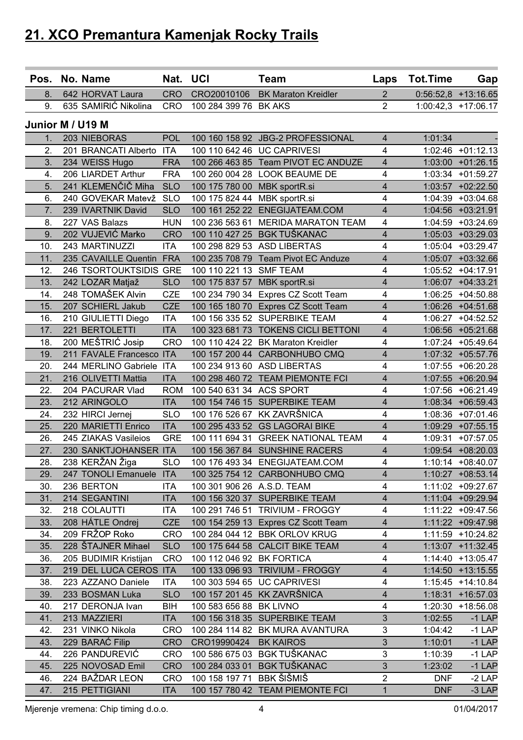# 21. XCO Premantura Kamenjak Rocky Trails

| Pos. | No. | Name | Nat. | UCI | Team | Laps | Tot.Time | Gap |
|---|---|---|---|---|---|---|---|---|
| 8. | 642 | HORVAT Laura | CRO | CRO20010106 | BK Maraton Kreidler | 2 | 0:56:52,8 | +13:16.65 |
| 9. | 635 | SAMIRIĆ Nikolina | CRO | 100 284 399 76 | BK AKS | 2 | 1:00:42,3 | +17:06.17 |

## Junior M / U19 M

| Pos. | No. | Name | Nat. | UCI | Team | Laps | Tot.Time | Gap |
|---|---|---|---|---|---|---|---|---|
| 1. | 203 | NIEBORAS | POL | 100 160 158 92 | JBG-2 PROFESSIONAL | 4 | 1:01:34 | - |
| 2. | 201 | BRANCATI Alberto | ITA | 100 110 642 46 | UC CAPRIVESI | 4 | 1:02:46 | +01:12.13 |
| 3. | 234 | WEISS Hugo | FRA | 100 266 463 85 | Team PIVOT EC ANDUZE | 4 | 1:03:00 | +01:26.15 |
| 4. | 206 | LIARDET Arthur | FRA | 100 260 004 28 | LOOK BEAUME DE | 4 | 1:03:34 | +01:59.27 |
| 5. | 241 | KLEMENČIČ Miha | SLO | 100 175 780 00 | MBK sportR.si | 4 | 1:03:57 | +02:22.50 |
| 6. | 240 | GOVEKAR Matevž | SLO | 100 175 824 44 | MBK sportR.si | 4 | 1:04:39 | +03:04.68 |
| 7. | 239 | IVARTNIK David | SLO | 100 161 252 22 | ENEGIJATEAM.COM | 4 | 1:04:56 | +03:21.91 |
| 8. | 227 | VAS Balazs | HUN | 100 236 563 61 | MERIDA MARATON TEAM | 4 | 1:04:59 | +03:24.69 |
| 9. | 202 | VUJEVIĆ Marko | CRO | 100 110 427 25 | BGK TUŠKANAC | 4 | 1:05:03 | +03:29.03 |
| 10. | 243 | MARTINUZZI | ITA | 100 298 829 53 | ASD LIBERTAS | 4 | 1:05:04 | +03:29.47 |
| 11. | 235 | CAVAILLE Quentin | FRA | 100 235 708 79 | Team Pivot EC Anduze | 4 | 1:05:07 | +03:32.66 |
| 12. | 246 | TSORTOUKTSIDIS | GRE | 100 110 221 13 | SMF TEAM | 4 | 1:05:52 | +04:17.91 |
| 13. | 242 | LOZAR Matjaž | SLO | 100 175 837 57 | MBK sportR.si | 4 | 1:06:07 | +04:33.21 |
| 14. | 248 | TOMAŠEK Alvin | CZE | 100 234 790 34 | Expres CZ Scott Team | 4 | 1:06:25 | +04:50.88 |
| 15. | 207 | SCHIERL Jakub | CZE | 100 165 180 70 | Expres CZ Scott Team | 4 | 1:06:26 | +04:51.68 |
| 16. | 210 | GIULIETTI Diego | ITA | 100 156 335 52 | SUPERBIKE TEAM | 4 | 1:06:27 | +04:52.52 |
| 17. | 221 | BERTOLETTI | ITA | 100 323 681 73 | TOKENS CICLI BETTONI | 4 | 1:06:56 | +05:21.68 |
| 18. | 200 | MEŠTRIĆ Josip | CRO | 100 110 424 22 | BK Maraton Kreidler | 4 | 1:07:24 | +05:49.64 |
| 19. | 211 | FAVALE Francesco | ITA | 100 157 200 44 | CARBONHUBO CMQ | 4 | 1:07:32 | +05:57.76 |
| 20. | 244 | MERLINO Gabriele | ITA | 100 234 913 60 | ASD LIBERTAS | 4 | 1:07:55 | +06:20.28 |
| 21. | 216 | OLIVETTI Mattia | ITA | 100 298 460 72 | TEAM PIEMONTE FCI | 4 | 1:07:55 | +06:20.94 |
| 22. | 204 | PACURAR Vlad | ROM | 100 540 631 34 | ACS SPORT | 4 | 1:07:56 | +06:21.49 |
| 23. | 212 | ARINGOLO | ITA | 100 154 746 15 | SUPERBIKE TEAM | 4 | 1:08:34 | +06:59.43 |
| 24. | 232 | HIRCI Jernej | SLO | 100 176 526 67 | KK ZAVRŠNICA | 4 | 1:08:36 | +07:01.46 |
| 25. | 220 | MARIETTI Enrico | ITA | 100 295 433 52 | GS LAGORAI BIKE | 4 | 1:09:29 | +07:55.15 |
| 26. | 245 | ZIAKAS Vasileios | GRE | 100 111 694 31 | GREEK NATIONAL TEAM | 4 | 1:09:31 | +07:57.05 |
| 27. | 230 | SANKTJOHANSER | ITA | 100 156 367 84 | SUNSHINE RACERS | 4 | 1:09:54 | +08:20.03 |
| 28. | 238 | KERŽAN Žiga | SLO | 100 176 493 34 | ENEGIJATEAM.COM | 4 | 1:10:14 | +08:40.07 |
| 29. | 247 | TONOLI Emanuele | ITA | 100 325 754 12 | CARBONHUBO CMQ | 4 | 1:10:27 | +08:53.14 |
| 30. | 236 | BERTON | ITA | 100 301 906 26 | A.S.D. TEAM | 4 | 1:11:02 | +09:27.67 |
| 31. | 214 | SEGANTINI | ITA | 100 156 320 37 | SUPERBIKE TEAM | 4 | 1:11:04 | +09:29.94 |
| 32. | 218 | COLAUTTI | ITA | 100 291 746 51 | TRIVIUM - FROGGY | 4 | 1:11:22 | +09:47.56 |
| 33. | 208 | HÁTLE Ondrej | CZE | 100 154 259 13 | Expres CZ Scott Team | 4 | 1:11:22 | +09:47.98 |
| 34. | 209 | FRŽOP Roko | CRO | 100 284 044 12 | BBK ORLOV KRUG | 4 | 1:11:59 | +10:24.82 |
| 35. | 228 | ŠTAJNER Mihael | SLO | 100 175 644 58 | CALCIT BIKE TEAM | 4 | 1:13:07 | +11:32.45 |
| 36. | 205 | BUDIMIR Kristijan | CRO | 100 112 046 92 | BK FORTICA | 4 | 1:14:40 | +13:05.47 |
| 37. | 219 | DEL LUCA CEROS | ITA | 100 133 096 93 | TRIVIUM - FROGGY | 4 | 1:14:50 | +13:15.55 |
| 38. | 223 | AZZANO Daniele | ITA | 100 303 594 65 | UC CAPRIVESI | 4 | 1:15:45 | +14:10.84 |
| 39. | 233 | BOSMAN Luka | SLO | 100 157 201 45 | KK ZAVRŠNICA | 4 | 1:18:31 | +16:57.03 |
| 40. | 217 | DERONJA Ivan | BIH | 100 583 656 88 | BK LIVNO | 4 | 1:20:30 | +18:56.08 |
| 41. | 213 | MAZZIERI | ITA | 100 156 318 35 | SUPERBIKE TEAM | 3 | 1:02:55 | -1 LAP |
| 42. | 231 | VINKO Nikola | CRO | 100 284 114 82 | BK MURA AVANTURA | 3 | 1:04:42 | -1 LAP |
| 43. | 229 | BARAĆ Filip | CRO | CRO19990424 | BK KAIROS | 3 | 1:10:01 | -1 LAP |
| 44. | 226 | PANDUREVIĆ | CRO | 100 586 675 03 | BGK TUŠKANAC | 3 | 1:10:39 | -1 LAP |
| 45. | 225 | NOVOSAD Emil | CRO | 100 284 033 01 | BGK TUŠKANAC | 3 | 1:23:02 | -1 LAP |
| 46. | 224 | BAŽDAR LEON | CRO | 100 158 197 71 | BBK ŠIŠMIŠ | 2 | DNF | -2 LAP |
| 47. | 215 | PETTIGIANI | ITA | 100 157 780 42 | TEAM PIEMONTE FCI | 1 | DNF | -3 LAP |

Mjerenje vremena: Chip timing d.o.o. 01/04/2017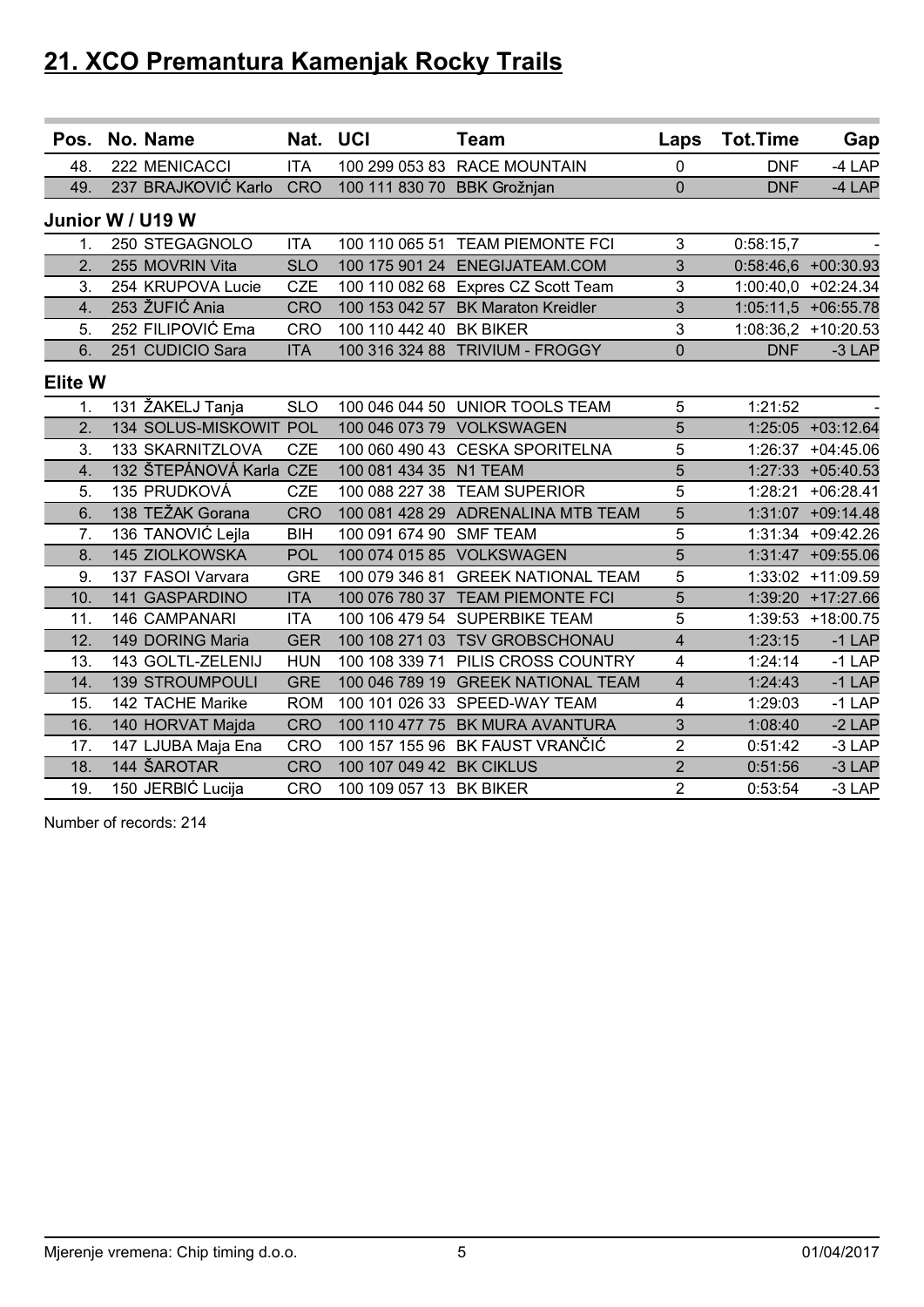# 21. XCO Premantura Kamenjak Rocky Trails

| Pos. | No. | Name | Nat. | UCI | Team | Laps | Tot.Time | Gap |
|---|---|---|---|---|---|---|---|---|
| 48. | 222 | MENICACCI | ITA | 100 299 053 83 | RACE MOUNTAIN | 0 | DNF | -4 LAP |
| 49. | 237 | BRAJKOVIĆ Karlo | CRO | 100 111 830 70 | BBK Grožnjan | 0 | DNF | -4 LAP |
| **Junior W / U19 W** | | | | | | | | |
| 1. | 250 | STEGAGNOLO | ITA | 100 110 065 51 | TEAM PIEMONTE FCI | 3 | 0:58:15,7 | - |
| 2. | 255 | MOVRIN Vita | SLO | 100 175 901 24 | ENEGIJATEAM.COM | 3 | 0:58:46,6 | +00:30.93 |
| 3. | 254 | KRUPOVA Lucie | CZE | 100 110 082 68 | Expres CZ Scott Team | 3 | 1:00:40,0 | +02:24.34 |
| 4. | 253 | ŽUFIĆ Ania | CRO | 100 153 042 57 | BK Maraton Kreidler | 3 | 1:05:11,5 | +06:55.78 |
| 5. | 252 | FILIPOVIĆ Ema | CRO | 100 110 442 40 | BK BIKER | 3 | 1:08:36,2 | +10:20.53 |
| 6. | 251 | CUDICIO Sara | ITA | 100 316 324 88 | TRIVIUM - FROGGY | 0 | DNF | -3 LAP |
| **Elite W** | | | | | | | | |
| 1. | 131 | ŽAKELJ Tanja | SLO | 100 046 044 50 | UNIOR TOOLS TEAM | 5 | 1:21:52 | - |
| 2. | 134 | SOLUS-MISKOWIT | POL | 100 046 073 79 | VOLKSWAGEN | 5 | 1:25:05 | +03:12.64 |
| 3. | 133 | SKARNITZLOVA | CZE | 100 060 490 43 | CESKA SPORITELNA | 5 | 1:26:37 | +04:45.06 |
| 4. | 132 | ŠTEPÁNOVÁ Karla | CZE | 100 081 434 35 | N1 TEAM | 5 | 1:27:33 | +05:40.53 |
| 5. | 135 | PRUDKOVÁ | CZE | 100 088 227 38 | TEAM SUPERIOR | 5 | 1:28:21 | +06:28.41 |
| 6. | 138 | TEŽAK Gorana | CRO | 100 081 428 29 | ADRENALINA MTB TEAM | 5 | 1:31:07 | +09:14.48 |
| 7. | 136 | TANOVIĆ Lejla | BIH | 100 091 674 90 | SMF TEAM | 5 | 1:31:34 | +09:42.26 |
| 8. | 145 | ZIOLKOWSKA | POL | 100 074 015 85 | VOLKSWAGEN | 5 | 1:31:47 | +09:55.06 |
| 9. | 137 | FASOI Varvara | GRE | 100 079 346 81 | GREEK NATIONAL TEAM | 5 | 1:33:02 | +11:09.59 |
| 10. | 141 | GASPARDINO | ITA | 100 076 780 37 | TEAM PIEMONTE FCI | 5 | 1:39:20 | +17:27.66 |
| 11. | 146 | CAMPANARI | ITA | 100 106 479 54 | SUPERBIKE TEAM | 5 | 1:39:53 | +18:00.75 |
| 12. | 149 | DORING Maria | GER | 100 108 271 03 | TSV GROBSCHONAU | 4 | 1:23:15 | -1 LAP |
| 13. | 143 | GOLTL-ZELENIJ | HUN | 100 108 339 71 | PILIS CROSS COUNTRY | 4 | 1:24:14 | -1 LAP |
| 14. | 139 | STROUMPOULI | GRE | 100 046 789 19 | GREEK NATIONAL TEAM | 4 | 1:24:43 | -1 LAP |
| 15. | 142 | TACHE Marike | ROM | 100 101 026 33 | SPEED-WAY TEAM | 4 | 1:29:03 | -1 LAP |
| 16. | 140 | HORVAT Majda | CRO | 100 110 477 75 | BK MURA AVANTURA | 3 | 1:08:40 | -2 LAP |
| 17. | 147 | LJUBA Maja Ena | CRO | 100 157 155 96 | BK FAUST VRANČIĆ | 2 | 0:51:42 | -3 LAP |
| 18. | 144 | ŠAROTAR | CRO | 100 107 049 42 | BK CIKLUS | 2 | 0:51:56 | -3 LAP |
| 19. | 150 | JERBIĆ Lucija | CRO | 100 109 057 13 | BK BIKER | 2 | 0:53:54 | -3 LAP |

Number of records: 214

Mjerenje vremena: Chip timing d.o.o. 01/04/2017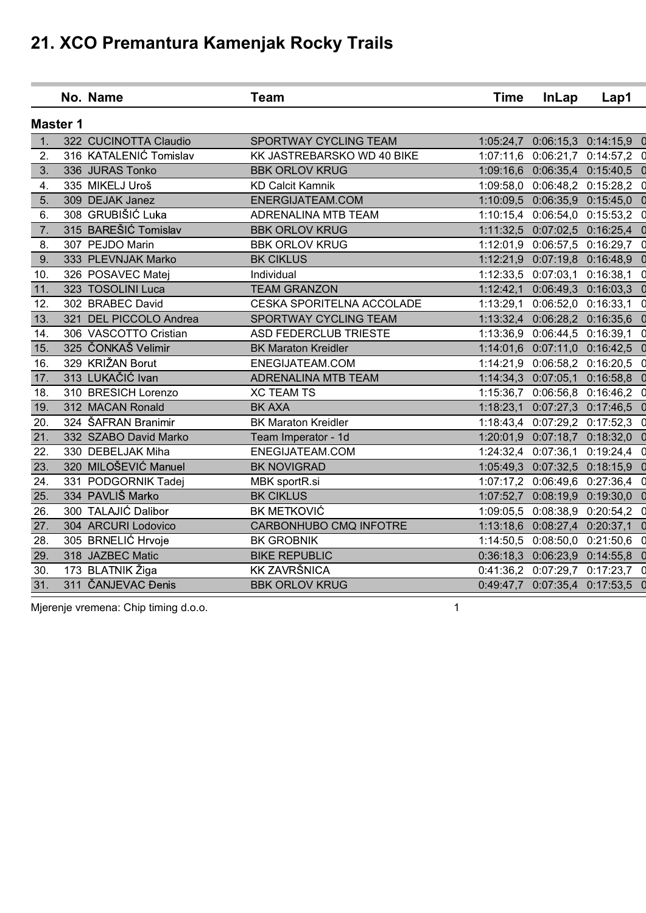# 21. XCO Premantura Kamenjak Rocky Trails

| | No. | Name | Team | Time | InLap | Lap1 |
|---|---|---|---|---|---|---|
| **Master 1** | | | | | | |
| 1. | 322 | CUCINOTTA Claudio | SPORTWAY CYCLING TEAM | 1:05:24,7 | 0:06:15,3 | 0:14:15,9 |
| 2. | 316 | KATALENIĆ Tomislav | KK JASTREBARSKO WD 40 BIKE | 1:07:11,6 | 0:06:21,7 | 0:14:57,2 |
| 3. | 336 | JURAS Tonko | BBK ORLOV KRUG | 1:09:16,6 | 0:06:35,4 | 0:15:40,5 |
| 4. | 335 | MIKELJ Uroš | KD Calcit Kamnik | 1:09:58,0 | 0:06:48,2 | 0:15:28,2 |
| 5. | 309 | DEJAK Janez | ENERGIJATEAM.COM | 1:10:09,5 | 0:06:35,9 | 0:15:45,0 |
| 6. | 308 | GRUBIŠIĆ Luka | ADRENALINA MTB TEAM | 1:10:15,4 | 0:06:54,0 | 0:15:53,2 |
| 7. | 315 | BAREŠIĆ Tomislav | BBK ORLOV KRUG | 1:11:32,5 | 0:07:02,5 | 0:16:25,4 |
| 8. | 307 | PEJDO Marin | BBK ORLOV KRUG | 1:12:01,9 | 0:06:57,5 | 0:16:29,7 |
| 9. | 333 | PLEVNJAK Marko | BK CIKLUS | 1:12:21,9 | 0:07:19,8 | 0:16:48,9 |
| 10. | 326 | POSAVEC Matej | Individual | 1:12:33,5 | 0:07:03,1 | 0:16:38,1 |
| 11. | 323 | TOSOLINI Luca | TEAM GRANZON | 1:12:42,1 | 0:06:49,3 | 0:16:03,3 |
| 12. | 302 | BRABEC David | CESKA SPORITELNA ACCOLADE | 1:13:29,1 | 0:06:52,0 | 0:16:33,1 |
| 13. | 321 | DEL PICCOLO Andrea | SPORTWAY CYCLING TEAM | 1:13:32,4 | 0:06:28,2 | 0:16:35,6 |
| 14. | 306 | VASCOTTO Cristian | ASD FEDERCLUB TRIESTE | 1:13:36,9 | 0:06:44,5 | 0:16:39,1 |
| 15. | 325 | ČONKAŠ Velimir | BK Maraton Kreidler | 1:14:01,6 | 0:07:11,0 | 0:16:42,5 |
| 16. | 329 | KRIŽAN Borut | ENEGIJATEAM.COM | 1:14:21,9 | 0:06:58,2 | 0:16:20,5 |
| 17. | 313 | LUKAČIĆ Ivan | ADRENALINA MTB TEAM | 1:14:34,3 | 0:07:05,1 | 0:16:58,8 |
| 18. | 310 | BRESICH Lorenzo | XC TEAM TS | 1:15:36,7 | 0:06:56,8 | 0:16:46,2 |
| 19. | 312 | MACAN Ronald | BK AXA | 1:18:23,1 | 0:07:27,3 | 0:17:46,5 |
| 20. | 324 | ŠAFRAN Branimir | BK Maraton Kreidler | 1:18:43,4 | 0:07:29,2 | 0:17:52,3 |
| 21. | 332 | SZABO David Marko | Team Imperator - 1d | 1:20:01,9 | 0:07:18,7 | 0:18:32,0 |
| 22. | 330 | DEBELJAK Miha | ENERGIJATEAM.COM | 1:24:32,4 | 0:07:36,1 | 0:19:24,4 |
| 23. | 320 | MILOŠEVIĆ Manuel | BK NOVIGRAD | 1:05:49,3 | 0:07:32,5 | 0:18:15,9 |
| 24. | 331 | PODGORNIK Tadej | MBK sportR.si | 1:07:17,2 | 0:06:49,6 | 0:27:36,4 |
| 25. | 334 | PAVLIŠ Marko | BK CIKLUS | 1:07:52,7 | 0:08:19,9 | 0:19:30,0 |
| 26. | 300 | TALAJIĆ Dalibor | BK METKOVIĆ | 1:09:05,5 | 0:08:38,9 | 0:20:54,2 |
| 27. | 304 | ARCURI Lodovico | CARBONHUBO CMQ INFOTRE | 1:13:18,6 | 0:08:27,4 | 0:20:37,1 |
| 28. | 305 | BRNELIĆ Hrvoje | BK GROBNIK | 1:14:50,5 | 0:08:50,0 | 0:21:50,6 |
| 29. | 318 | JAZBEC Matic | BIKE REPUBLIC | 0:36:18,3 | 0:06:23,9 | 0:14:55,8 |
| 30. | 173 | BLATNIK Žiga | KK ZAVRŠNICA | 0:41:36,2 | 0:07:29,7 | 0:17:23,7 |
| 31. | 311 | ČANJEVAC Đenis | BBK ORLOV KRUG | 0:49:47,7 | 0:07:35,4 | 0:17:53,5 |

Mjerenje vremena: Chip timing d.o.o.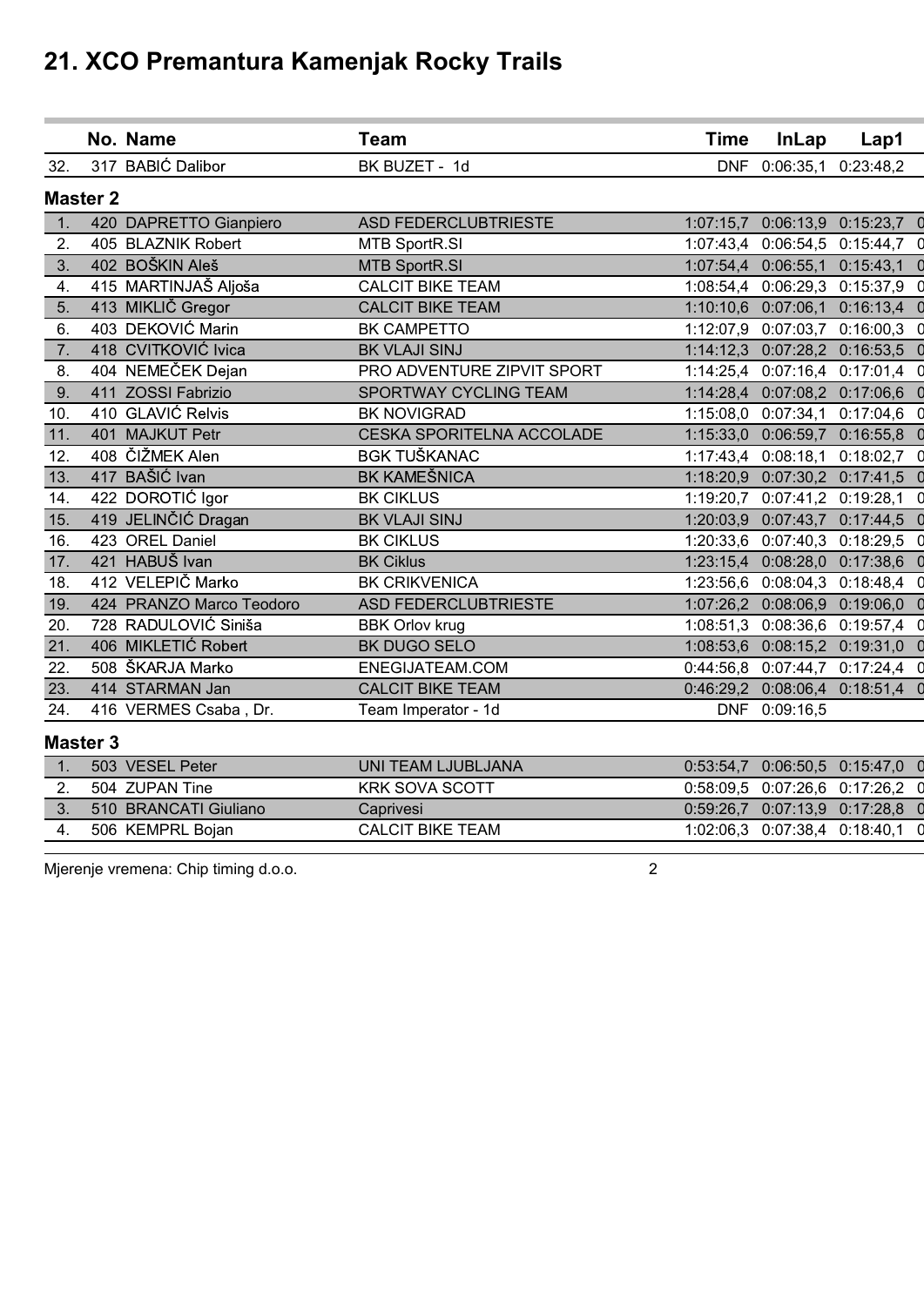# 21. XCO Premantura Kamenjak Rocky Trails

| | No. | Name | Team | Time | InLap | Lap1 |
|---|---|---|---|---|---|---|
| 32. | 317 | BABIĆ Dalibor | BK BUZET - 1d | DNF | 0:06:35,1 | 0:23:48,2 |
| **Master 2** | | | | | | |
| 1. | 420 | DAPRETTO Gianpiero | ASD FEDERCLUBTRIESTE | 1:07:15,7 | 0:06:13,9 | 0:15:23,7 |
| 2. | 405 | BLAZNIK Robert | MTB SportR.SI | 1:07:43,4 | 0:06:54,5 | 0:15:44,7 |
| 3. | 402 | BOŠKIN Aleš | MTB SportR.SI | 1:07:54,4 | 0:06:55,1 | 0:15:43,1 |
| 4. | 415 | MARTINJAŠ Aljoša | CALCIT BIKE TEAM | 1:08:54,4 | 0:06:29,3 | 0:15:37,9 |
| 5. | 413 | MIKLIČ Gregor | CALCIT BIKE TEAM | 1:10:10,6 | 0:07:06,1 | 0:16:13,4 |
| 6. | 403 | DEKOVIĆ Marin | BK CAMPETTO | 1:12:07,9 | 0:07:03,7 | 0:16:00,3 |
| 7. | 418 | CVITKOVIĆ Ivica | BK VLAJI SINJ | 1:14:12,3 | 0:07:28,2 | 0:16:53,5 |
| 8. | 404 | NEMEČEK Dejan | PRO ADVENTURE ZIPVIT SPORT | 1:14:25,4 | 0:07:16,4 | 0:17:01,4 |
| 9. | 411 | ZOSSI Fabrizio | SPORTWAY CYCLING TEAM | 1:14:28,4 | 0:07:08,2 | 0:17:06,6 |
| 10. | 410 | GLAVIĆ Relvis | BK NOVIGRAD | 1:15:08,0 | 0:07:34,1 | 0:17:04,6 |
| 11. | 401 | MAJKUT Petr | CESKA SPORITELNA ACCOLADE | 1:15:33,0 | 0:06:59,7 | 0:16:55,8 |
| 12. | 408 | ČIŽMEK Alen | BGK TUŠKANAC | 1:17:43,4 | 0:08:18,1 | 0:18:02,7 |
| 13. | 417 | BAŠIĆ Ivan | BK KAMEŠNICA | 1:18:20,9 | 0:07:30,2 | 0:17:41,5 |
| 14. | 422 | DOROTIĆ Igor | BK CIKLUS | 1:19:20,7 | 0:07:41,2 | 0:19:28,1 |
| 15. | 419 | JELINČIĆ Dragan | BK VLAJI SINJ | 1:20:03,9 | 0:07:43,7 | 0:17:44,5 |
| 16. | 423 | OREL Daniel | BK CIKLUS | 1:20:33,6 | 0:07:40,3 | 0:18:29,5 |
| 17. | 421 | HABUŠ Ivan | BK Ciklus | 1:23:15,4 | 0:08:28,0 | 0:17:38,6 |
| 18. | 412 | VELEPIČ Marko | BK CRIKVENICA | 1:23:56,6 | 0:08:04,3 | 0:18:48,4 |
| 19. | 424 | PRANZO Marco Teodoro | ASD FEDERCLUBTRIESTE | 1:07:26,2 | 0:08:06,9 | 0:19:06,0 |
| 20. | 728 | RADULOVIĆ Siniša | BBK Orlov krug | 1:08:51,3 | 0:08:36,6 | 0:19:57,4 |
| 21. | 406 | MIKLETIĆ Robert | BK DUGO SELO | 1:08:53,6 | 0:08:15,2 | 0:19:31,0 |
| 22. | 508 | ŠKARJA Marko | ENEGIJATEAM.COM | 0:44:56,8 | 0:07:44,7 | 0:17:24,4 |
| 23. | 414 | STARMAN Jan | CALCIT BIKE TEAM | 0:46:29,2 | 0:08:06,4 | 0:18:51,4 |
| 24. | 416 | VERMES Csaba , Dr. | Team Imperator - 1d | DNF | 0:09:16,5 | |
| **Master 3** | | | | | | |
| 1. | 503 | VESEL Peter | UNI TEAM LJUBLJANA | 0:53:54,7 | 0:06:50,5 | 0:15:47,0 |
| 2. | 504 | ZUPAN Tine | KRK SOVA SCOTT | 0:58:09,5 | 0:07:26,6 | 0:17:26,2 |
| 3. | 510 | BRANCATI Giuliano | Caprivesi | 0:59:26,7 | 0:07:13,9 | 0:17:28,8 |
| 4. | 506 | KEMPRL Bojan | CALCIT BIKE TEAM | 1:02:06,3 | 0:07:38,4 | 0:18:40,1 |

Mjerenje vremena: Chip timing d.o.o.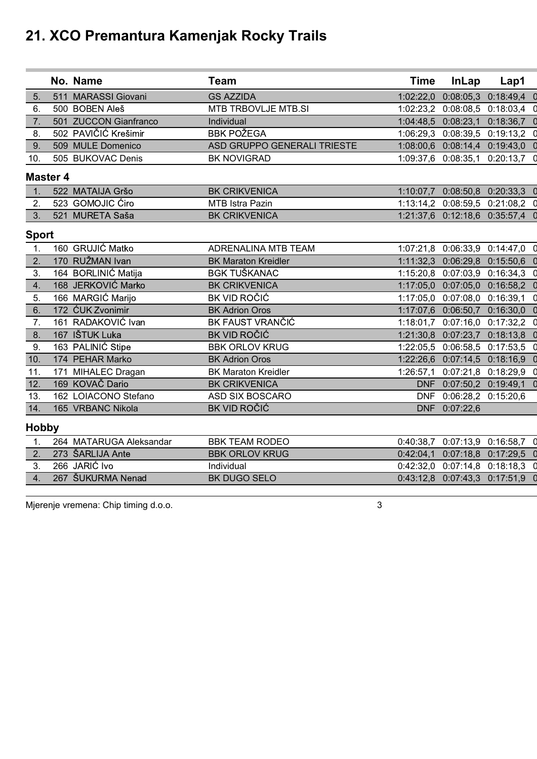# 21. XCO Premantura Kamenjak Rocky Trails

| | No. | Name | Team | Time | InLap | Lap1 |
|---|---|---|---|---|---|---|
| 5. | 511 | MARASSI Giovani | GS AZZIDA | 1:02:22,0 | 0:08:05,3 | 0:18:49,4 |
| 6. | 500 | BOBEN Aleš | MTB TRBOVLJE MTB.SI | 1:02:23,2 | 0:08:08,5 | 0:18:03,4 |
| 7. | 501 | ZUCCON Gianfranco | Individual | 1:04:48,5 | 0:08:23,1 | 0:18:36,7 |
| 8. | 502 | PAVIČIĆ Krešimir | BBK POŽEGA | 1:06:29,3 | 0:08:39,5 | 0:19:13,2 |
| 9. | 509 | MULE Domenico | ASD GRUPPO GENERALI TRIESTE | 1:08:00,6 | 0:08:14,4 | 0:19:43,0 |
| 10. | 505 | BUKOVAC Denis | BK NOVIGRAD | 1:09:37,6 | 0:08:35,1 | 0:20:13,7 |
| **Master 4** | | | | | | |
| 1. | 522 | MATAIJA Gršo | BK CRIKVENICA | 1:10:07,7 | 0:08:50,8 | 0:20:33,3 |
| 2. | 523 | GOMOJIC Ćiro | MTB Istra Pazin | 1:13:14,2 | 0:08:59,5 | 0:21:08,2 |
| 3. | 521 | MURETA Saša | BK CRIKVENICA | 1:21:37,6 | 0:12:18,6 | 0:35:57,4 |
| **Sport** | | | | | | |
| 1. | 160 | GRUJIĆ Matko | ADRENALINA MTB TEAM | 1:07:21,8 | 0:06:33,9 | 0:14:47,0 |
| 2. | 170 | RUŽMAN Ivan | BK Maraton Kreidler | 1:11:32,3 | 0:06:29,8 | 0:15:50,6 |
| 3. | 164 | BORLINIĆ Matija | BGK TUŠKANAC | 1:15:20,8 | 0:07:03,9 | 0:16:34,3 |
| 4. | 168 | JERKOVIĆ Marko | BK CRIKVENICA | 1:17:05,0 | 0:07:05,0 | 0:16:58,2 |
| 5. | 166 | MARGIĆ Marijo | BK VID ROČIĆ | 1:17:05,0 | 0:07:08,0 | 0:16:39,1 |
| 6. | 172 | ĆUK Zvonimir | BK Adrion Oros | 1:17:07,6 | 0:06:50,7 | 0:16:30,0 |
| 7. | 161 | RADAKOVIĆ Ivan | BK FAUST VRANČIĆ | 1:18:01,7 | 0:07:16,0 | 0:17:32,2 |
| 8. | 167 | IŠTUK Luka | BK VID ROČIĆ | 1:21:30,8 | 0:07:23,7 | 0:18:13,8 |
| 9. | 163 | PALINIĆ Stipe | BBK ORLOV KRUG | 1:22:05,5 | 0:06:58,5 | 0:17:53,5 |
| 10. | 174 | PEHAR Marko | BK Adrion Oros | 1:22:26,6 | 0:07:14,5 | 0:18:16,9 |
| 11. | 171 | MIHALEC Dragan | BK Maraton Kreidler | 1:26:57,1 | 0:07:21,8 | 0:18:29,9 |
| 12. | 169 | KOVAČ Dario | BK CRIKVENICA | DNF | 0:07:50,2 | 0:19:49,1 |
| 13. | 162 | LOIACONO Stefano | ASD SIX BOSCARO | DNF | 0:06:28,2 | 0:15:20,6 |
| 14. | 165 | VRBANC Nikola | BK VID ROČIĆ | DNF | 0:07:22,6 | |
| **Hobby** | | | | | | |
| 1. | 264 | MATARUGA Aleksandar | BBK TEAM RODEO | 0:40:38,7 | 0:07:13,9 | 0:16:58,7 |
| 2. | 273 | ŠARLIJA Ante | BBK ORLOV KRUG | 0:42:04,1 | 0:07:18,8 | 0:17:29,5 |
| 3. | 266 | JARIĆ Ivo | Individual | 0:42:32,0 | 0:07:14,8 | 0:18:18,3 |
| 4. | 267 | ŠUKURMA Nenad | BK DUGO SELO | 0:43:12,8 | 0:07:43,3 | 0:17:51,9 |

Mjerenje vremena: Chip timing d.o.o.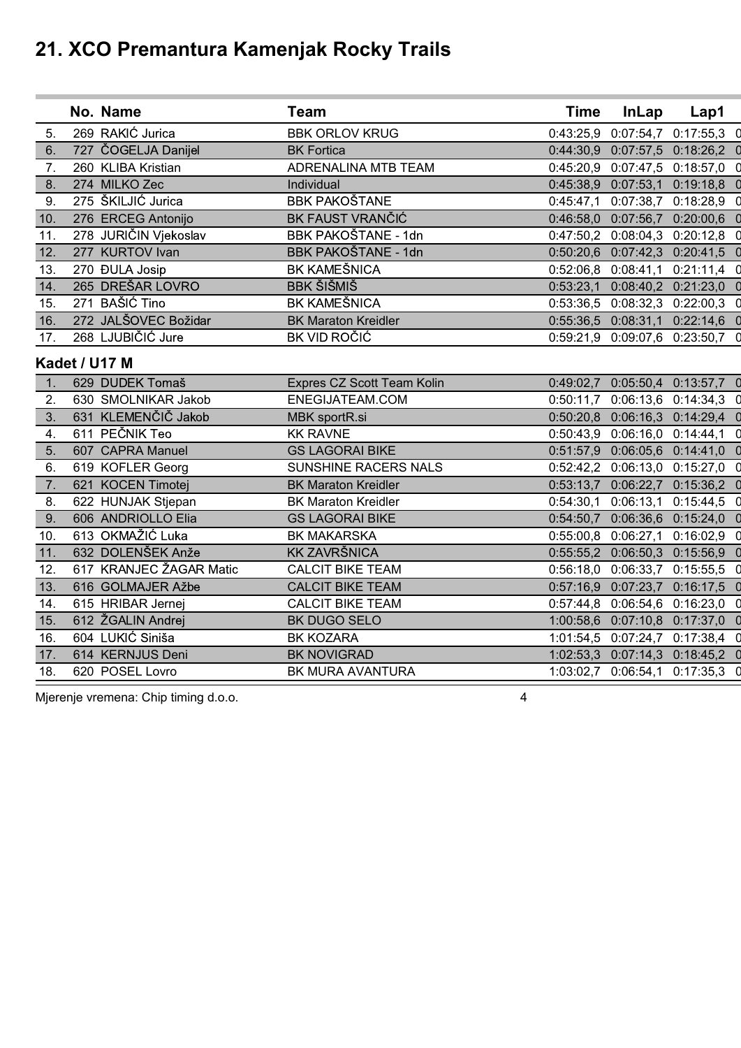# 21. XCO Premantura Kamenjak Rocky Trails

| | No. | Name | Team | Time | InLap | Lap1 |
|---|---|---|---|---|---|---|
| 5. | 269 | RAKIĆ Jurica | BBK ORLOV KRUG | 0:43:25,9 | 0:07:54,7 | 0:17:55,3 |
| 6. | 727 | ČOGELJA Danijel | BK Fortica | 0:44:30,9 | 0:07:57,5 | 0:18:26,2 |
| 7. | 260 | KLIBA Kristian | ADRENALINA MTB TEAM | 0:45:20,9 | 0:07:47,5 | 0:18:57,0 |
| 8. | 274 | MILKO Zec | Individual | 0:45:38,9 | 0:07:53,1 | 0:19:18,8 |
| 9. | 275 | ŠKILJIĆ Jurica | BBK PAKOŠTANE | 0:45:47,1 | 0:07:38,7 | 0:18:28,9 |
| 10. | 276 | ERCEG Antonijo | BK FAUST VRANČIĆ | 0:46:58,0 | 0:07:56,7 | 0:20:00,6 |
| 11. | 278 | JURIČIN Vjekoslav | BBK PAKOŠTANE - 1dn | 0:47:50,2 | 0:08:04,3 | 0:20:12,8 |
| 12. | 277 | KURTOV Ivan | BBK PAKOŠTANE - 1dn | 0:50:20,6 | 0:07:42,3 | 0:20:41,5 |
| 13. | 270 | ĐULA Josip | BK KAMEŠNICA | 0:52:06,8 | 0:08:41,1 | 0:21:11,4 |
| 14. | 265 | DREŠAR LOVRO | BBK ŠIŠMIŠ | 0:53:23,1 | 0:08:40,2 | 0:21:23,0 |
| 15. | 271 | BAŠIĆ Tino | BK KAMEŠNICA | 0:53:36,5 | 0:08:32,3 | 0:22:00,3 |
| 16. | 272 | JALŠOVEC Božidar | BK Maraton Kreidler | 0:55:36,5 | 0:08:31,1 | 0:22:14,6 |
| 17. | 268 | LJUBIČIĆ Jure | BK VID ROČIĆ | 0:59:21,9 | 0:09:07,6 | 0:23:50,7 |

### Kadet / U17 M

| | No. | Name | Team | Time | InLap | Lap1 |
|---|---|---|---|---|---|---|
| 1. | 629 | DUDEK Tomaš | Expres CZ Scott Team Kolin | 0:49:02,7 | 0:05:50,4 | 0:13:57,7 |
| 2. | 630 | SMOLNIKAR Jakob | ENEGIJATEAM.COM | 0:50:11,7 | 0:06:13,6 | 0:14:34,3 |
| 3. | 631 | KLEMENČIČ Jakob | MBK sportR.si | 0:50:20,8 | 0:06:16,3 | 0:14:29,4 |
| 4. | 611 | PEČNIK Teo | KK RAVNE | 0:50:43,9 | 0:06:16,0 | 0:14:44,1 |
| 5. | 607 | CAPRA Manuel | GS LAGORAI BIKE | 0:51:57,9 | 0:06:05,6 | 0:14:41,0 |
| 6. | 619 | KOFLER Georg | SUNSHINE RACERS NALS | 0:52:42,2 | 0:06:13,0 | 0:15:27,0 |
| 7. | 621 | KOCEN Timotej | BK Maraton Kreidler | 0:53:13,7 | 0:06:22,7 | 0:15:36,2 |
| 8. | 622 | HUNJAK Stjepan | BK Maraton Kreidler | 0:54:30,1 | 0:06:13,1 | 0:15:44,5 |
| 9. | 606 | ANDRIOLLO Elia | GS LAGORAI BIKE | 0:54:50,7 | 0:06:36,6 | 0:15:24,0 |
| 10. | 613 | OKMAŽIĆ Luka | BK MAKARSKA | 0:55:00,8 | 0:06:27,1 | 0:16:02,9 |
| 11. | 632 | DOLENŠEK Anže | KK ZAVRŠNICA | 0:55:55,2 | 0:06:50,3 | 0:15:56,9 |
| 12. | 617 | KRANJEC ŽAGAR Matic | CALCIT BIKE TEAM | 0:56:18,0 | 0:06:33,7 | 0:15:55,5 |
| 13. | 616 | GOLMAJER Ažbe | CALCIT BIKE TEAM | 0:57:16,9 | 0:07:23,7 | 0:16:17,5 |
| 14. | 615 | HRIBAR Jernej | CALCIT BIKE TEAM | 0:57:44,8 | 0:06:54,6 | 0:16:23,0 |
| 15. | 612 | ŽGALIN Andrej | BK DUGO SELO | 1:00:58,6 | 0:07:10,8 | 0:17:37,0 |
| 16. | 604 | LUKIĆ Siniša | BK KOZARA | 1:01:54,5 | 0:07:24,7 | 0:17:38,4 |
| 17. | 614 | KERNJUS Deni | BK NOVIGRAD | 1:02:53,3 | 0:07:14,3 | 0:18:45,2 |
| 18. | 620 | POSEL Lovro | BK MURA AVANTURA | 1:03:02,7 | 0:06:54,1 | 0:17:35,3 |

Mjerenje vremena: Chip timing d.o.o.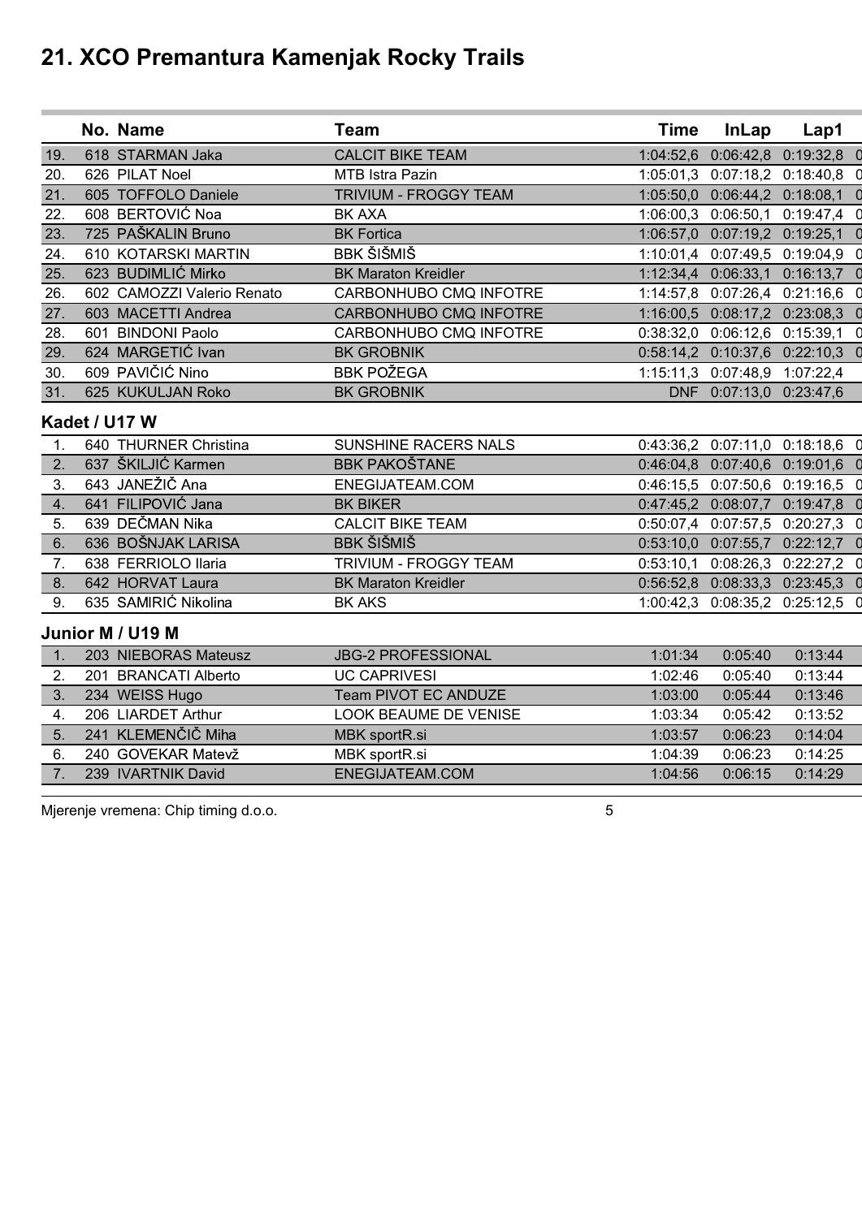# 21. XCO Premantura Kamenjak Rocky Trails

| | No. | Name | Team | Time | InLap | Lap1 |
|---|---|---|---|---|---|---|
| 19. | 618 | STARMAN Jaka | CALCIT BIKE TEAM | 1:04:52,6 | 0:06:42,8 | 0:19:32,8 |
| 20. | 626 | PILAT Noel | MTB Istra Pazin | 1:05:01,3 | 0:07:18,2 | 0:18:40,8 |
| 21. | 605 | TOFFOLO Daniele | TRIVIUM - FROGGY TEAM | 1:05:50,0 | 0:06:44,2 | 0:18:08,1 |
| 22. | 608 | BERTOVIĆ Noa | BK AXA | 1:06:00,3 | 0:06:50,1 | 0:19:47,4 |
| 23. | 725 | PAŠKALIN Bruno | BK Fortica | 1:06:57,0 | 0:07:19,2 | 0:19:25,1 |
| 24. | 610 | KOTARSKI MARTIN | BBK ŠIŠMIŠ | 1:10:01,4 | 0:07:49,5 | 0:19:04,9 |
| 25. | 623 | BUDIMLIĆ Mirko | BK Maraton Kreidler | 1:12:34,4 | 0:06:33,1 | 0:16:13,7 |
| 26. | 602 | CAMOZZI Valerio Renato | CARBONHUBO CMQ INFOTRE | 1:14:57,8 | 0:07:26,4 | 0:21:16,6 |
| 27. | 603 | MACETTI Andrea | CARBONHUBO CMQ INFOTRE | 1:16:00,5 | 0:08:17,2 | 0:23:08,3 |
| 28. | 601 | BINDONI Paolo | CARBONHUBO CMQ INFOTRE | 0:38:32,0 | 0:06:12,6 | 0:15:39,1 |
| 29. | 624 | MARGETIĆ Ivan | BK GROBNIK | 0:58:14,2 | 0:10:37,6 | 0:22:10,3 |
| 30. | 609 | PAVIČIĆ Nino | BBK POŽEGA | 1:15:11,3 | 0:07:48,9 | 1:07:22,4 |
| 31. | 625 | KUKULJAN Roko | BK GROBNIK | DNF | 0:07:13,0 | 0:23:47,6 |

### Kadet / U17 W

| | No. | Name | Team | Time | InLap | Lap1 |
|---|---|---|---|---|---|---|
| 1. | 640 | THURNER Christina | SUNSHINE RACERS NALS | 0:43:36,2 | 0:07:11,0 | 0:18:18,6 |
| 2. | 637 | ŠKILJIĆ Karmen | BBK PAKOŠTANE | 0:46:04,8 | 0:07:40,6 | 0:19:01,6 |
| 3. | 643 | JANEŽIČ Ana | ENEGIJATEAM.COM | 0:46:15,5 | 0:07:50,6 | 0:19:16,5 |
| 4. | 641 | FILIPOVIĆ Jana | BK BIKER | 0:47:45,2 | 0:08:07,7 | 0:19:47,8 |
| 5. | 639 | DEČMAN Nika | CALCIT BIKE TEAM | 0:50:07,4 | 0:07:57,5 | 0:20:27,3 |
| 6. | 636 | BOŠNJAK LARISA | BBK ŠIŠMIŠ | 0:53:10,0 | 0:07:55,7 | 0:22:12,7 |
| 7. | 638 | FERRIOLO Ilaria | TRIVIUM - FROGGY TEAM | 0:53:10,1 | 0:08:26,3 | 0:22:27,2 |
| 8. | 642 | HORVAT Laura | BK Maraton Kreidler | 0:56:52,8 | 0:08:33,3 | 0:23:45,3 |
| 9. | 635 | SAMIRIĆ Nikolina | BK AKS | 1:00:42,3 | 0:08:35,2 | 0:25:12,5 |

### Junior M / U19 M

| | No. | Name | Team | Time | InLap | Lap1 |
|---|---|---|---|---|---|---|
| 1. | 203 | NIEBORAS Mateusz | JBG-2 PROFESSIONAL | 1:01:34 | 0:05:40 | 0:13:44 |
| 2. | 201 | BRANCATI Alberto | UC CAPRIVESI | 1:02:46 | 0:05:40 | 0:13:44 |
| 3. | 234 | WEISS Hugo | Team PIVOT EC ANDUZE | 1:03:00 | 0:05:44 | 0:13:46 |
| 4. | 206 | LIARDET Arthur | LOOK BEAUME DE VENISE | 1:03:34 | 0:05:42 | 0:13:52 |
| 5. | 241 | KLEMENČIČ Miha | MBK sportR.si | 1:03:57 | 0:06:23 | 0:14:04 |
| 6. | 240 | GOVEKAR Matevž | MBK sportR.si | 1:04:39 | 0:06:23 | 0:14:25 |
| 7. | 239 | IVARTNIK David | ENEGIJATEAM.COM | 1:04:56 | 0:06:15 | 0:14:29 |

Mjerenje vremena: Chip timing d.o.o.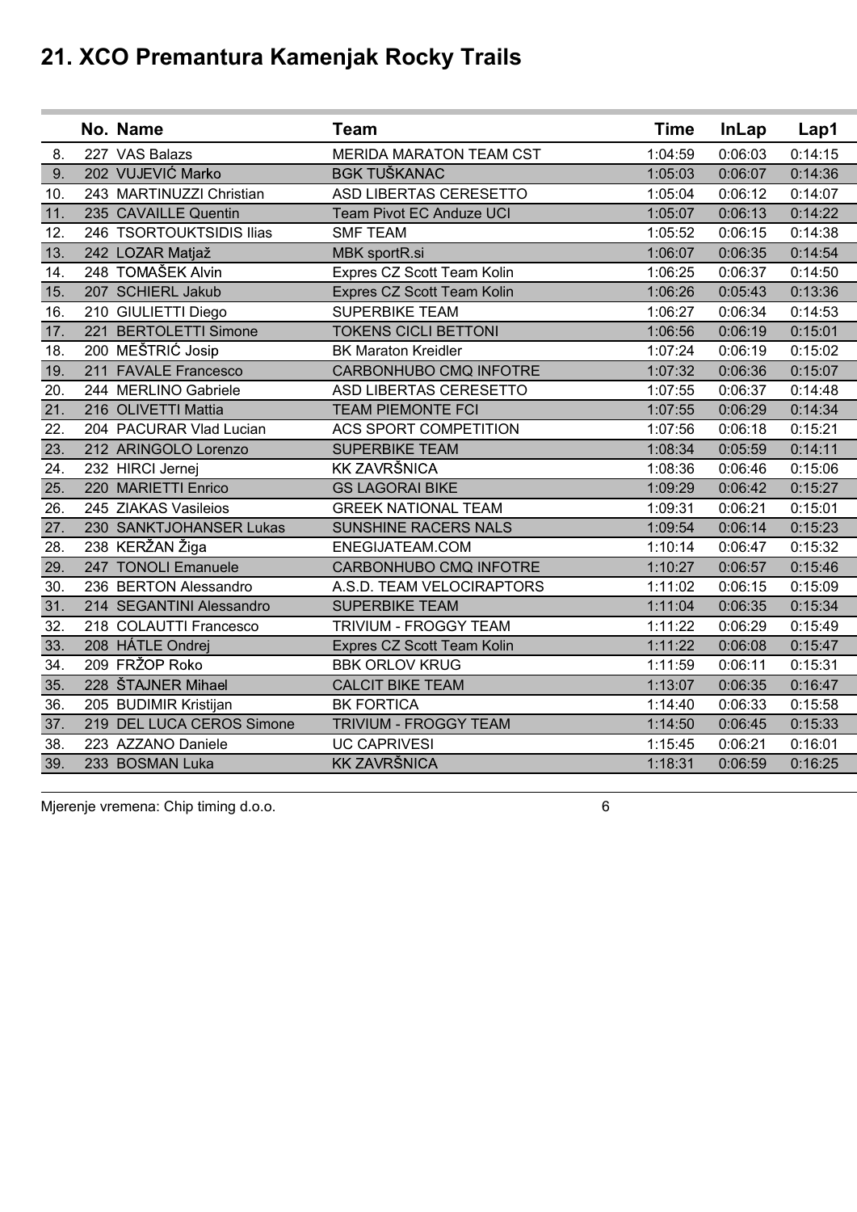# 21. XCO Premantura Kamenjak Rocky Trails

| | No. | Name | Team | Time | InLap | Lap1 |
|---|---|---|---|---|---|---|
| 8. | 227 | VAS Balazs | MERIDA MARATON TEAM CST | 1:04:59 | 0:06:03 | 0:14:15 |
| 9. | 202 | VUJEVIĆ Marko | BGK TUŠKANAC | 1:05:03 | 0:06:07 | 0:14:36 |
| 10. | 243 | MARTINUZZI Christian | ASD LIBERTAS CERESETTO | 1:05:04 | 0:06:12 | 0:14:07 |
| 11. | 235 | CAVAILLE Quentin | Team Pivot EC Anduze UCI | 1:05:07 | 0:06:13 | 0:14:22 |
| 12. | 246 | TSORTOUKTSIDIS Ilias | SMF TEAM | 1:05:52 | 0:06:15 | 0:14:38 |
| 13. | 242 | LOZAR Matjaž | MBK sportR.si | 1:06:07 | 0:06:35 | 0:14:54 |
| 14. | 248 | TOMAŠEK Alvin | Expres CZ Scott Team Kolin | 1:06:25 | 0:06:37 | 0:14:50 |
| 15. | 207 | SCHIERL Jakub | Expres CZ Scott Team Kolin | 1:06:26 | 0:05:43 | 0:13:36 |
| 16. | 210 | GIULIETTI Diego | SUPERBIKE TEAM | 1:06:27 | 0:06:34 | 0:14:53 |
| 17. | 221 | BERTOLETTI Simone | TOKENS CICLI BETTONI | 1:06:56 | 0:06:19 | 0:15:01 |
| 18. | 200 | MEŠTRIĆ Josip | BK Maraton Kreidler | 1:07:24 | 0:06:19 | 0:15:02 |
| 19. | 211 | FAVALE Francesco | CARBONHUBO CMQ INFOTRE | 1:07:32 | 0:06:36 | 0:15:07 |
| 20. | 244 | MERLINO Gabriele | ASD LIBERTAS CERESETTO | 1:07:55 | 0:06:37 | 0:14:48 |
| 21. | 216 | OLIVETTI Mattia | TEAM PIEMONTE FCI | 1:07:55 | 0:06:29 | 0:14:34 |
| 22. | 204 | PACURAR Vlad Lucian | ACS SPORT COMPETITION | 1:07:56 | 0:06:18 | 0:15:21 |
| 23. | 212 | ARINGOLO Lorenzo | SUPERBIKE TEAM | 1:08:34 | 0:05:59 | 0:14:11 |
| 24. | 232 | HIRCI Jernej | KK ZAVRŠNICA | 1:08:36 | 0:06:46 | 0:15:06 |
| 25. | 220 | MARIETTI Enrico | GS LAGORAI BIKE | 1:09:29 | 0:06:42 | 0:15:27 |
| 26. | 245 | ZIAKAS Vasileios | GREEK NATIONAL TEAM | 1:09:31 | 0:06:21 | 0:15:01 |
| 27. | 230 | SANKTJOHANSER Lukas | SUNSHINE RACERS NALS | 1:09:54 | 0:06:14 | 0:15:23 |
| 28. | 238 | KERŽAN Žiga | ENEGIJATEAM.COM | 1:10:14 | 0:06:47 | 0:15:32 |
| 29. | 247 | TONOLI Emanuele | CARBONHUBO CMQ INFOTRE | 1:10:27 | 0:06:57 | 0:15:46 |
| 30. | 236 | BERTON Alessandro | A.S.D. TEAM VELOCIRAPTORS | 1:11:02 | 0:06:15 | 0:15:09 |
| 31. | 214 | SEGANTINI Alessandro | SUPERBIKE TEAM | 1:11:04 | 0:06:35 | 0:15:34 |
| 32. | 218 | COLAUTTI Francesco | TRIVIUM - FROGGY TEAM | 1:11:22 | 0:06:29 | 0:15:49 |
| 33. | 208 | HÁTLE Ondrej | Expres CZ Scott Team Kolin | 1:11:22 | 0:06:08 | 0:15:47 |
| 34. | 209 | FRŽOP Roko | BBK ORLOV KRUG | 1:11:59 | 0:06:11 | 0:15:31 |
| 35. | 228 | ŠTAJNER Mihael | CALCIT BIKE TEAM | 1:13:07 | 0:06:35 | 0:16:47 |
| 36. | 205 | BUDIMIR Kristijan | BK FORTICA | 1:14:40 | 0:06:33 | 0:15:58 |
| 37. | 219 | DEL LUCA CEROS Simone | TRIVIUM - FROGGY TEAM | 1:14:50 | 0:06:45 | 0:15:33 |
| 38. | 223 | AZZANO Daniele | UC CAPRIVESI | 1:15:45 | 0:06:21 | 0:16:01 |
| 39. | 233 | BOSMAN Luka | KK ZAVRŠNICA | 1:18:31 | 0:06:59 | 0:16:25 |

Mjerenje vremena: Chip timing d.o.o.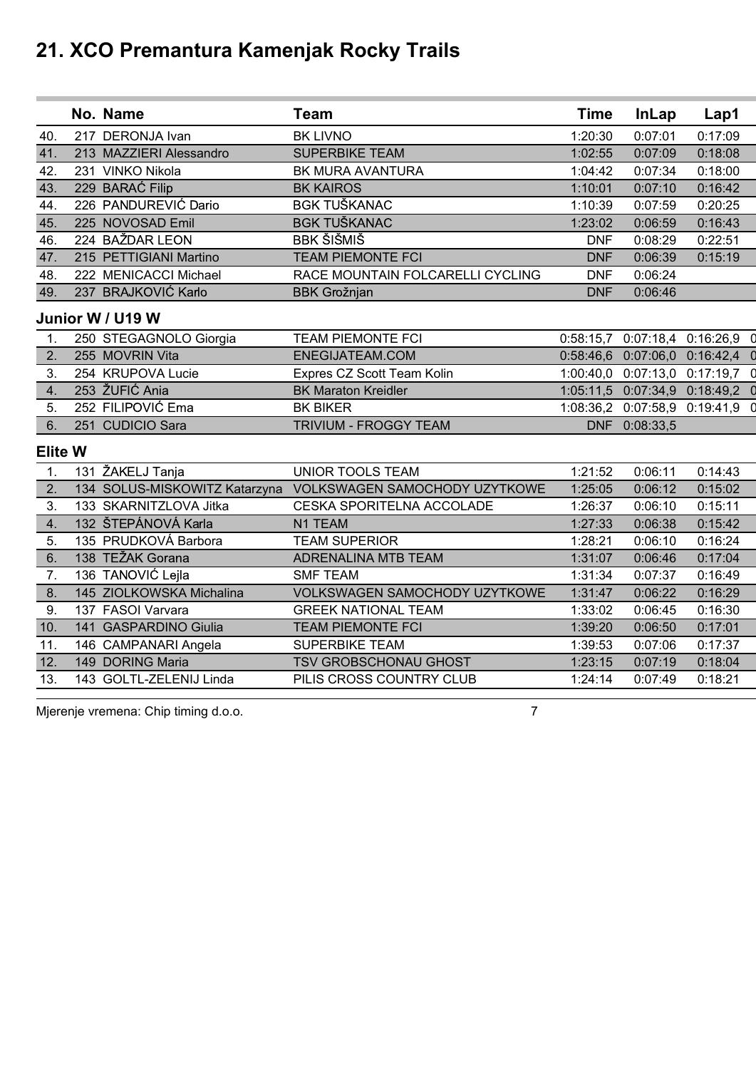# 21. XCO Premantura Kamenjak Rocky Trails

| | No. | Name | Team | Time | InLap | Lap1 |
|---|---|---|---|---|---|---|
| 40. | 217 | DERONJA Ivan | BK LIVNO | 1:20:30 | 0:07:01 | 0:17:09 |
| 41. | 213 | MAZZIERI Alessandro | SUPERBIKE TEAM | 1:02:55 | 0:07:09 | 0:18:08 |
| 42. | 231 | VINKO Nikola | BK MURA AVANTURA | 1:04:42 | 0:07:34 | 0:18:00 |
| 43. | 229 | BARAĆ Filip | BK KAIROS | 1:10:01 | 0:07:10 | 0:16:42 |
| 44. | 226 | PANDUREVIĆ Dario | BGK TUŠKANAC | 1:10:39 | 0:07:59 | 0:20:25 |
| 45. | 225 | NOVOSAD Emil | BGK TUŠKANAC | 1:23:02 | 0:06:59 | 0:16:43 |
| 46. | 224 | BAŽDAR LEON | BBK ŠIŠMIŠ | DNF | 0:08:29 | 0:22:51 |
| 47. | 215 | PETTIGIANI Martino | TEAM PIEMONTE FCI | DNF | 0:06:39 | 0:15:19 |
| 48. | 222 | MENICACCI Michael | RACE MOUNTAIN FOLCARELLI CYCLING | DNF | 0:06:24 | |
| 49. | 237 | BRAJKOVIĆ Karlo | BBK Grožnjan | DNF | 0:06:46 | |

### Junior W / U19 W

| | No. | Name | Team | Time | InLap | Lap1 |
|---|---|---|---|---|---|---|
| 1. | 250 | STEGAGNOLO Giorgia | TEAM PIEMONTE FCI | 0:58:15,7 | 0:07:18,4 | 0:16:26,9 |
| 2. | 255 | MOVRIN Vita | ENEGIJATEAM.COM | 0:58:46,6 | 0:07:06,0 | 0:16:42,4 |
| 3. | 254 | KRUPOVA Lucie | Expres CZ Scott Team Kolin | 1:00:40,0 | 0:07:13,0 | 0:17:19,7 |
| 4. | 253 | ŽUFIĆ Ania | BK Maraton Kreidler | 1:05:11,5 | 0:07:34,9 | 0:18:49,2 |
| 5. | 252 | FILIPOVIĆ Ema | BK BIKER | 1:08:36,2 | 0:07:58,9 | 0:19:41,9 |
| 6. | 251 | CUDICIO Sara | TRIVIUM - FROGGY TEAM | DNF | 0:08:33,5 | |

### Elite W

| | No. | Name | Team | Time | InLap | Lap1 |
|---|---|---|---|---|---|---|
| 1. | 131 | ŽAKELJ Tanja | UNIOR TOOLS TEAM | 1:21:52 | 0:06:11 | 0:14:43 |
| 2. | 134 | SOLUS-MISKOWITZ Katarzyna | VOLKSWAGEN SAMOCHODY UZYTKOWE | 1:25:05 | 0:06:12 | 0:15:02 |
| 3. | 133 | SKARNITZLOVA Jitka | CESKA SPORITELNA ACCOLADE | 1:26:37 | 0:06:10 | 0:15:11 |
| 4. | 132 | ŠTEPÁNOVÁ Karla | N1 TEAM | 1:27:33 | 0:06:38 | 0:15:42 |
| 5. | 135 | PRUDKOVÁ Barbora | TEAM SUPERIOR | 1:28:21 | 0:06:10 | 0:16:24 |
| 6. | 138 | TEŽAK Gorana | ADRENALINA MTB TEAM | 1:31:07 | 0:06:46 | 0:17:04 |
| 7. | 136 | TANOVIĆ Lejla | SMF TEAM | 1:31:34 | 0:07:37 | 0:16:49 |
| 8. | 145 | ZIOLKOWSKA Michalina | VOLKSWAGEN SAMOCHODY UZYTKOWE | 1:31:47 | 0:06:22 | 0:16:29 |
| 9. | 137 | FASOI Varvara | GREEK NATIONAL TEAM | 1:33:02 | 0:06:45 | 0:16:30 |
| 10. | 141 | GASPARDINO Giulia | TEAM PIEMONTE FCI | 1:39:20 | 0:06:50 | 0:17:01 |
| 11. | 146 | CAMPANARI Angela | SUPERBIKE TEAM | 1:39:53 | 0:07:06 | 0:17:37 |
| 12. | 149 | DORING Maria | TSV GROBSCHONAU GHOST | 1:23:15 | 0:07:19 | 0:18:04 |
| 13. | 143 | GOLTL-ZELENIJ Linda | PILIS CROSS COUNTRY CLUB | 1:24:14 | 0:07:49 | 0:18:21 |

Mjerenje vremena: Chip timing d.o.o.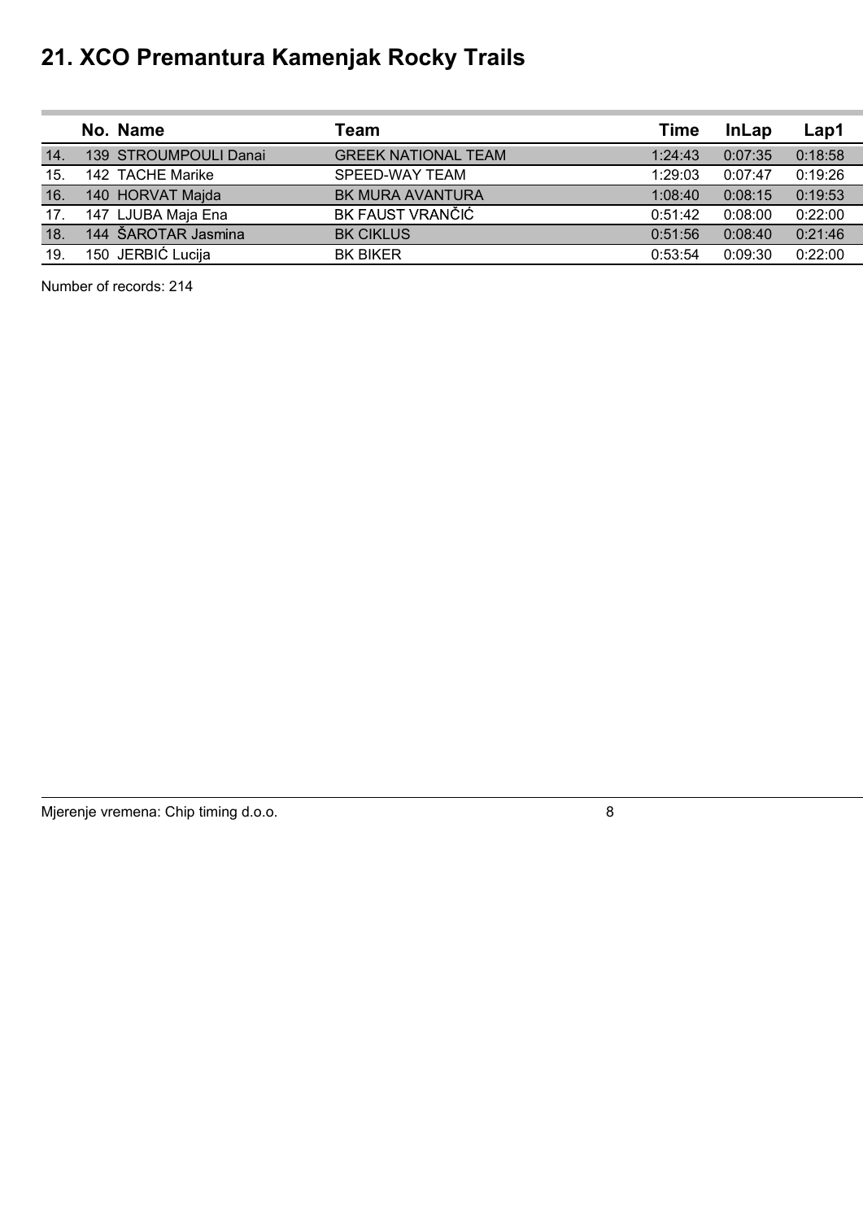# 21. XCO Premantura Kamenjak Rocky Trails

| | No. | Name | Team | Time | InLap | Lap1 |
|---|---|---|---|---|---|---|
| 14. | 139 | STROUMPOULI Danai | GREEK NATIONAL TEAM | 1:24:43 | 0:07:35 | 0:18:58 |
| 15. | 142 | TACHE Marike | SPEED-WAY TEAM | 1:29:03 | 0:07:47 | 0:19:26 |
| 16. | 140 | HORVAT Majda | BK MURA AVANTURA | 1:08:40 | 0:08:15 | 0:19:53 |
| 17. | 147 | LJUBA Maja Ena | BK FAUST VRANČIĆ | 0:51:42 | 0:08:00 | 0:22:00 |
| 18. | 144 | ŠAROTAR Jasmina | BK CIKLUS | 0:51:56 | 0:08:40 | 0:21:46 |
| 19. | 150 | JERBIĆ Lucija | BK BIKER | 0:53:54 | 0:09:30 | 0:22:00 |

Number of records: 214

Mjerenje vremena: Chip timing d.o.o.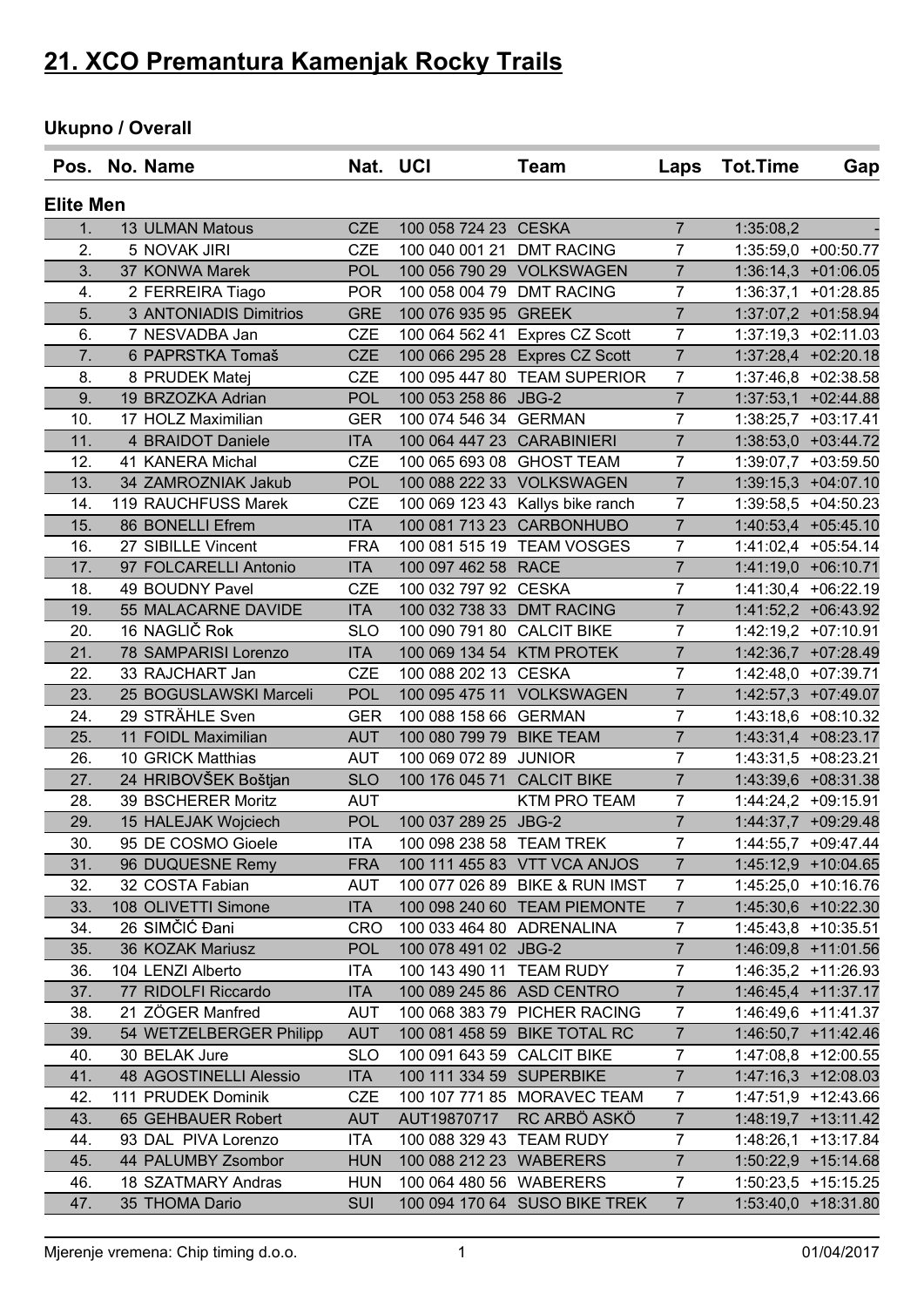# 21. XCO Premantura Kamenjak Rocky Trails

## Ukupno / Overall

| Pos. | No. | Name | Nat. | UCI | Team | Laps | Tot.Time | Gap |
|---|---|---|---|---|---|---|---|---|
| **Elite Men** | | | | | | | | |
| 1. | 13 | ULMAN Matous | CZE | 100 058 724 23 | CESKA | 7 | 1:35:08,2 | - |
| 2. | 5 | NOVAK JIRI | CZE | 100 040 001 21 | DMT RACING | 7 | 1:35:59,0 | +00:50.77 |
| 3. | 37 | KONWA Marek | POL | 100 056 790 29 | VOLKSWAGEN | 7 | 1:36:14,3 | +01:06.05 |
| 4. | 2 | FERREIRA Tiago | POR | 100 058 004 79 | DMT RACING | 7 | 1:36:37,1 | +01:28.85 |
| 5. | 3 | ANTONIADIS Dimitrios | GRE | 100 076 935 95 | GREEK | 7 | 1:37:07,2 | +01:58.94 |
| 6. | 7 | NESVADBA Jan | CZE | 100 064 562 41 | Expres CZ Scott | 7 | 1:37:19,3 | +02:11.03 |
| 7. | 6 | PAPRSTKA Tomaš | CZE | 100 066 295 28 | Expres CZ Scott | 7 | 1:37:28,4 | +02:20.18 |
| 8. | 8 | PRUDEK Matej | CZE | 100 095 447 80 | TEAM SUPERIOR | 7 | 1:37:46,8 | +02:38.58 |
| 9. | 19 | BRZOZKA Adrian | POL | 100 053 258 86 | JBG-2 | 7 | 1:37:53,1 | +02:44.88 |
| 10. | 17 | HOLZ Maximilian | GER | 100 074 546 34 | GERMAN | 7 | 1:38:25,7 | +03:17.41 |
| 11. | 4 | BRAIDOT Daniele | ITA | 100 064 447 23 | CARABINIERI | 7 | 1:38:53,0 | +03:44.72 |
| 12. | 41 | KANERA Michal | CZE | 100 065 693 08 | GHOST TEAM | 7 | 1:39:07,7 | +03:59.50 |
| 13. | 34 | ZAMROZNIAK Jakub | POL | 100 088 222 33 | VOLKSWAGEN | 7 | 1:39:15,3 | +04:07.10 |
| 14. | 119 | RAUCHFUSS Marek | CZE | 100 069 123 43 | Kallys bike ranch | 7 | 1:39:58,5 | +04:50.23 |
| 15. | 86 | BONELLI Efrem | ITA | 100 081 713 23 | CARBONHUBO | 7 | 1:40:53,4 | +05:45.10 |
| 16. | 27 | SIBILLE Vincent | FRA | 100 081 515 19 | TEAM VOSGES | 7 | 1:41:02,4 | +05:54.14 |
| 17. | 97 | FOLCARELLI Antonio | ITA | 100 097 462 58 | RACE | 7 | 1:41:19,0 | +06:10.71 |
| 18. | 49 | BOUDNY Pavel | CZE | 100 032 797 92 | CESKA | 7 | 1:41:30,4 | +06:22.19 |
| 19. | 55 | MALACARNE DAVIDE | ITA | 100 032 738 33 | DMT RACING | 7 | 1:41:52,2 | +06:43.92 |
| 20. | 16 | NAGLIČ Rok | SLO | 100 090 791 80 | CALCIT BIKE | 7 | 1:42:19,2 | +07:10.91 |
| 21. | 78 | SAMPARISI Lorenzo | ITA | 100 069 134 54 | KTM PROTEK | 7 | 1:42:36,7 | +07:28.49 |
| 22. | 33 | RAJCHART Jan | CZE | 100 088 202 13 | CESKA | 7 | 1:42:48,0 | +07:39.71 |
| 23. | 25 | BOGUSLAWSKI Marceli | POL | 100 095 475 11 | VOLKSWAGEN | 7 | 1:42:57,3 | +07:49.07 |
| 24. | 29 | STRÄHLE Sven | GER | 100 088 158 66 | GERMAN | 7 | 1:43:18,6 | +08:10.32 |
| 25. | 11 | FOIDL Maximilian | AUT | 100 080 799 79 | BIKE TEAM | 7 | 1:43:31,4 | +08:23.17 |
| 26. | 10 | GRICK Matthias | AUT | 100 069 072 89 | JUNIOR | 7 | 1:43:31,5 | +08:23.21 |
| 27. | 24 | HRIBOVŠEK Boštjan | SLO | 100 176 045 71 | CALCIT BIKE | 7 | 1:43:39,6 | +08:31.38 |
| 28. | 39 | BSCHERER Moritz | AUT | | KTM PRO TEAM | 7 | 1:44:24,2 | +09:15.91 |
| 29. | 15 | HALEJAK Wojciech | POL | 100 037 289 25 | JBG-2 | 7 | 1:44:37,7 | +09:29.48 |
| 30. | 95 | DE COSMO Gioele | ITA | 100 098 238 58 | TEAM TREK | 7 | 1:44:55,7 | +09:47.44 |
| 31. | 96 | DUQUESNE Remy | FRA | 100 111 455 83 | VTT VCA ANJOS | 7 | 1:45:12,9 | +10:04.65 |
| 32. | 32 | COSTA Fabian | AUT | 100 077 026 89 | BIKE & RUN IMST | 7 | 1:45:25,0 | +10:16.76 |
| 33. | 108 | OLIVETTI Simone | ITA | 100 098 240 60 | TEAM PIEMONTE | 7 | 1:45:30,6 | +10:22.30 |
| 34. | 26 | SIMČIĆ Đani | CRO | 100 033 464 80 | ADRENALINA | 7 | 1:45:43,8 | +10:35.51 |
| 35. | 36 | KOZAK Mariusz | POL | 100 078 491 02 | JBG-2 | 7 | 1:46:09,8 | +11:01.56 |
| 36. | 104 | LENZI Alberto | ITA | 100 143 490 11 | TEAM RUDY | 7 | 1:46:35,2 | +11:26.93 |
| 37. | 77 | RIDOLFI Riccardo | ITA | 100 089 245 86 | ASD CENTRO | 7 | 1:46:45,4 | +11:37.17 |
| 38. | 21 | ZÖGER Manfred | AUT | 100 068 383 79 | PICHER RACING | 7 | 1:46:49,6 | +11:41.37 |
| 39. | 54 | WETZELBERGER Philipp | AUT | 100 081 458 59 | BIKE TOTAL RC | 7 | 1:46:50,7 | +11:42.46 |
| 40. | 30 | BELAK Jure | SLO | 100 091 643 59 | CALCIT BIKE | 7 | 1:47:08,8 | +12:00.55 |
| 41. | 48 | AGOSTINELLI Alessio | ITA | 100 111 334 59 | SUPERBIKE | 7 | 1:47:16,3 | +12:08.03 |
| 42. | 111 | PRUDEK Dominik | CZE | 100 107 771 85 | MORAVEC TEAM | 7 | 1:47:51,9 | +12:43.66 |
| 43. | 65 | GEHBAUER Robert | AUT | AUT19870717 | RC ARBÖ ASKÖ | 7 | 1:48:19,7 | +13:11.42 |
| 44. | 93 | DAL PIVA Lorenzo | ITA | 100 088 329 43 | TEAM RUDY | 7 | 1:48:26,1 | +13:17.84 |
| 45. | 44 | PALUMBY Zsombor | HUN | 100 088 212 23 | WABERERS | 7 | 1:50:22,9 | +15:14.68 |
| 46. | 18 | SZATMARY Andras | HUN | 100 064 480 56 | WABERERS | 7 | 1:50:23,5 | +15:15.25 |
| 47. | 35 | THOMA Dario | SUI | 100 094 170 64 | SUSO BIKE TREK | 7 | 1:53:40,0 | +18:31.80 |

Mjerenje vremena: Chip timing d.o.o. 01/04/2017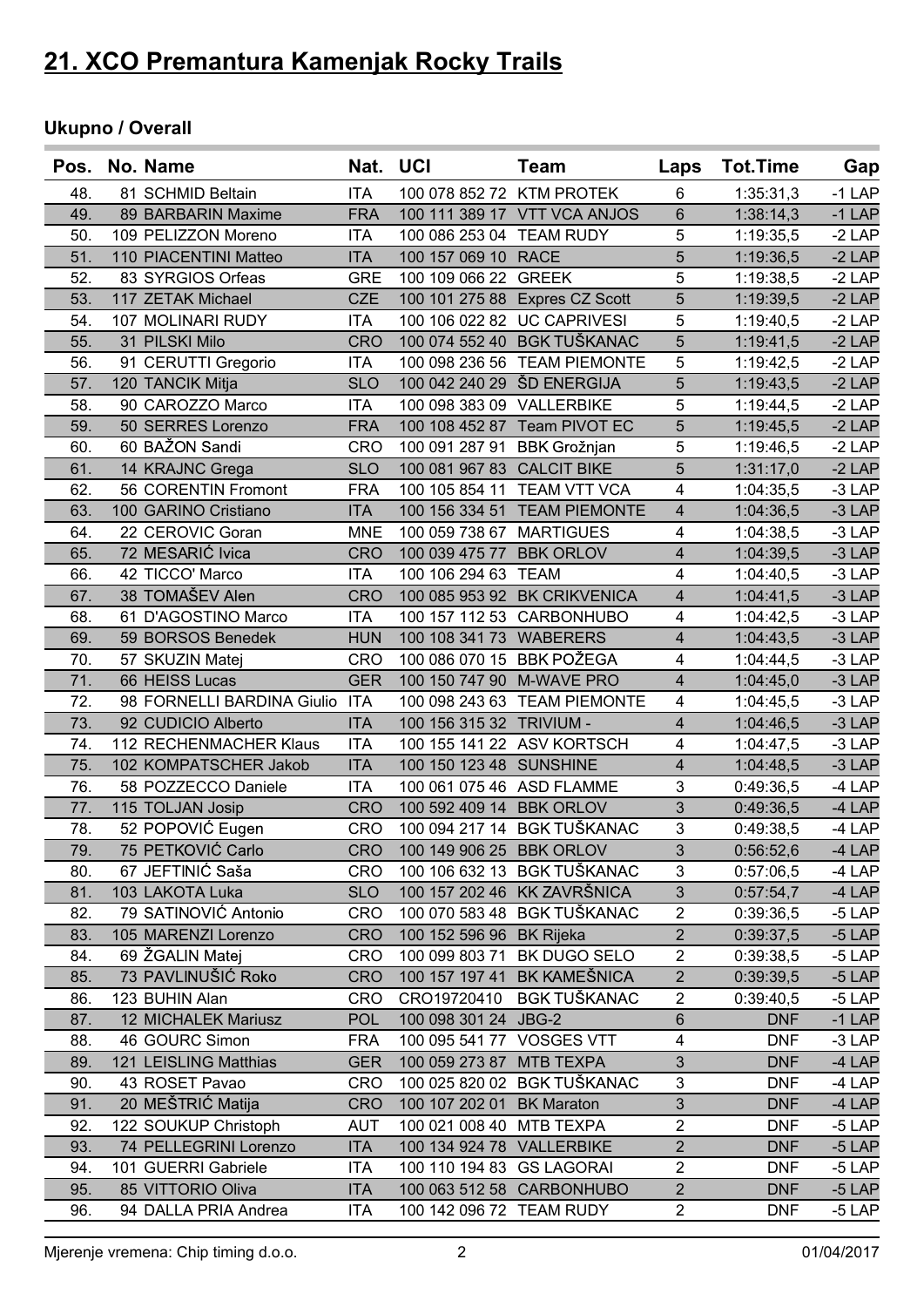# 21. XCO Premantura Kamenjak Rocky Trails

## Ukupno / Overall

| Pos. | No. | Name | Nat. | UCI | Team | Laps | Tot.Time | Gap |
|---|---|---|---|---|---|---|---|---|
| 48. | 81 | SCHMID Beltain | ITA | 100 078 852 72 | KTM PROTEK | 6 | 1:35:31,3 | -1 LAP |
| 49. | 89 | BARBARIN Maxime | FRA | 100 111 389 17 | VTT VCA ANJOS | 6 | 1:38:14,3 | -1 LAP |
| 50. | 109 | PELIZZON Moreno | ITA | 100 086 253 04 | TEAM RUDY | 5 | 1:19:35,5 | -2 LAP |
| 51. | 110 | PIACENTINI Matteo | ITA | 100 157 069 10 | RACE | 5 | 1:19:36,5 | -2 LAP |
| 52. | 83 | SYRGIOS Orfeas | GRE | 100 109 066 22 | GREEK | 5 | 1:19:38,5 | -2 LAP |
| 53. | 117 | ZETAK Michael | CZE | 100 101 275 88 | Expres CZ Scott | 5 | 1:19:39,5 | -2 LAP |
| 54. | 107 | MOLINARI RUDY | ITA | 100 106 022 82 | UC CAPRIVESI | 5 | 1:19:40,5 | -2 LAP |
| 55. | 31 | PILSKI Milo | CRO | 100 074 552 40 | BGK TUŠKANAC | 5 | 1:19:41,5 | -2 LAP |
| 56. | 91 | CERUTTI Gregorio | ITA | 100 098 236 56 | TEAM PIEMONTE | 5 | 1:19:42,5 | -2 LAP |
| 57. | 120 | TANCIK Mitja | SLO | 100 042 240 29 | ŠD ENERGIJA | 5 | 1:19:43,5 | -2 LAP |
| 58. | 90 | CAROZZO Marco | ITA | 100 098 383 09 | VALLERBIKE | 5 | 1:19:44,5 | -2 LAP |
| 59. | 50 | SERRES Lorenzo | FRA | 100 108 452 87 | Team PIVOT EC | 5 | 1:19:45,5 | -2 LAP |
| 60. | 60 | BAŽON Sandi | CRO | 100 091 287 91 | BBK Grožnjan | 5 | 1:19:46,5 | -2 LAP |
| 61. | 14 | KRAJNC Grega | SLO | 100 081 967 83 | CALCIT BIKE | 5 | 1:31:17,0 | -2 LAP |
| 62. | 56 | CORENTIN Fromont | FRA | 100 105 854 11 | TEAM VTT VCA | 4 | 1:04:35,5 | -3 LAP |
| 63. | 100 | GARINO Cristiano | ITA | 100 156 334 51 | TEAM PIEMONTE | 4 | 1:04:36,5 | -3 LAP |
| 64. | 22 | CEROVIC Goran | MNE | 100 059 738 67 | MARTIGUES | 4 | 1:04:38,5 | -3 LAP |
| 65. | 72 | MESARIĆ Ivica | CRO | 100 039 475 77 | BBK ORLOV | 4 | 1:04:39,5 | -3 LAP |
| 66. | 42 | TICCO' Marco | ITA | 100 106 294 63 | TEAM | 4 | 1:04:40,5 | -3 LAP |
| 67. | 38 | TOMAŠEV Alen | CRO | 100 085 953 92 | BK CRIKVENICA | 4 | 1:04:41,5 | -3 LAP |
| 68. | 61 | D'AGOSTINO Marco | ITA | 100 157 112 53 | CARBONHUBO | 4 | 1:04:42,5 | -3 LAP |
| 69. | 59 | BORSOS Benedek | HUN | 100 108 341 73 | WABERERS | 4 | 1:04:43,5 | -3 LAP |
| 70. | 57 | SKUZIN Matej | CRO | 100 086 070 15 | BBK POŽEGA | 4 | 1:04:44,5 | -3 LAP |
| 71. | 66 | HEISS Lucas | GER | 100 150 747 90 | M-WAVE PRO | 4 | 1:04:45,0 | -3 LAP |
| 72. | 98 | FORNELLI BARDINA Giulio | ITA | 100 098 243 63 | TEAM PIEMONTE | 4 | 1:04:45,5 | -3 LAP |
| 73. | 92 | CUDICIO Alberto | ITA | 100 156 315 32 | TRIVIUM - | 4 | 1:04:46,5 | -3 LAP |
| 74. | 112 | RECHENMACHER Klaus | ITA | 100 155 141 22 | ASV KORTSCH | 4 | 1:04:47,5 | -3 LAP |
| 75. | 102 | KOMPATSCHER Jakob | ITA | 100 150 123 48 | SUNSHINE | 4 | 1:04:48,5 | -3 LAP |
| 76. | 58 | POZZECCO Daniele | ITA | 100 061 075 46 | ASD FLAMME | 3 | 0:49:36,5 | -4 LAP |
| 77. | 115 | TOLJAN Josip | CRO | 100 592 409 14 | BBK ORLOV | 3 | 0:49:36,5 | -4 LAP |
| 78. | 52 | POPOVIĆ Eugen | CRO | 100 094 217 14 | BGK TUŠKANAC | 3 | 0:49:38,5 | -4 LAP |
| 79. | 75 | PETKOVIĆ Carlo | CRO | 100 149 906 25 | BBK ORLOV | 3 | 0:56:52,6 | -4 LAP |
| 80. | 67 | JEFTINIĆ Saša | CRO | 100 106 632 13 | BGK TUŠKANAC | 3 | 0:57:06,5 | -4 LAP |
| 81. | 103 | LAKOTA Luka | SLO | 100 157 202 46 | KK ZAVRŠNICA | 3 | 0:57:54,7 | -4 LAP |
| 82. | 79 | SATINOVIĆ Antonio | CRO | 100 070 583 48 | BGK TUŠKANAC | 2 | 0:39:36,5 | -5 LAP |
| 83. | 105 | MARENZI Lorenzo | CRO | 100 152 596 96 | BK Rijeka | 2 | 0:39:37,5 | -5 LAP |
| 84. | 69 | ŽGALIN Matej | CRO | 100 099 803 71 | BK DUGO SELO | 2 | 0:39:38,5 | -5 LAP |
| 85. | 73 | PAVLINUŠIĆ Roko | CRO | 100 157 197 41 | BK KAMEŠNICA | 2 | 0:39:39,5 | -5 LAP |
| 86. | 123 | BUHIN Alan | CRO | CRO19720410 | BGK TUŠKANAC | 2 | 0:39:40,5 | -5 LAP |
| 87. | 12 | MICHALEK Mariusz | POL | 100 098 301 24 | JBG-2 | 6 | DNF | -1 LAP |
| 88. | 46 | GOURC Simon | FRA | 100 095 541 77 | VOSGES VTT | 4 | DNF | -3 LAP |
| 89. | 121 | LEISLING Matthias | GER | 100 059 273 87 | MTB TEXPA | 3 | DNF | -4 LAP |
| 90. | 43 | ROSET Pavao | CRO | 100 025 820 02 | BGK TUŠKANAC | 3 | DNF | -4 LAP |
| 91. | 20 | MEŠTRIĆ Matija | CRO | 100 107 202 01 | BK Maraton | 3 | DNF | -4 LAP |
| 92. | 122 | SOUKUP Christoph | AUT | 100 021 008 40 | MTB TEXPA | 2 | DNF | -5 LAP |
| 93. | 74 | PELLEGRINI Lorenzo | ITA | 100 134 924 78 | VALLERBIKE | 2 | DNF | -5 LAP |
| 94. | 101 | GUERRI Gabriele | ITA | 100 110 194 83 | GS LAGORAI | 2 | DNF | -5 LAP |
| 95. | 85 | VITTORIO Oliva | ITA | 100 063 512 58 | CARBONHUBO | 2 | DNF | -5 LAP |
| 96. | 94 | DALLA PRIA Andrea | ITA | 100 142 096 72 | TEAM RUDY | 2 | DNF | -5 LAP |

Mjerenje vremena: Chip timing d.o.o. 01/04/2017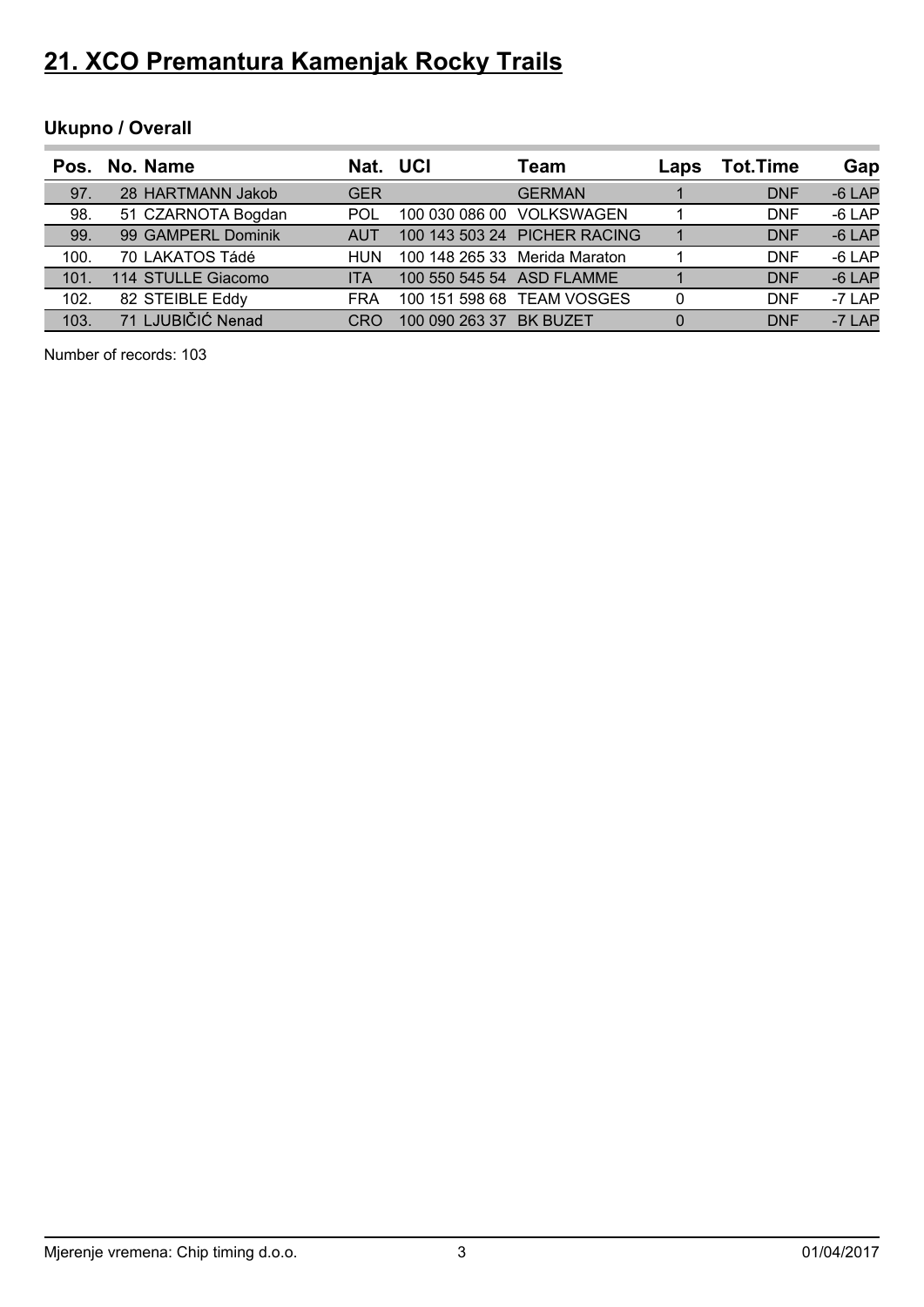# 21. XCO Premantura Kamenjak Rocky Trails

### Ukupno / Overall

| Pos. | No. | Name | Nat. | UCI | Team | Laps | Tot.Time | Gap |
|---|---|---|---|---|---|---|---|---|
| 97. | 28 | HARTMANN Jakob | GER | | GERMAN | 1 | DNF | -6 LAP |
| 98. | 51 | CZARNOTA Bogdan | POL | 100 030 086 00 | VOLKSWAGEN | 1 | DNF | -6 LAP |
| 99. | 99 | GAMPERL Dominik | AUT | 100 143 503 24 | PICHER RACING | 1 | DNF | -6 LAP |
| 100. | 70 | LAKATOS Tádé | HUN | 100 148 265 33 | Merida Maraton | 1 | DNF | -6 LAP |
| 101. | 114 | STULLE Giacomo | ITA | 100 550 545 54 | ASD FLAMME | 1 | DNF | -6 LAP |
| 102. | 82 | STEIBLE Eddy | FRA | 100 151 598 68 | TEAM VOSGES | 0 | DNF | -7 LAP |
| 103. | 71 | LJUBIČIĆ Nenad | CRO | 100 090 263 37 | BK BUZET | 0 | DNF | -7 LAP |

Number of records: 103

Mjerenje vremena: Chip timing d.o.o. 01/04/2017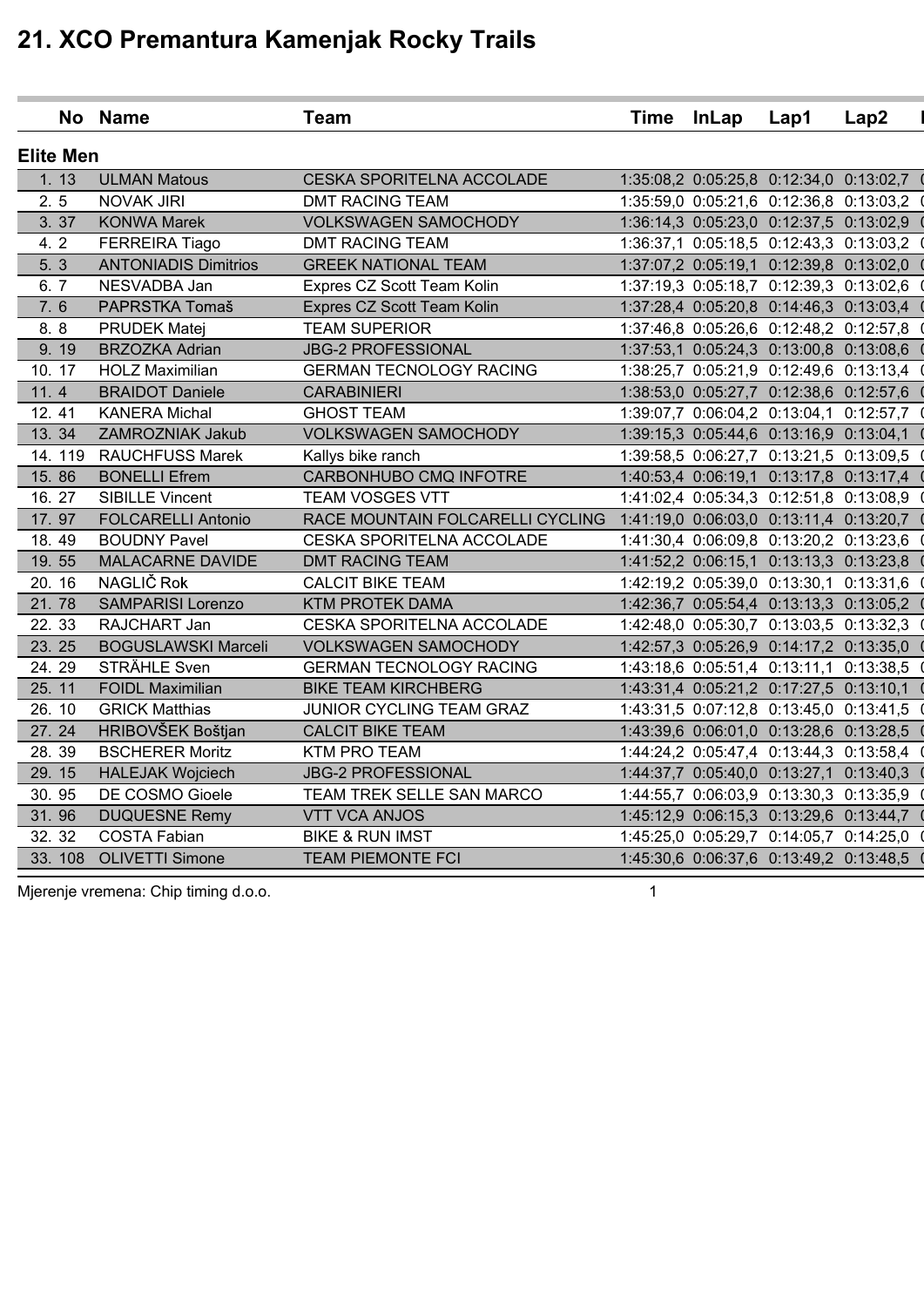# 21. XCO Premantura Kamenjak Rocky Trails

| No | Name | Team | Time | InLap | Lap1 | Lap2 |
|---|---|---|---|---|---|---|
| **Elite Men** | | | | | | |
| 1. 13 | ULMAN Matous | CESKA SPORITELNA ACCOLADE | 1:35:08,2 | 0:05:25,8 | 0:12:34,0 | 0:13:02,7 |
| 2. 5 | NOVAK JIRI | DMT RACING TEAM | 1:35:59,0 | 0:05:21,6 | 0:12:36,8 | 0:13:03,2 |
| 3. 37 | KONWA Marek | VOLKSWAGEN SAMOCHODY | 1:36:14,3 | 0:05:23,0 | 0:12:37,5 | 0:13:02,9 |
| 4. 2 | FERREIRA Tiago | DMT RACING TEAM | 1:36:37,1 | 0:05:18,5 | 0:12:43,3 | 0:13:03,2 |
| 5. 3 | ANTONIADIS Dimitrios | GREEK NATIONAL TEAM | 1:37:07,2 | 0:05:19,1 | 0:12:39,8 | 0:13:02,0 |
| 6. 7 | NESVADBA Jan | Expres CZ Scott Team Kolin | 1:37:19,3 | 0:05:18,7 | 0:12:39,3 | 0:13:02,6 |
| 7. 6 | PAPRSTKA Tomaš | Expres CZ Scott Team Kolin | 1:37:28,4 | 0:05:20,8 | 0:14:46,3 | 0:13:03,4 |
| 8. 8 | PRUDEK Matej | TEAM SUPERIOR | 1:37:46,8 | 0:05:26,6 | 0:12:48,2 | 0:12:57,8 |
| 9. 19 | BRZOZKA Adrian | JBG-2 PROFESSIONAL | 1:37:53,1 | 0:05:24,3 | 0:13:00,8 | 0:13:08,6 |
| 10. 17 | HOLZ Maximilian | GERMAN TECNOLOGY RACING | 1:38:25,7 | 0:05:21,9 | 0:12:49,6 | 0:13:13,4 |
| 11. 4 | BRAIDOT Daniele | CARABINIERI | 1:38:53,0 | 0:05:27,7 | 0:12:38,6 | 0:12:57,6 |
| 12. 41 | KANERA Michal | GHOST TEAM | 1:39:07,7 | 0:06:04,2 | 0:13:04,1 | 0:12:57,7 |
| 13. 34 | ZAMROZNIAK Jakub | VOLKSWAGEN SAMOCHODY | 1:39:15,3 | 0:05:44,6 | 0:13:16,9 | 0:13:04,1 |
| 14. 119 | RAUCHFUSS Marek | Kallys bike ranch | 1:39:58,5 | 0:06:27,7 | 0:13:21,5 | 0:13:09,5 |
| 15. 86 | BONELLI Efrem | CARBONHUBO CMQ INFOTRE | 1:40:53,4 | 0:06:19,1 | 0:13:17,8 | 0:13:17,4 |
| 16. 27 | SIBILLE Vincent | TEAM VOSGES VTT | 1:41:02,4 | 0:05:34,3 | 0:12:51,8 | 0:13:08,9 |
| 17. 97 | FOLCARELLI Antonio | RACE MOUNTAIN FOLCARELLI CYCLING | 1:41:19,0 | 0:06:03,0 | 0:13:11,4 | 0:13:20,7 |
| 18. 49 | BOUDNY Pavel | CESKA SPORITELNA ACCOLADE | 1:41:30,4 | 0:06:09,8 | 0:13:20,2 | 0:13:23,6 |
| 19. 55 | MALACARNE DAVIDE | DMT RACING TEAM | 1:41:52,2 | 0:06:15,1 | 0:13:13,3 | 0:13:23,8 |
| 20. 16 | NAGLIČ Rok | CALCIT BIKE TEAM | 1:42:19,2 | 0:05:39,0 | 0:13:30,1 | 0:13:31,6 |
| 21. 78 | SAMPARISI Lorenzo | KTM PROTEK DAMA | 1:42:36,7 | 0:05:54,4 | 0:13:13,3 | 0:13:05,2 |
| 22. 33 | RAJCHART Jan | CESKA SPORITELNA ACCOLADE | 1:42:48,0 | 0:05:30,7 | 0:13:03,5 | 0:13:32,3 |
| 23. 25 | BOGUSLAWSKI Marceli | VOLKSWAGEN SAMOCHODY | 1:42:57,3 | 0:05:26,9 | 0:14:17,2 | 0:13:35,0 |
| 24. 29 | STRÄHLE Sven | GERMAN TECNOLOGY RACING | 1:43:18,6 | 0:05:51,4 | 0:13:11,1 | 0:13:38,5 |
| 25. 11 | FOIDL Maximilian | BIKE TEAM KIRCHBERG | 1:43:31,4 | 0:05:21,2 | 0:17:27,5 | 0:13:10,1 |
| 26. 10 | GRICK Matthias | JUNIOR CYCLING TEAM GRAZ | 1:43:31,5 | 0:07:12,8 | 0:13:45,0 | 0:13:41,5 |
| 27. 24 | HRIBOVŠEK Boštjan | CALCIT BIKE TEAM | 1:43:39,6 | 0:06:01,0 | 0:13:28,6 | 0:13:28,5 |
| 28. 39 | BSCHERER Moritz | KTM PRO TEAM | 1:44:24,2 | 0:05:47,4 | 0:13:44,3 | 0:13:58,4 |
| 29. 15 | HALEJAK Wojciech | JBG-2 PROFESSIONAL | 1:44:37,7 | 0:05:40,0 | 0:13:27,1 | 0:13:40,3 |
| 30. 95 | DE COSMO Gioele | TEAM TREK SELLE SAN MARCO | 1:44:55,7 | 0:06:03,9 | 0:13:30,3 | 0:13:35,9 |
| 31. 96 | DUQUESNE Remy | VTT VCA ANJOS | 1:45:12,9 | 0:06:15,3 | 0:13:29,6 | 0:13:44,7 |
| 32. 32 | COSTA Fabian | BIKE & RUN IMST | 1:45:25,0 | 0:05:29,7 | 0:14:05,7 | 0:14:25,0 |
| 33. 108 | OLIVETTI Simone | TEAM PIEMONTE FCI | 1:45:30,6 | 0:06:37,6 | 0:13:49,2 | 0:13:48,5 |

Mjerenje vremena: Chip timing d.o.o.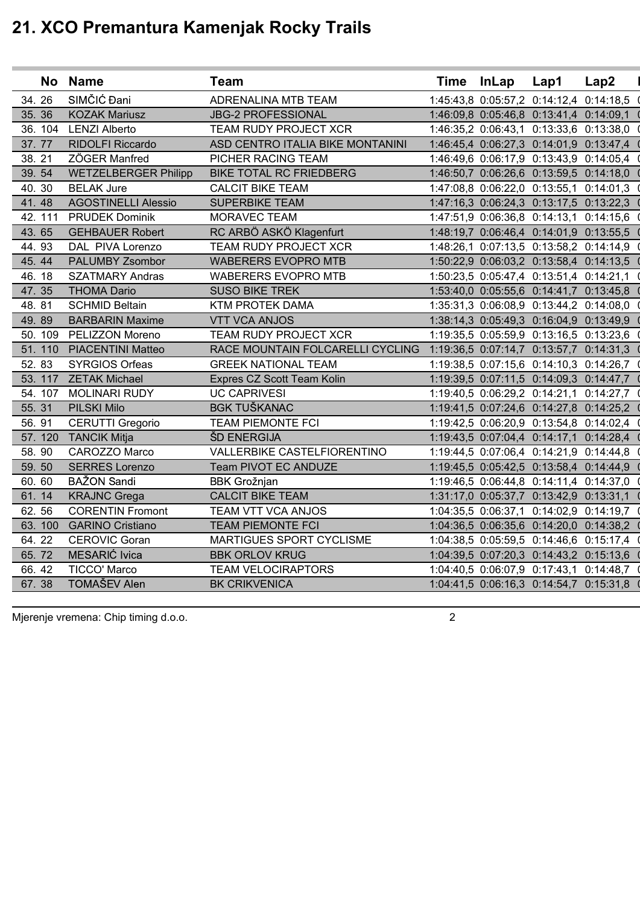# 21. XCO Premantura Kamenjak Rocky Trails

| No | Name | Team | Time | InLap | Lap1 | Lap2 |
|---|---|---|---|---|---|---|
| 34. 26 | SIMČIĆ Đani | ADRENALINA MTB TEAM | 1:45:43,8 | 0:05:57,2 | 0:14:12,4 | 0:14:18,5 |
| 35. 36 | KOZAK Mariusz | JBG-2 PROFESSIONAL | 1:46:09,8 | 0:05:46,8 | 0:13:41,4 | 0:14:09,1 |
| 36. 104 | LENZI Alberto | TEAM RUDY PROJECT XCR | 1:46:35,2 | 0:06:43,1 | 0:13:33,6 | 0:13:38,0 |
| 37. 77 | RIDOLFI Riccardo | ASD CENTRO ITALIA BIKE MONTANINI | 1:46:45,4 | 0:06:27,3 | 0:14:01,9 | 0:13:47,4 |
| 38. 21 | ZÖGER Manfred | PICHER RACING TEAM | 1:46:49,6 | 0:06:17,9 | 0:13:43,9 | 0:14:05,4 |
| 39. 54 | WETZELBERGER Philipp | BIKE TOTAL RC FRIEDBERG | 1:46:50,7 | 0:06:26,6 | 0:13:59,5 | 0:14:18,0 |
| 40. 30 | BELAK Jure | CALCIT BIKE TEAM | 1:47:08,8 | 0:06:22,0 | 0:13:55,1 | 0:14:01,3 |
| 41. 48 | AGOSTINELLI Alessio | SUPERBIKE TEAM | 1:47:16,3 | 0:06:24,3 | 0:13:17,5 | 0:13:22,3 |
| 42. 111 | PRUDEK Dominik | MORAVEC TEAM | 1:47:51,9 | 0:06:36,8 | 0:14:13,1 | 0:14:15,6 |
| 43. 65 | GEHBAUER Robert | RC ARBÖ ASKÖ Klagenfurt | 1:48:19,7 | 0:06:46,4 | 0:14:01,9 | 0:13:55,5 |
| 44. 93 | DAL PIVA Lorenzo | TEAM RUDY PROJECT XCR | 1:48:26,1 | 0:07:13,5 | 0:13:58,2 | 0:14:14,9 |
| 45. 44 | PALUMBY Zsombor | WABERERS EVOPRO MTB | 1:50:22,9 | 0:06:03,2 | 0:13:58,4 | 0:14:13,5 |
| 46. 18 | SZATMARY Andras | WABERERS EVOPRO MTB | 1:50:23,5 | 0:05:47,4 | 0:13:51,4 | 0:14:21,1 |
| 47. 35 | THOMA Dario | SUSO BIKE TREK | 1:53:40,0 | 0:05:55,6 | 0:14:41,7 | 0:13:45,8 |
| 48. 81 | SCHMID Beltain | KTM PROTEK DAMA | 1:35:31,3 | 0:06:08,9 | 0:13:44,2 | 0:14:08,0 |
| 49. 89 | BARBARIN Maxime | VTT VCA ANJOS | 1:38:14,3 | 0:05:49,3 | 0:16:04,9 | 0:13:49,9 |
| 50. 109 | PELIZZON Moreno | TEAM RUDY PROJECT XCR | 1:19:35,5 | 0:05:59,9 | 0:13:16,5 | 0:13:23,6 |
| 51. 110 | PIACENTINI Matteo | RACE MOUNTAIN FOLCARELLI CYCLING | 1:19:36,5 | 0:07:14,7 | 0:13:57,7 | 0:14:31,3 |
| 52. 83 | SYRGIOS Orfeas | GREEK NATIONAL TEAM | 1:19:38,5 | 0:07:15,6 | 0:14:10,3 | 0:14:26,7 |
| 53. 117 | ZETAK Michael | Expres CZ Scott Team Kolin | 1:19:39,5 | 0:07:11,5 | 0:14:09,3 | 0:14:47,7 |
| 54. 107 | MOLINARI RUDY | UC CAPRIVESI | 1:19:40,5 | 0:06:29,2 | 0:14:21,1 | 0:14:27,7 |
| 55. 31 | PILSKI Milo | BGK TUŠKANAC | 1:19:41,5 | 0:07:24,6 | 0:14:27,8 | 0:14:25,2 |
| 56. 91 | CERUTTI Gregorio | TEAM PIEMONTE FCI | 1:19:42,5 | 0:06:20,9 | 0:13:54,8 | 0:14:02,4 |
| 57. 120 | TANCIK Mitja | ŠD ENERGIJA | 1:19:43,5 | 0:07:04,4 | 0:14:17,1 | 0:14:28,4 |
| 58. 90 | CAROZZO Marco | VALLERBIKE CASTELFIORENTINO | 1:19:44,5 | 0:07:06,4 | 0:14:21,9 | 0:14:44,8 |
| 59. 50 | SERRES Lorenzo | Team PIVOT EC ANDUZE | 1:19:45,5 | 0:05:42,5 | 0:13:58,4 | 0:14:44,9 |
| 60. 60 | BAŽON Sandi | BBK Grožnjan | 1:19:46,5 | 0:06:44,8 | 0:14:11,4 | 0:14:37,0 |
| 61. 14 | KRAJNC Grega | CALCIT BIKE TEAM | 1:31:17,0 | 0:05:37,7 | 0:13:42,9 | 0:13:31,1 |
| 62. 56 | CORENTIN Fromont | TEAM VTT VCA ANJOS | 1:04:35,5 | 0:06:37,1 | 0:14:02,9 | 0:14:19,7 |
| 63. 100 | GARINO Cristiano | TEAM PIEMONTE FCI | 1:04:36,5 | 0:06:35,6 | 0:14:20,0 | 0:14:38,2 |
| 64. 22 | CEROVIC Goran | MARTIGUES SPORT CYCLISME | 1:04:38,5 | 0:05:59,5 | 0:14:46,6 | 0:15:17,4 |
| 65. 72 | MESARIĆ Ivica | BBK ORLOV KRUG | 1:04:39,5 | 0:07:20,3 | 0:14:43,2 | 0:15:13,6 |
| 66. 42 | TICCO' Marco | TEAM VELOCIRAPTORS | 1:04:40,5 | 0:06:07,9 | 0:17:43,1 | 0:14:48,7 |
| 67. 38 | TOMAŠEV Alen | BK CRIKVENICA | 1:04:41,5 | 0:06:16,3 | 0:14:54,7 | 0:15:31,8 |

Mjerenje vremena: Chip timing d.o.o.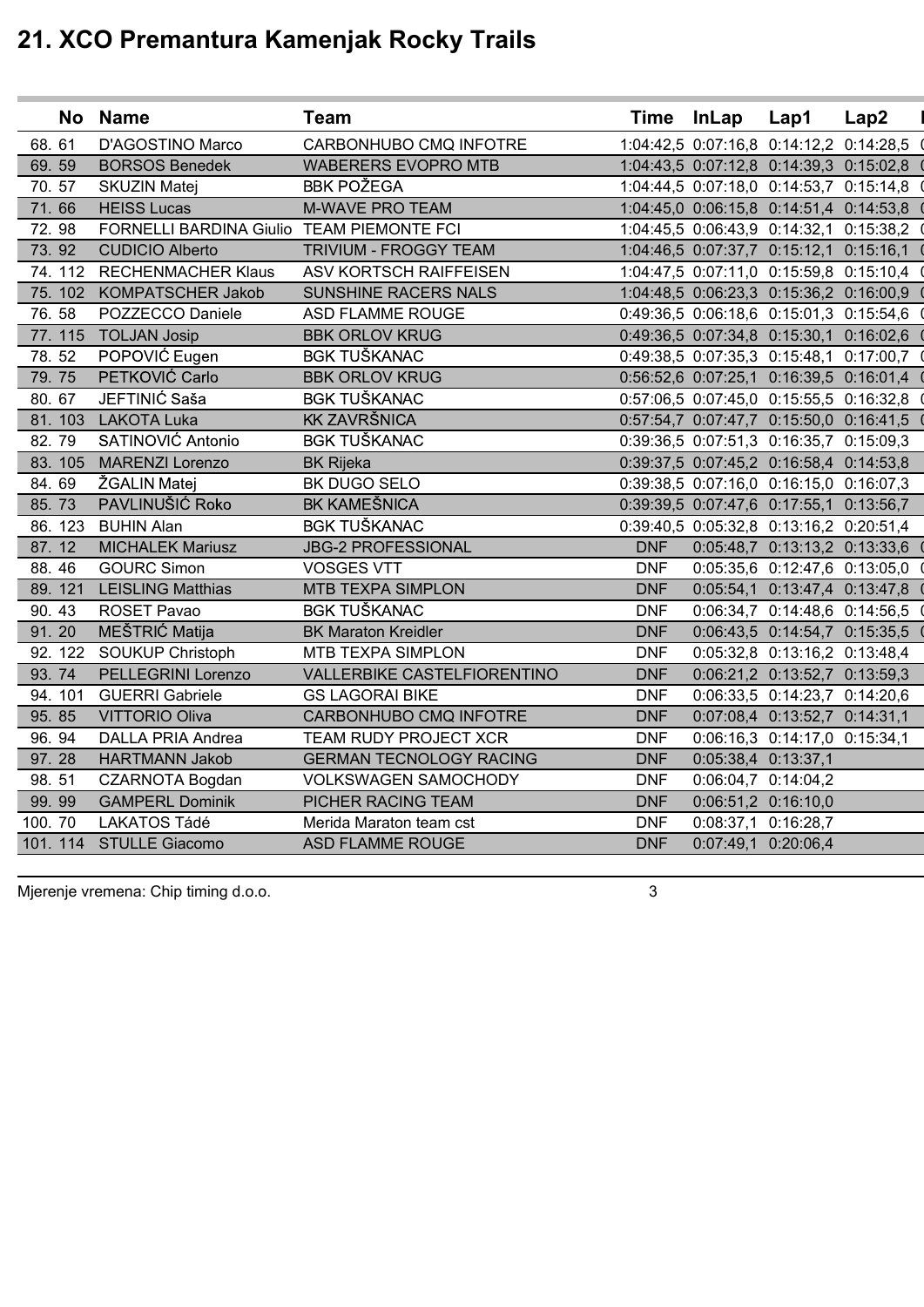# 21. XCO Premantura Kamenjak Rocky Trails

| No | Name | Team | Time | InLap | Lap1 | Lap2 |
|---|---|---|---|---|---|---|
| 68. 61 | D'AGOSTINO Marco | CARBONHUBO CMQ INFOTRE | 1:04:42,5 | 0:07:16,8 | 0:14:12,2 | 0:14:28,5 |
| 69. 59 | BORSOS Benedek | WABERERS EVOPRO MTB | 1:04:43,5 | 0:07:12,8 | 0:14:39,3 | 0:15:02,8 |
| 70. 57 | SKUZIN Matej | BBK POŽEGA | 1:04:44,5 | 0:07:18,0 | 0:14:53,7 | 0:15:14,8 |
| 71. 66 | HEISS Lucas | M-WAVE PRO TEAM | 1:04:45,0 | 0:06:15,8 | 0:14:51,4 | 0:14:53,8 |
| 72. 98 | FORNELLI BARDINA Giulio | TEAM PIEMONTE FCI | 1:04:45,5 | 0:06:43,9 | 0:14:32,1 | 0:15:38,2 |
| 73. 92 | CUDICIO Alberto | TRIVIUM - FROGGY TEAM | 1:04:46,5 | 0:07:37,7 | 0:15:12,1 | 0:15:16,1 |
| 74. 112 | RECHENMACHER Klaus | ASV KORTSCH RAIFFEISEN | 1:04:47,5 | 0:07:11,0 | 0:15:59,8 | 0:15:10,4 |
| 75. 102 | KOMPATSCHER Jakob | SUNSHINE RACERS NALS | 1:04:48,5 | 0:06:23,3 | 0:15:36,2 | 0:16:00,9 |
| 76. 58 | POZZECCO Daniele | ASD FLAMME ROUGE | 0:49:36,5 | 0:06:18,6 | 0:15:01,3 | 0:15:54,6 |
| 77. 115 | TOLJAN Josip | BBK ORLOV KRUG | 0:49:36,5 | 0:07:34,8 | 0:15:30,1 | 0:16:02,6 |
| 78. 52 | POPOVIĆ Eugen | BGK TUŠKANAC | 0:49:38,5 | 0:07:35,3 | 0:15:48,1 | 0:17:00,7 |
| 79. 75 | PETKOVIĆ Carlo | BBK ORLOV KRUG | 0:56:52,6 | 0:07:25,1 | 0:16:39,5 | 0:16:01,4 |
| 80. 67 | JEFTINIĆ Saša | BGK TUŠKANAC | 0:57:06,5 | 0:07:45,0 | 0:15:55,5 | 0:16:32,8 |
| 81. 103 | LAKOTA Luka | KK ZAVRŠNICA | 0:57:54,7 | 0:07:47,7 | 0:15:50,0 | 0:16:41,5 |
| 82. 79 | SATINOVIĆ Antonio | BGK TUŠKANAC | 0:39:36,5 | 0:07:51,3 | 0:16:35,7 | 0:15:09,3 |
| 83. 105 | MARENZI Lorenzo | BK Rijeka | 0:39:37,5 | 0:07:45,2 | 0:16:58,4 | 0:14:53,8 |
| 84. 69 | ŽGALIN Matej | BK DUGO SELO | 0:39:38,5 | 0:07:16,0 | 0:16:15,0 | 0:16:07,3 |
| 85. 73 | PAVLINUŠIĆ Roko | BK KAMEŠNICA | 0:39:39,5 | 0:07:47,6 | 0:17:55,1 | 0:13:56,7 |
| 86. 123 | BUHIN Alan | BGK TUŠKANAC | 0:39:40,5 | 0:05:32,8 | 0:13:16,2 | 0:20:51,4 |
| 87. 12 | MICHALEK Mariusz | JBG-2 PROFESSIONAL | DNF | 0:05:48,7 | 0:13:13,2 | 0:13:33,6 |
| 88. 46 | GOURC Simon | VOSGES VTT | DNF | 0:05:35,6 | 0:12:47,6 | 0:13:05,0 |
| 89. 121 | LEISLING Matthias | MTB TEXPA SIMPLON | DNF | 0:05:54,1 | 0:13:47,4 | 0:13:47,8 |
| 90. 43 | ROSET Pavao | BGK TUŠKANAC | DNF | 0:06:34,7 | 0:14:48,6 | 0:14:56,5 |
| 91. 20 | MEŠTRIĆ Matija | BK Maraton Kreidler | DNF | 0:06:43,5 | 0:14:54,7 | 0:15:35,5 |
| 92. 122 | SOUKUP Christoph | MTB TEXPA SIMPLON | DNF | 0:05:32,8 | 0:13:16,2 | 0:13:48,4 |
| 93. 74 | PELLEGRINI Lorenzo | VALLERBIKE CASTELFIORENTINO | DNF | 0:06:21,2 | 0:13:52,7 | 0:13:59,3 |
| 94. 101 | GUERRI Gabriele | GS LAGORAI BIKE | DNF | 0:06:33,5 | 0:14:23,7 | 0:14:20,6 |
| 95. 85 | VITTORIO Oliva | CARBONHUBO CMQ INFOTRE | DNF | 0:07:08,4 | 0:13:52,7 | 0:14:31,1 |
| 96. 94 | DALLA PRIA Andrea | TEAM RUDY PROJECT XCR | DNF | 0:06:16,3 | 0:14:17,0 | 0:15:34,1 |
| 97. 28 | HARTMANN Jakob | GERMAN TECNOLOGY RACING | DNF | 0:05:38,4 | 0:13:37,1 | |
| 98. 51 | CZARNOTA Bogdan | VOLKSWAGEN SAMOCHODY | DNF | 0:06:04,7 | 0:14:04,2 | |
| 99. 99 | GAMPERL Dominik | PICHER RACING TEAM | DNF | 0:06:51,2 | 0:16:10,0 | |
| 100. 70 | LAKATOS Tádé | Merida Maraton team cst | DNF | 0:08:37,1 | 0:16:28,7 | |
| 101. 114 | STULLE Giacomo | ASD FLAMME ROUGE | DNF | 0:07:49,1 | 0:20:06,4 | |

Mjerenje vremena: Chip timing d.o.o.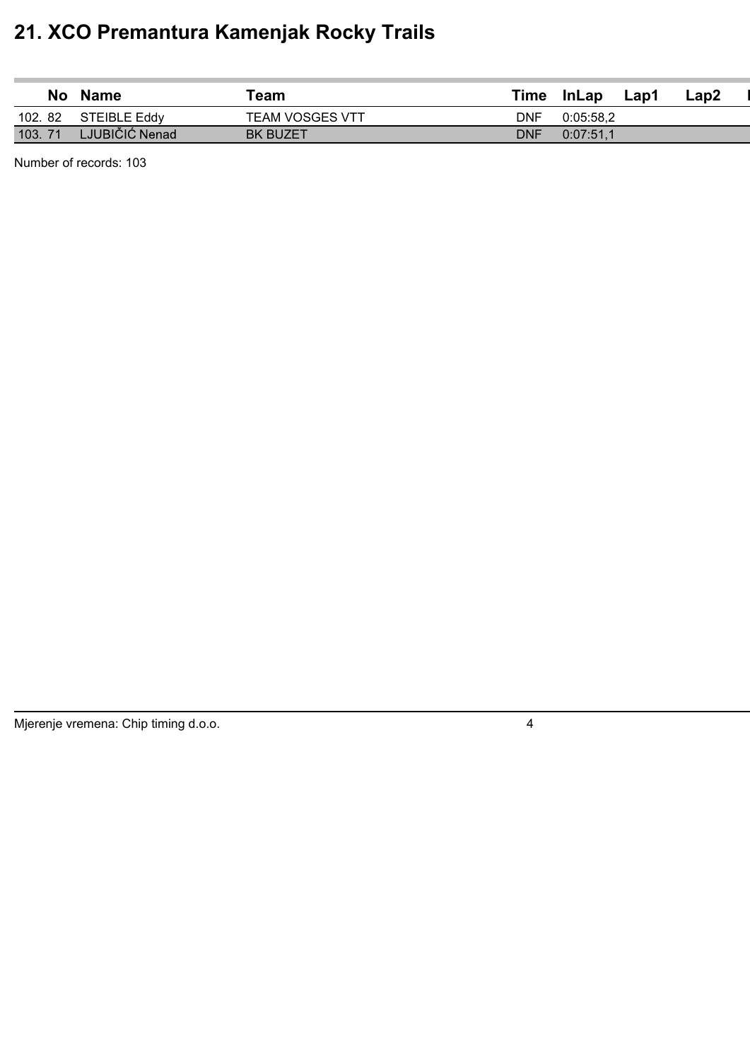# 21. XCO Premantura Kamenjak Rocky Trails

| | No | Name | Team | Time | InLap | Lap1 | Lap2 |
|---|---|---|---|---|---|---|---|
| 102. | 82 | STEIBLE Eddy | TEAM VOSGES VTT | DNF | 0:05:58,2 | | |
| 103. | 71 | LJUBIČIĆ Nenad | BK BUZET | DNF | 0:07:51,1 | | |

Number of records: 103

Mjerenje vremena: Chip timing d.o.o.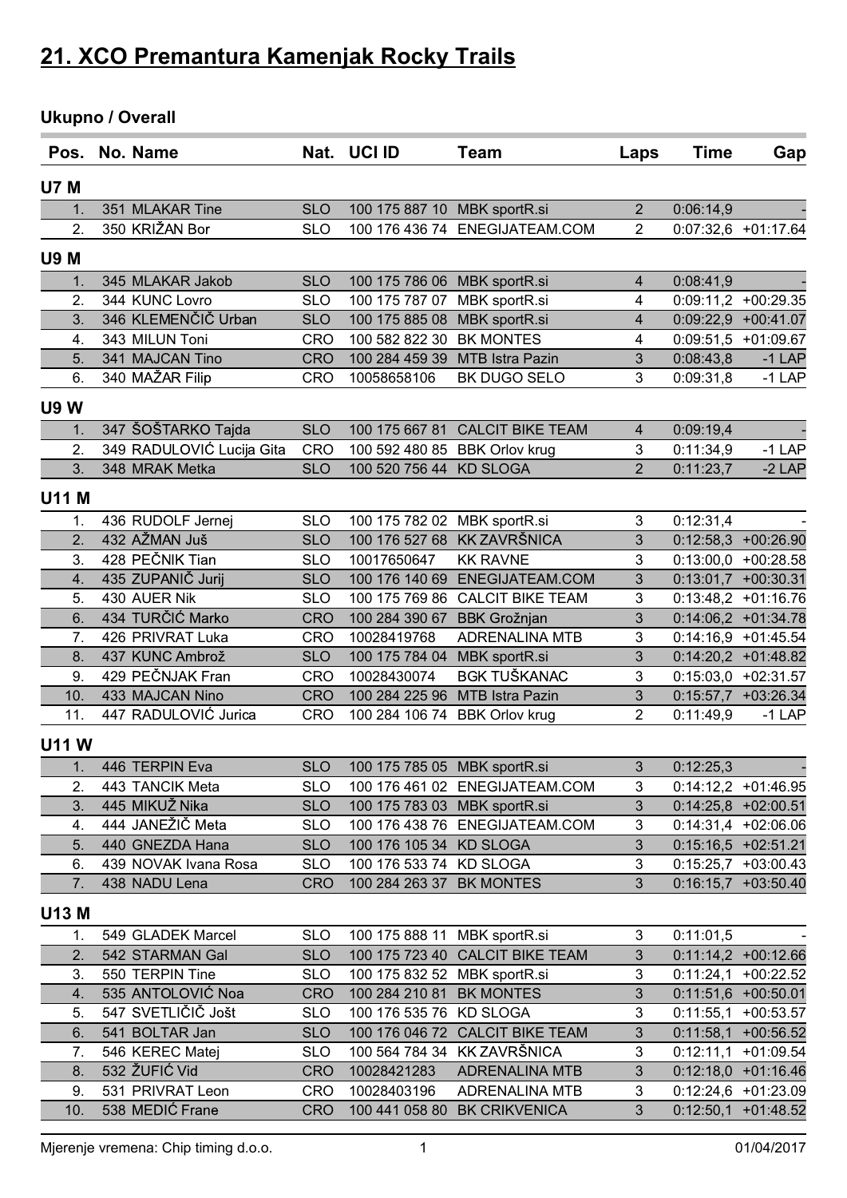# 21. XCO Premantura Kamenjak Rocky Trails

## Ukupno / Overall

| Pos. | No. | Name | Nat. | UCI ID | Team | Laps | Time | Gap |
|---|---|---|---|---|---|---|---|---|
| **U7 M** | | | | | | | | |
| 1. | 351 | MLAKAR Tine | SLO | 100 175 887 10 | MBK sportR.si | 2 | 0:06:14,9 | - |
| 2. | 350 | KRIŽAN Bor | SLO | 100 176 436 74 | ENEGIJATEAM.COM | 2 | 0:07:32,6 | +01:17.64 |
| **U9 M** | | | | | | | | |
| 1. | 345 | MLAKAR Jakob | SLO | 100 175 786 06 | MBK sportR.si | 4 | 0:08:41,9 | - |
| 2. | 344 | KUNC Lovro | SLO | 100 175 787 07 | MBK sportR.si | 4 | 0:09:11,2 | +00:29.35 |
| 3. | 346 | KLEMENČIČ Urban | SLO | 100 175 885 08 | MBK sportR.si | 4 | 0:09:22,9 | +00:41.07 |
| 4. | 343 | MILUN Toni | CRO | 100 582 822 30 | BK MONTES | 4 | 0:09:51,5 | +01:09.67 |
| 5. | 341 | MAJCAN Tino | CRO | 100 284 459 39 | MTB Istra Pazin | 3 | 0:08:43,8 | -1 LAP |
| 6. | 340 | MAŽAR Filip | CRO | 10058658106 | BK DUGO SELO | 3 | 0:09:31,8 | -1 LAP |
| **U9 W** | | | | | | | | |
| 1. | 347 | ŠOŠTARKO Tajda | SLO | 100 175 667 81 | CALCIT BIKE TEAM | 4 | 0:09:19,4 | - |
| 2. | 349 | RADULOVIĆ Lucija Gita | CRO | 100 592 480 85 | BBK Orlov krug | 3 | 0:11:34,9 | -1 LAP |
| 3. | 348 | MRAK Metka | SLO | 100 520 756 44 | KD SLOGA | 2 | 0:11:23,7 | -2 LAP |
| **U11 M** | | | | | | | | |
| 1. | 436 | RUDOLF Jernej | SLO | 100 175 782 02 | MBK sportR.si | 3 | 0:12:31,4 | - |
| 2. | 432 | AŽMAN Juš | SLO | 100 176 527 68 | KK ZAVRŠNICA | 3 | 0:12:58,3 | +00:26.90 |
| 3. | 428 | PEČNIK Tian | SLO | 10017650647 | KK RAVNE | 3 | 0:13:00,0 | +00:28.58 |
| 4. | 435 | ZUPANIČ Jurij | SLO | 100 176 140 69 | ENEGIJATEAM.COM | 3 | 0:13:01,7 | +00:30.31 |
| 5. | 430 | AUER Nik | SLO | 100 175 769 86 | CALCIT BIKE TEAM | 3 | 0:13:48,2 | +01:16.76 |
| 6. | 434 | TURČIĆ Marko | CRO | 100 284 390 67 | BBK Grožnjan | 3 | 0:14:06,2 | +01:34.78 |
| 7. | 426 | PRIVRAT Luka | CRO | 10028419768 | ADRENALINA MTB | 3 | 0:14:16,9 | +01:45.54 |
| 8. | 437 | KUNC Ambrož | SLO | 100 175 784 04 | MBK sportR.si | 3 | 0:14:20,2 | +01:48.82 |
| 9. | 429 | PEČNJAK Fran | CRO | 10028430074 | BGK TUŠKANAC | 3 | 0:15:03,0 | +02:31.57 |
| 10. | 433 | MAJCAN Nino | CRO | 100 284 225 96 | MTB Istra Pazin | 3 | 0:15:57,7 | +03:26.34 |
| 11. | 447 | RADULOVIĆ Jurica | CRO | 100 284 106 74 | BBK Orlov krug | 2 | 0:11:49,9 | -1 LAP |
| **U11 W** | | | | | | | | |
| 1. | 446 | TERPIN Eva | SLO | 100 175 785 05 | MBK sportR.si | 3 | 0:12:25,3 | - |
| 2. | 443 | TANCIK Meta | SLO | 100 176 461 02 | ENEGIJATEAM.COM | 3 | 0:14:12,2 | +01:46.95 |
| 3. | 445 | MIKUŽ Nika | SLO | 100 175 783 03 | MBK sportR.si | 3 | 0:14:25,8 | +02:00.51 |
| 4. | 444 | JANEŽIČ Meta | SLO | 100 176 438 76 | ENEGIJATEAM.COM | 3 | 0:14:31,4 | +02:06.06 |
| 5. | 440 | GNEZDA Hana | SLO | 100 176 105 34 | KD SLOGA | 3 | 0:15:16,5 | +02:51.21 |
| 6. | 439 | NOVAK Ivana Rosa | SLO | 100 176 533 74 | KD SLOGA | 3 | 0:15:25,7 | +03:00.43 |
| 7. | 438 | NADU Lena | CRO | 100 284 263 37 | BK MONTES | 3 | 0:16:15,7 | +03:50.40 |
| **U13 M** | | | | | | | | |
| 1. | 549 | GLADEK Marcel | SLO | 100 175 888 11 | MBK sportR.si | 3 | 0:11:01,5 | - |
| 2. | 542 | STARMAN Gal | SLO | 100 175 723 40 | CALCIT BIKE TEAM | 3 | 0:11:14,2 | +00:12.66 |
| 3. | 550 | TERPIN Tine | SLO | 100 175 832 52 | MBK sportR.si | 3 | 0:11:24,1 | +00:22.52 |
| 4. | 535 | ANTOLOVIĆ Noa | CRO | 100 284 210 81 | BK MONTES | 3 | 0:11:51,6 | +00:50.01 |
| 5. | 547 | SVETLIČIČ Jošt | SLO | 100 176 535 76 | KD SLOGA | 3 | 0:11:55,1 | +00:53.57 |
| 6. | 541 | BOLTAR Jan | SLO | 100 176 046 72 | CALCIT BIKE TEAM | 3 | 0:11:58,1 | +00:56.52 |
| 7. | 546 | KEREC Matej | SLO | 100 564 784 34 | KK ZAVRŠNICA | 3 | 0:12:11,1 | +01:09.54 |
| 8. | 532 | ŽUFIĆ Vid | CRO | 10028421283 | ADRENALINA MTB | 3 | 0:12:18,0 | +01:16.46 |
| 9. | 531 | PRIVRAT Leon | CRO | 10028403196 | ADRENALINA MTB | 3 | 0:12:24,6 | +01:23.09 |
| 10. | 538 | MEDIĆ Frane | CRO | 100 441 058 80 | BK CRIKVENICA | 3 | 0:12:50,1 | +01:48.52 |

Mjerenje vremena: Chip timing d.o.o. 01/04/2017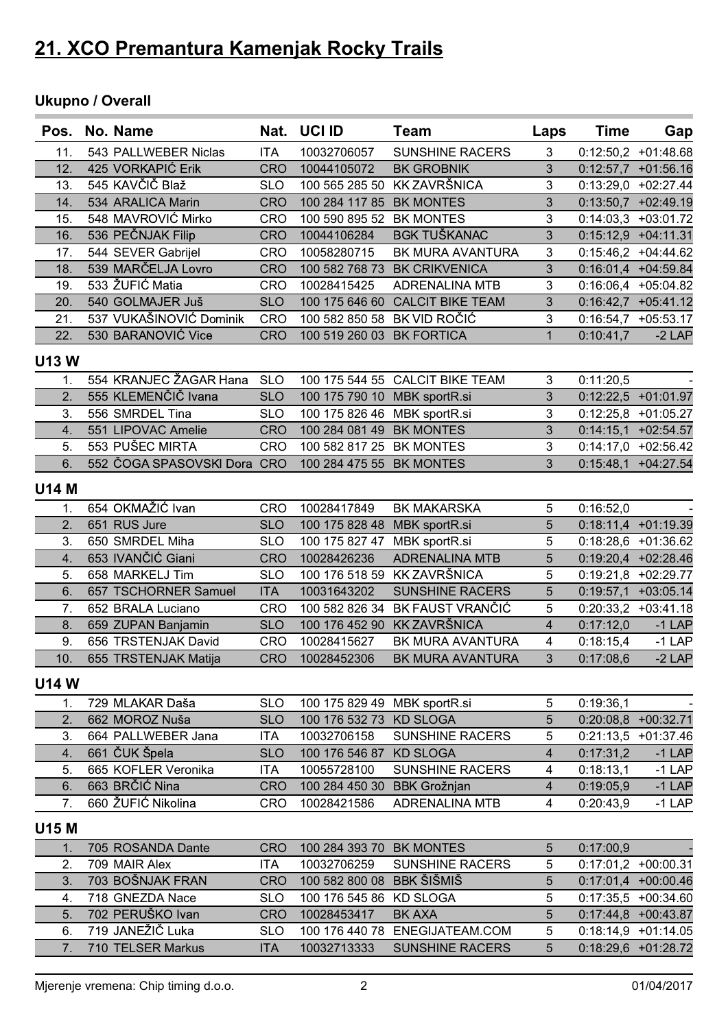# 21. XCO Premantura Kamenjak Rocky Trails

### Ukupno / Overall

| Pos. | No. | Name | Nat. | UCI ID | Team | Laps | Time | Gap |
|---|---|---|---|---|---|---|---|---|
| 11. | 543 | PALLWEBER Niclas | ITA | 10032706057 | SUNSHINE RACERS | 3 | 0:12:50,2 | +01:48.68 |
| 12. | 425 | VORKAPIĆ Erik | CRO | 10044105072 | BK GROBNIK | 3 | 0:12:57,7 | +01:56.16 |
| 13. | 545 | KAVČIČ Blaž | SLO | 100 565 285 50 | KK ZAVRŠNICA | 3 | 0:13:29,0 | +02:27.44 |
| 14. | 534 | ARALICA Marin | CRO | 100 284 117 85 | BK MONTES | 3 | 0:13:50,7 | +02:49.19 |
| 15. | 548 | MAVROVIĆ Mirko | CRO | 100 590 895 52 | BK MONTES | 3 | 0:14:03,3 | +03:01.72 |
| 16. | 536 | PEČNJAK Filip | CRO | 10044106284 | BGK TUŠKANAC | 3 | 0:15:12,9 | +04:11.31 |
| 17. | 544 | SEVER Gabrijel | CRO | 10058280715 | BK MURA AVANTURA | 3 | 0:15:46,2 | +04:44.62 |
| 18. | 539 | MARČELJA Lovro | CRO | 100 582 768 73 | BK CRIKVENICA | 3 | 0:16:01,4 | +04:59.84 |
| 19. | 533 | ŽUFIĆ Matia | CRO | 10028415425 | ADRENALINA MTB | 3 | 0:16:06,4 | +05:04.82 |
| 20. | 540 | GOLMAJER Juš | SLO | 100 175 646 60 | CALCIT BIKE TEAM | 3 | 0:16:42,7 | +05:41.12 |
| 21. | 537 | VUKAŠINOVIĆ Dominik | CRO | 100 582 850 58 | BK VID ROČIĆ | 3 | 0:16:54,7 | +05:53.17 |
| 22. | 530 | BARANOVIĆ Vice | CRO | 100 519 260 03 | BK FORTICA | 1 | 0:10:41,7 | -2 LAP |

### U13 W

| Pos. | No. | Name | Nat. | UCI ID | Team | Laps | Time | Gap |
|---|---|---|---|---|---|---|---|---|
| 1. | 554 | KRANJEC ŽAGAR Hana | SLO | 100 175 544 55 | CALCIT BIKE TEAM | 3 | 0:11:20,5 | - |
| 2. | 555 | KLEMENČIČ Ivana | SLO | 100 175 790 10 | MBK sportR.si | 3 | 0:12:22,5 | +01:01.97 |
| 3. | 556 | SMRDEL Tina | SLO | 100 175 826 46 | MBK sportR.si | 3 | 0:12:25,8 | +01:05.27 |
| 4. | 551 | LIPOVAC Amelie | CRO | 100 284 081 49 | BK MONTES | 3 | 0:14:15,1 | +02:54.57 |
| 5. | 553 | PUŠEC MIRTA | CRO | 100 582 817 25 | BK MONTES | 3 | 0:14:17,0 | +02:56.42 |
| 6. | 552 | ČOGA SPASOVSKI Dora | CRO | 100 284 475 55 | BK MONTES | 3 | 0:15:48,1 | +04:27.54 |

### U14 M

| Pos. | No. | Name | Nat. | UCI ID | Team | Laps | Time | Gap |
|---|---|---|---|---|---|---|---|---|
| 1. | 654 | OKMAŽIĆ Ivan | CRO | 10028417849 | BK MAKARSKA | 5 | 0:16:52,0 | - |
| 2. | 651 | RUS Jure | SLO | 100 175 828 48 | MBK sportR.si | 5 | 0:18:11,4 | +01:19.39 |
| 3. | 650 | SMRDEL Miha | SLO | 100 175 827 47 | MBK sportR.si | 5 | 0:18:28,6 | +01:36.62 |
| 4. | 653 | IVANČIĆ Giani | CRO | 10028426236 | ADRENALINA MTB | 5 | 0:19:20,4 | +02:28.46 |
| 5. | 658 | MARKELJ Tim | SLO | 100 176 518 59 | KK ZAVRŠNICA | 5 | 0:19:21,8 | +02:29.77 |
| 6. | 657 | TSCHORNER Samuel | ITA | 10031643202 | SUNSHINE RACERS | 5 | 0:19:57,1 | +03:05.14 |
| 7. | 652 | BRALA Luciano | CRO | 100 582 826 34 | BK FAUST VRANČIĆ | 5 | 0:20:33,2 | +03:41.18 |
| 8. | 659 | ZUPAN Banjamin | SLO | 100 176 452 90 | KK ZAVRŠNICA | 4 | 0:17:12,0 | -1 LAP |
| 9. | 656 | TRSTENJAK David | CRO | 10028415627 | BK MURA AVANTURA | 4 | 0:18:15,4 | -1 LAP |
| 10. | 655 | TRSTENJAK Matija | CRO | 10028452306 | BK MURA AVANTURA | 3 | 0:17:08,6 | -2 LAP |

### U14 W

| Pos. | No. | Name | Nat. | UCI ID | Team | Laps | Time | Gap |
|---|---|---|---|---|---|---|---|---|
| 1. | 729 | MLAKAR Daša | SLO | 100 175 829 49 | MBK sportR.si | 5 | 0:19:36,1 | - |
| 2. | 662 | MOROZ Nuša | SLO | 100 176 532 73 | KD SLOGA | 5 | 0:20:08,8 | +00:32.71 |
| 3. | 664 | PALLWEBER Jana | ITA | 10032706158 | SUNSHINE RACERS | 5 | 0:21:13,5 | +01:37.46 |
| 4. | 661 | ČUK Špela | SLO | 100 176 546 87 | KD SLOGA | 4 | 0:17:31,2 | -1 LAP |
| 5. | 665 | KOFLER Veronika | ITA | 10055728100 | SUNSHINE RACERS | 4 | 0:18:13,1 | -1 LAP |
| 6. | 663 | BRČIĆ Nina | CRO | 100 284 450 30 | BBK Grožnjan | 4 | 0:19:05,9 | -1 LAP |
| 7. | 660 | ŽUFIĆ Nikolina | CRO | 10028421586 | ADRENALINA MTB | 4 | 0:20:43,9 | -1 LAP |

### U15 M

| Pos. | No. | Name | Nat. | UCI ID | Team | Laps | Time | Gap |
|---|---|---|---|---|---|---|---|---|
| 1. | 705 | ROSANDA Dante | CRO | 100 284 393 70 | BK MONTES | 5 | 0:17:00,9 | - |
| 2. | 709 | MAIR Alex | ITA | 10032706259 | SUNSHINE RACERS | 5 | 0:17:01,2 | +00:00.31 |
| 3. | 703 | BOŠNJAK FRAN | CRO | 100 582 800 08 | BBK ŠIŠMIŠ | 5 | 0:17:01,4 | +00:00.46 |
| 4. | 718 | GNEZDA Nace | SLO | 100 176 545 86 | KD SLOGA | 5 | 0:17:35,5 | +00:34.60 |
| 5. | 702 | PERUŠKO Ivan | CRO | 10028453417 | BK AXA | 5 | 0:17:44,8 | +00:43.87 |
| 6. | 719 | JANEŽIČ Luka | SLO | 100 176 440 78 | ENEGIJATEAM.COM | 5 | 0:18:14,9 | +01:14.05 |
| 7. | 710 | TELSER Markus | ITA | 10032713333 | SUNSHINE RACERS | 5 | 0:18:29,6 | +01:28.72 |

Mjerenje vremena: Chip timing d.o.o. 01/04/2017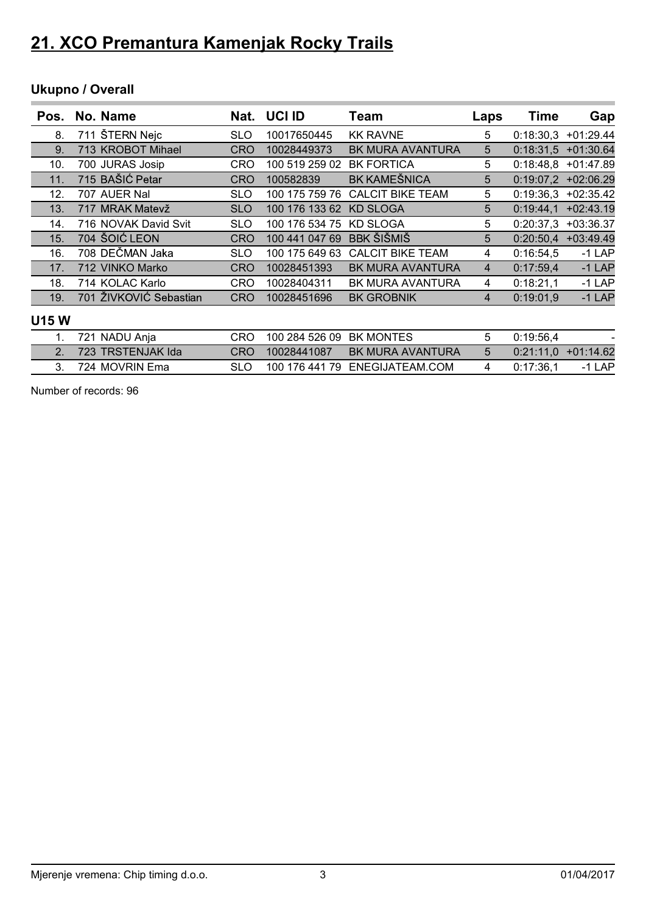# 21. XCO Premantura Kamenjak Rocky Trails

## Ukupno / Overall

| Pos. | No. | Name | Nat. | UCI ID | Team | Laps | Time | Gap |
|---|---|---|---|---|---|---|---|---|
| 8. | 711 | ŠTERN Nejc | SLO | 10017650445 | KK RAVNE | 5 | 0:18:30,3 | +01:29.44 |
| 9. | 713 | KROBOT Mihael | CRO | 10028449373 | BK MURA AVANTURA | 5 | 0:18:31,5 | +01:30.64 |
| 10. | 700 | JURAS Josip | CRO | 100 519 259 02 | BK FORTICA | 5 | 0:18:48,8 | +01:47.89 |
| 11. | 715 | BAŠIĆ Petar | CRO | 100582839 | BK KAMEŠNICA | 5 | 0:19:07,2 | +02:06.29 |
| 12. | 707 | AUER Nal | SLO | 100 175 759 76 | CALCIT BIKE TEAM | 5 | 0:19:36,3 | +02:35.42 |
| 13. | 717 | MRAK Matevž | SLO | 100 176 133 62 | KD SLOGA | 5 | 0:19:44,1 | +02:43.19 |
| 14. | 716 | NOVAK David Svit | SLO | 100 176 534 75 | KD SLOGA | 5 | 0:20:37,3 | +03:36.37 |
| 15. | 704 | ŠOIĆ LEON | CRO | 100 441 047 69 | BBK ŠIŠMIŠ | 5 | 0:20:50,4 | +03:49.49 |
| 16. | 708 | DEČMAN Jaka | SLO | 100 175 649 63 | CALCIT BIKE TEAM | 4 | 0:16:54,5 | -1 LAP |
| 17. | 712 | VINKO Marko | CRO | 10028451393 | BK MURA AVANTURA | 4 | 0:17:59,4 | -1 LAP |
| 18. | 714 | KOLAC Karlo | CRO | 10028404311 | BK MURA AVANTURA | 4 | 0:18:21,1 | -1 LAP |
| 19. | 701 | ŽIVKOVIĆ Sebastian | CRO | 10028451696 | BK GROBNIK | 4 | 0:19:01,9 | -1 LAP |

## U15 W

| Pos. | No. | Name | Nat. | UCI ID | Team | Laps | Time | Gap |
|---|---|---|---|---|---|---|---|---|
| 1. | 721 | NADU Anja | CRO | 100 284 526 09 | BK MONTES | 5 | 0:19:56,4 | - |
| 2. | 723 | TRSTENJAK Ida | CRO | 10028441087 | BK MURA AVANTURA | 5 | 0:21:11,0 | +01:14.62 |
| 3. | 724 | MOVRIN Ema | SLO | 100 176 441 79 | ENEGIJATEAM.COM | 4 | 0:17:36,1 | -1 LAP |

Number of records: 96

Mjerenje vremena: Chip timing d.o.o. 01/04/2017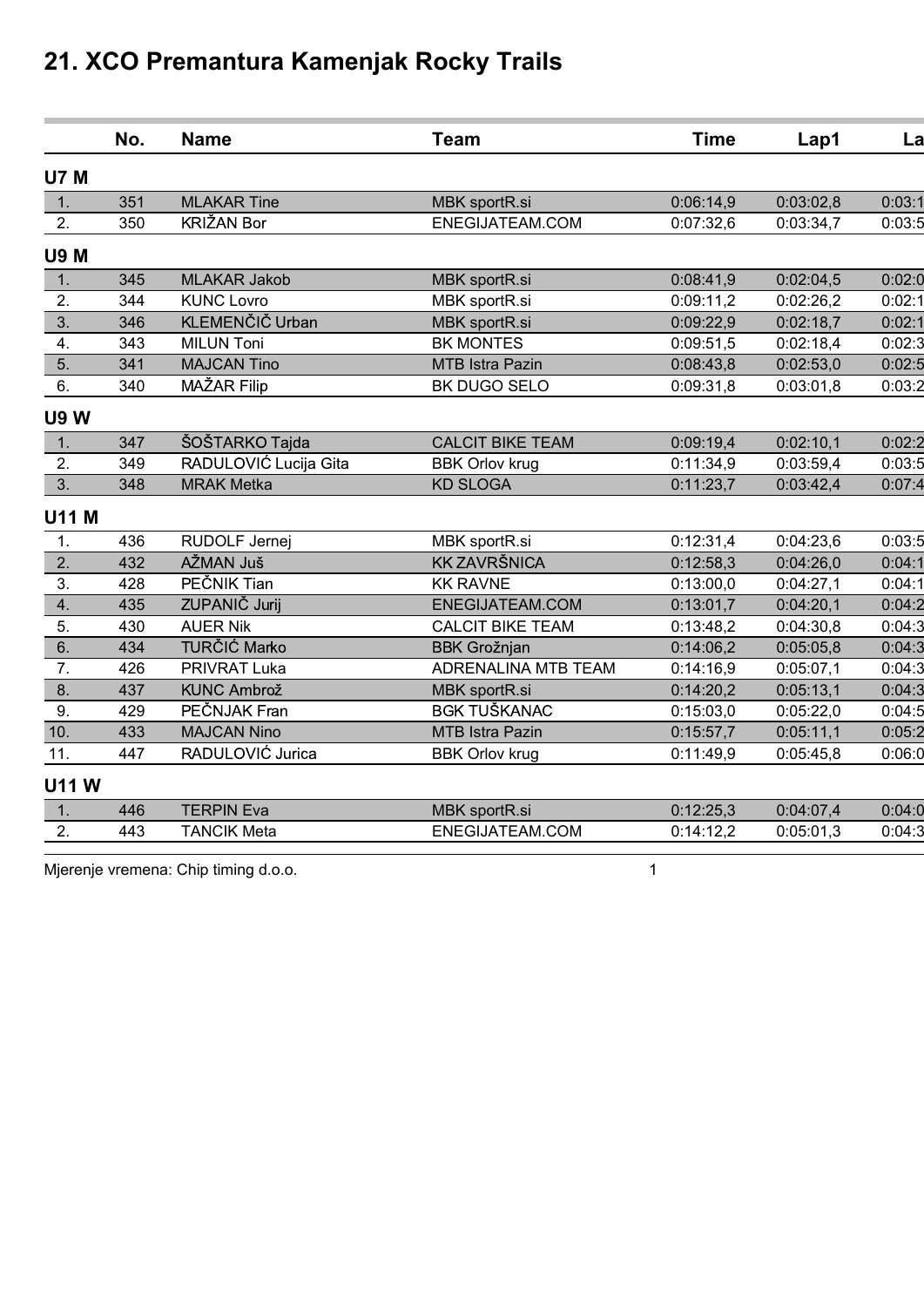# 21. XCO Premantura Kamenjak Rocky Trails

| | No. | Name | Team | Time | Lap1 | La |
|---|---|---|---|---|---|---|
| **U7 M** | | | | | | |
| 1. | 351 | MLAKAR Tine | MBK sportR.si | 0:06:14,9 | 0:03:02,8 | 0:03:1 |
| 2. | 350 | KRIŽAN Bor | ENEGIJATEAM.COM | 0:07:32,6 | 0:03:34,7 | 0:03:5 |
| **U9 M** | | | | | | |
| 1. | 345 | MLAKAR Jakob | MBK sportR.si | 0:08:41,9 | 0:02:04,5 | 0:02:0 |
| 2. | 344 | KUNC Lovro | MBK sportR.si | 0:09:11,2 | 0:02:26,2 | 0:02:1 |
| 3. | 346 | KLEMENČIČ Urban | MBK sportR.si | 0:09:22,9 | 0:02:18,7 | 0:02:1 |
| 4. | 343 | MILUN Toni | BK MONTES | 0:09:51,5 | 0:02:18,4 | 0:02:3 |
| 5. | 341 | MAJCAN Tino | MTB Istra Pazin | 0:08:43,8 | 0:02:53,0 | 0:02:5 |
| 6. | 340 | MAŽAR Filip | BK DUGO SELO | 0:09:31,8 | 0:03:01,8 | 0:03:2 |
| **U9 W** | | | | | | |
| 1. | 347 | ŠOŠTARKO Tajda | CALCIT BIKE TEAM | 0:09:19,4 | 0:02:10,1 | 0:02:2 |
| 2. | 349 | RADULOVIĆ Lucija Gita | BBK Orlov krug | 0:11:34,9 | 0:03:59,4 | 0:03:5 |
| 3. | 348 | MRAK Metka | KD SLOGA | 0:11:23,7 | 0:03:42,4 | 0:07:4 |
| **U11 M** | | | | | | |
| 1. | 436 | RUDOLF Jernej | MBK sportR.si | 0:12:31,4 | 0:04:23,6 | 0:03:5 |
| 2. | 432 | AŽMAN Juš | KK ZAVRŠNICA | 0:12:58,3 | 0:04:26,0 | 0:04:1 |
| 3. | 428 | PEČNIK Tian | KK RAVNE | 0:13:00,0 | 0:04:27,1 | 0:04:1 |
| 4. | 435 | ZUPANIČ Jurij | ENEGIJATEAM.COM | 0:13:01,7 | 0:04:20,1 | 0:04:2 |
| 5. | 430 | AUER Nik | CALCIT BIKE TEAM | 0:13:48,2 | 0:04:30,8 | 0:04:3 |
| 6. | 434 | TURČIĆ Marko | BBK Grožnjan | 0:14:06,2 | 0:05:05,8 | 0:04:3 |
| 7. | 426 | PRIVRAT Luka | ADRENALINA MTB TEAM | 0:14:16,9 | 0:05:07,1 | 0:04:3 |
| 8. | 437 | KUNC Ambrož | MBK sportR.si | 0:14:20,2 | 0:05:13,1 | 0:04:3 |
| 9. | 429 | PEČNJAK Fran | BGK TUŠKANAC | 0:15:03,0 | 0:05:22,0 | 0:04:5 |
| 10. | 433 | MAJCAN Nino | MTB Istra Pazin | 0:15:57,7 | 0:05:11,1 | 0:05:2 |
| 11. | 447 | RADULOVIĆ Jurica | BBK Orlov krug | 0:11:49,9 | 0:05:45,8 | 0:06:0 |
| **U11 W** | | | | | | |
| 1. | 446 | TERPIN Eva | MBK sportR.si | 0:12:25,3 | 0:04:07,4 | 0:04:0 |
| 2. | 443 | TANCIK Meta | ENEGIJATEAM.COM | 0:14:12,2 | 0:05:01,3 | 0:04:3 |

Mjerenje vremena: Chip timing d.o.o.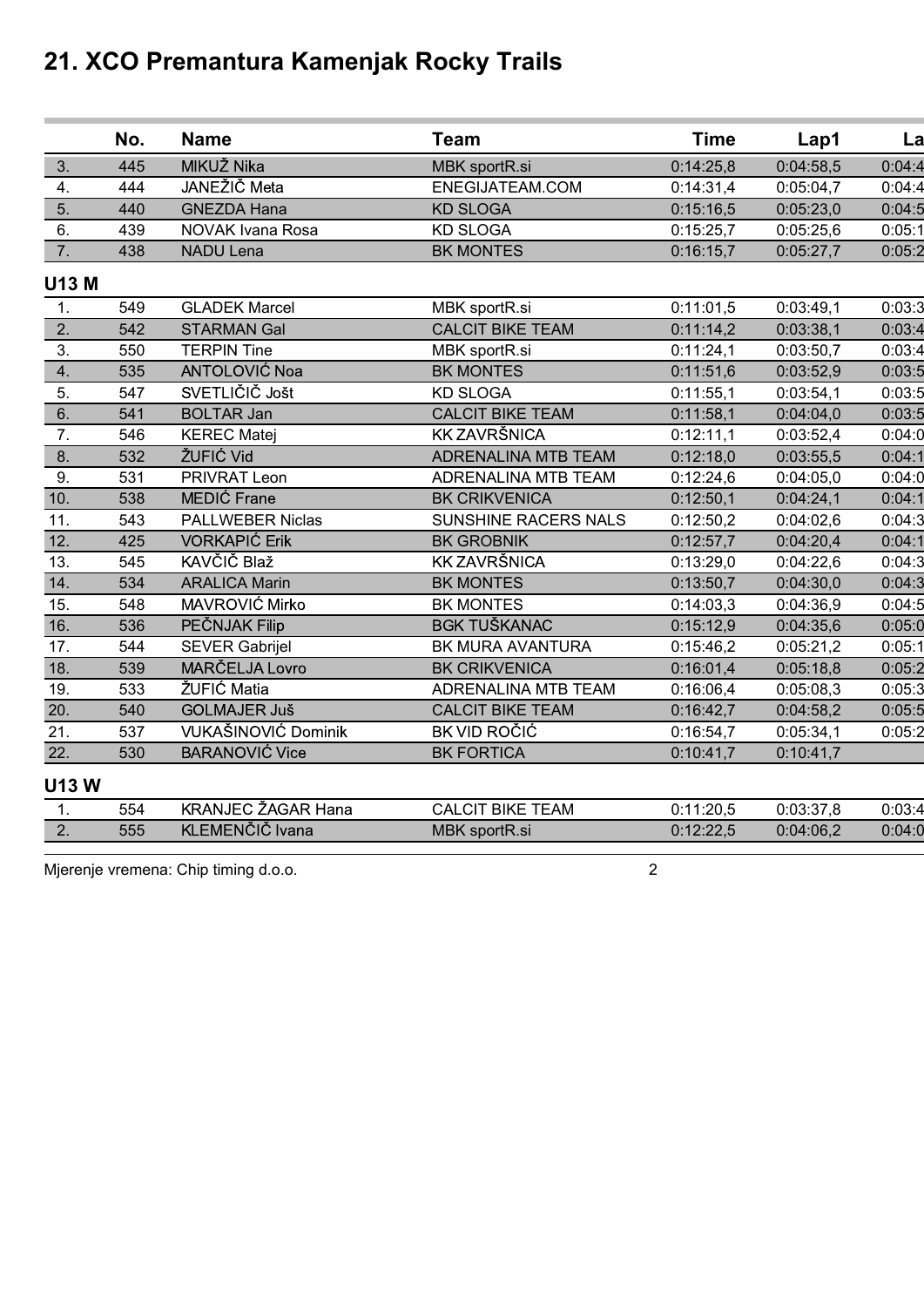# 21. XCO Premantura Kamenjak Rocky Trails

| | No. | Name | Team | Time | Lap1 | La |
|---|---|---|---|---|---|---|
| 3. | 445 | MIKUŽ Nika | MBK sportR.si | 0:14:25,8 | 0:04:58,5 | 0:04:4 |
| 4. | 444 | JANEŽIČ Meta | ENEGIJATEAM.COM | 0:14:31,4 | 0:05:04,7 | 0:04:4 |
| 5. | 440 | GNEZDA Hana | KD SLOGA | 0:15:16,5 | 0:05:23,0 | 0:04:5 |
| 6. | 439 | NOVAK Ivana Rosa | KD SLOGA | 0:15:25,7 | 0:05:25,6 | 0:05:1 |
| 7. | 438 | NADU Lena | BK MONTES | 0:16:15,7 | 0:05:27,7 | 0:05:2 |

**U13 M**

| | No. | Name | Team | Time | Lap1 | La |
|---|---|---|---|---|---|---|
| 1. | 549 | GLADEK Marcel | MBK sportR.si | 0:11:01,5 | 0:03:49,1 | 0:03:3 |
| 2. | 542 | STARMAN Gal | CALCIT BIKE TEAM | 0:11:14,2 | 0:03:38,1 | 0:03:4 |
| 3. | 550 | TERPIN Tine | MBK sportR.si | 0:11:24,1 | 0:03:50,7 | 0:03:4 |
| 4. | 535 | ANTOLOVIĆ Noa | BK MONTES | 0:11:51,6 | 0:03:52,9 | 0:03:5 |
| 5. | 547 | SVETLIČIČ Jošt | KD SLOGA | 0:11:55,1 | 0:03:54,1 | 0:03:5 |
| 6. | 541 | BOLTAR Jan | CALCIT BIKE TEAM | 0:11:58,1 | 0:04:04,0 | 0:03:5 |
| 7. | 546 | KEREC Matej | KK ZAVRŠNICA | 0:12:11,1 | 0:03:52,4 | 0:04:0 |
| 8. | 532 | ŽUFIĆ Vid | ADRENALINA MTB TEAM | 0:12:18,0 | 0:03:55,5 | 0:04:1 |
| 9. | 531 | PRIVRAT Leon | ADRENALINA MTB TEAM | 0:12:24,6 | 0:04:05,0 | 0:04:0 |
| 10. | 538 | MEDIĆ Frane | BK CRIKVENICA | 0:12:50,1 | 0:04:24,1 | 0:04:1 |
| 11. | 543 | PALLWEBER Niclas | SUNSHINE RACERS NALS | 0:12:50,2 | 0:04:02,6 | 0:04:3 |
| 12. | 425 | VORKAPIĆ Erik | BK GROBNIK | 0:12:57,7 | 0:04:20,4 | 0:04:1 |
| 13. | 545 | KAVČIČ Blaž | KK ZAVRŠNICA | 0:13:29,0 | 0:04:22,6 | 0:04:3 |
| 14. | 534 | ARALICA Marin | BK MONTES | 0:13:50,7 | 0:04:30,0 | 0:04:3 |
| 15. | 548 | MAVROVIĆ Mirko | BK MONTES | 0:14:03,3 | 0:04:36,9 | 0:04:5 |
| 16. | 536 | PEČNJAK Filip | BGK TUŠKANAC | 0:15:12,9 | 0:04:35,6 | 0:05:0 |
| 17. | 544 | SEVER Gabrijel | BK MURA AVANTURA | 0:15:46,2 | 0:05:21,2 | 0:05:1 |
| 18. | 539 | MARČELJA Lovro | BK CRIKVENICA | 0:16:01,4 | 0:05:18,8 | 0:05:2 |
| 19. | 533 | ŽUFIĆ Matia | ADRENALINA MTB TEAM | 0:16:06,4 | 0:05:08,3 | 0:05:3 |
| 20. | 540 | GOLMAJER Juš | CALCIT BIKE TEAM | 0:16:42,7 | 0:04:58,2 | 0:05:5 |
| 21. | 537 | VUKAŠINOVIĆ Dominik | BK VID ROČIĆ | 0:16:54,7 | 0:05:34,1 | 0:05:2 |
| 22. | 530 | BARANOVIĆ Vice | BK FORTICA | 0:10:41,7 | 0:10:41,7 | |

**U13 W**

| | No. | Name | Team | Time | Lap1 | La |
|---|---|---|---|---|---|---|
| 1. | 554 | KRANJEC ŽAGAR Hana | CALCIT BIKE TEAM | 0:11:20,5 | 0:03:37,8 | 0:03:4 |
| 2. | 555 | KLEMENČIČ Ivana | MBK sportR.si | 0:12:22,5 | 0:04:06,2 | 0:04:0 |

Mjerenje vremena: Chip timing d.o.o.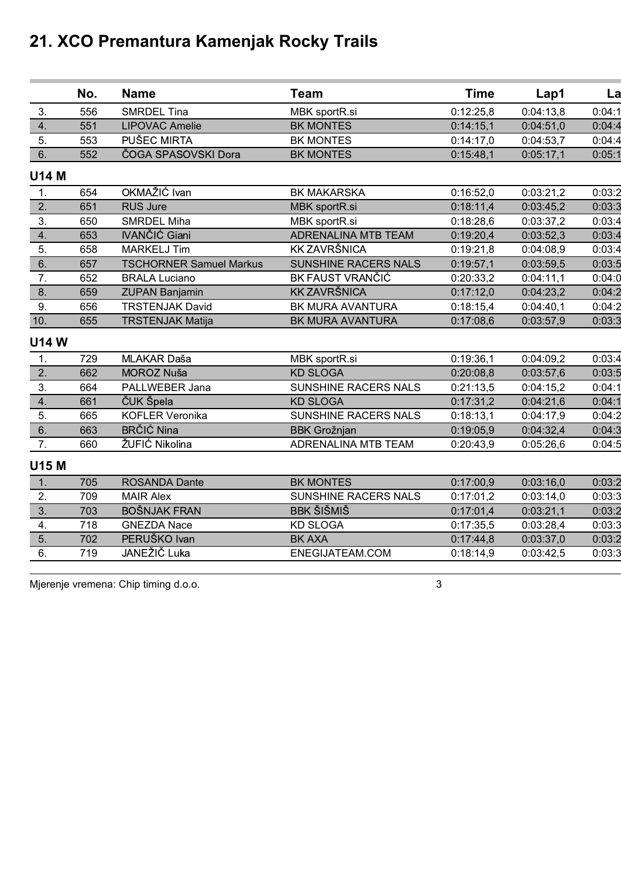# 21. XCO Premantura Kamenjak Rocky Trails

| | No. | Name | Team | Time | Lap1 | La |
|---|---|---|---|---|---|---|
| 3. | 556 | SMRDEL Tina | MBK sportR.si | 0:12:25,8 | 0:04:13,8 | 0:04:1 |
| 4. | 551 | LIPOVAC Amelie | BK MONTES | 0:14:15,1 | 0:04:51,0 | 0:04:4 |
| 5. | 553 | PUŠEC MIRTA | BK MONTES | 0:14:17,0 | 0:04:53,7 | 0:04:4 |
| 6. | 552 | ČOGA SPASOVSKI Dora | BK MONTES | 0:15:48,1 | 0:05:17,1 | 0:05:1 |

## U14 M

| | No. | Name | Team | Time | Lap1 | La |
|---|---|---|---|---|---|---|
| 1. | 654 | OKMAŽIĆ Ivan | BK MAKARSKA | 0:16:52,0 | 0:03:21,2 | 0:03:2 |
| 2. | 651 | RUS Jure | MBK sportR.si | 0:18:11,4 | 0:03:45,2 | 0:03:3 |
| 3. | 650 | SMRDEL Miha | MBK sportR.si | 0:18:28,6 | 0:03:37,2 | 0:03:4 |
| 4. | 653 | IVANČIĆ Giani | ADRENALINA MTB TEAM | 0:19:20,4 | 0:03:52,3 | 0:03:4 |
| 5. | 658 | MARKELJ Tim | KK ZAVRŠNICA | 0:19:21,8 | 0:04:08,9 | 0:03:4 |
| 6. | 657 | TSCHORNER Samuel Markus | SUNSHINE RACERS NALS | 0:19:57,1 | 0:03:59,5 | 0:03:5 |
| 7. | 652 | BRALA Luciano | BK FAUST VRANČIĆ | 0:20:33,2 | 0:04:11,1 | 0:04:0 |
| 8. | 659 | ZUPAN Banjamin | KK ZAVRŠNICA | 0:17:12,0 | 0:04:23,2 | 0:04:2 |
| 9. | 656 | TRSTENJAK David | BK MURA AVANTURA | 0:18:15,4 | 0:04:40,1 | 0:04:2 |
| 10. | 655 | TRSTENJAK Matija | BK MURA AVANTURA | 0:17:08,6 | 0:03:57,9 | 0:03:3 |

## U14 W

| | No. | Name | Team | Time | Lap1 | La |
|---|---|---|---|---|---|---|
| 1. | 729 | MLAKAR Daša | MBK sportR.si | 0:19:36,1 | 0:04:09,2 | 0:03:4 |
| 2. | 662 | MOROZ Nuša | KD SLOGA | 0:20:08,8 | 0:03:57,6 | 0:03:5 |
| 3. | 664 | PALLWEBER Jana | SUNSHINE RACERS NALS | 0:21:13,5 | 0:04:15,2 | 0:04:1 |
| 4. | 661 | ČUK Špela | KD SLOGA | 0:17:31,2 | 0:04:21,6 | 0:04:1 |
| 5. | 665 | KOFLER Veronika | SUNSHINE RACERS NALS | 0:18:13,1 | 0:04:17,9 | 0:04:2 |
| 6. | 663 | BRČIĆ Nina | BBK Grožnjan | 0:19:05,9 | 0:04:32,4 | 0:04:3 |
| 7. | 660 | ŽUFIĆ Nikolina | ADRENALINA MTB TEAM | 0:20:43,9 | 0:05:26,6 | 0:04:5 |

## U15 M

| | No. | Name | Team | Time | Lap1 | La |
|---|---|---|---|---|---|---|
| 1. | 705 | ROSANDA Dante | BK MONTES | 0:17:00,9 | 0:03:16,0 | 0:03:2 |
| 2. | 709 | MAIR Alex | SUNSHINE RACERS NALS | 0:17:01,2 | 0:03:14,0 | 0:03:3 |
| 3. | 703 | BOŠNJAK FRAN | BBK ŠIŠMIŠ | 0:17:01,4 | 0:03:21,1 | 0:03:2 |
| 4. | 718 | GNEZDA Nace | KD SLOGA | 0:17:35,5 | 0:03:28,4 | 0:03:3 |
| 5. | 702 | PERUŠKO Ivan | BK AXA | 0:17:44,8 | 0:03:37,0 | 0:03:2 |
| 6. | 719 | JANEŽIČ Luka | ENEGIJATEAM.COM | 0:18:14,9 | 0:03:42,5 | 0:03:3 |

Mjerenje vremena: Chip timing d.o.o.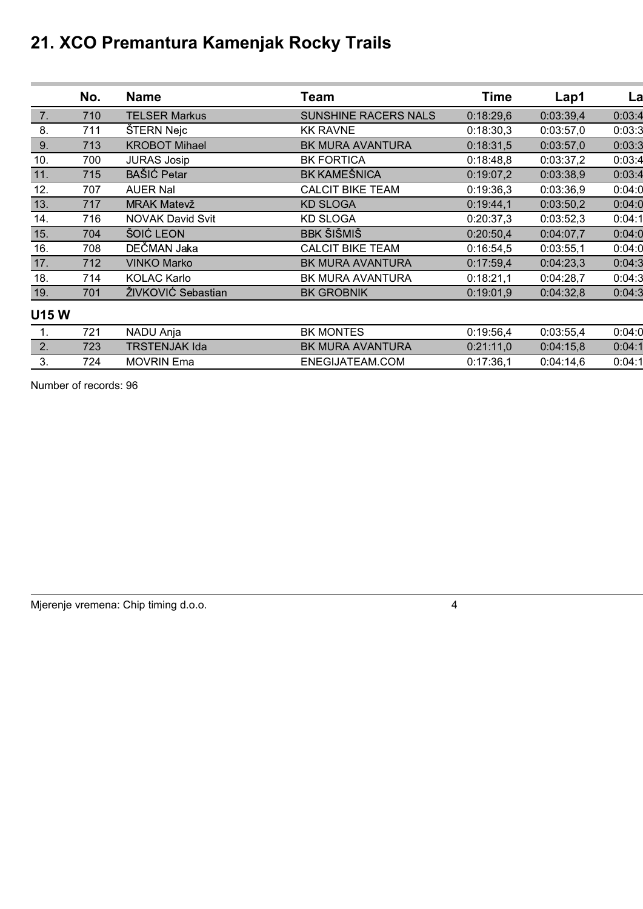# 21. XCO Premantura Kamenjak Rocky Trails

| | No. | Name | Team | Time | Lap1 | La |
|---|---|---|---|---|---|---|
| 7. | 710 | TELSER Markus | SUNSHINE RACERS NALS | 0:18:29,6 | 0:03:39,4 | 0:03:4 |
| 8. | 711 | ŠTERN Nejc | KK RAVNE | 0:18:30,3 | 0:03:57,0 | 0:03:3 |
| 9. | 713 | KROBOT Mihael | BK MURA AVANTURA | 0:18:31,5 | 0:03:57,0 | 0:03:3 |
| 10. | 700 | JURAS Josip | BK FORTICA | 0:18:48,8 | 0:03:37,2 | 0:03:4 |
| 11. | 715 | BAŠIĆ Petar | BK KAMEŠNICA | 0:19:07,2 | 0:03:38,9 | 0:03:4 |
| 12. | 707 | AUER Nal | CALCIT BIKE TEAM | 0:19:36,3 | 0:03:36,9 | 0:04:0 |
| 13. | 717 | MRAK Matevž | KD SLOGA | 0:19:44,1 | 0:03:50,2 | 0:04:0 |
| 14. | 716 | NOVAK David Svit | KD SLOGA | 0:20:37,3 | 0:03:52,3 | 0:04:1 |
| 15. | 704 | ŠOIĆ LEON | BBK ŠIŠMIŠ | 0:20:50,4 | 0:04:07,7 | 0:04:0 |
| 16. | 708 | DEČMAN Jaka | CALCIT BIKE TEAM | 0:16:54,5 | 0:03:55,1 | 0:04:0 |
| 17. | 712 | VINKO Marko | BK MURA AVANTURA | 0:17:59,4 | 0:04:23,3 | 0:04:3 |
| 18. | 714 | KOLAC Karlo | BK MURA AVANTURA | 0:18:21,1 | 0:04:28,7 | 0:04:3 |
| 19. | 701 | ŽIVKOVIĆ Sebastian | BK GROBNIK | 0:19:01,9 | 0:04:32,8 | 0:04:3 |

**U15 W**

| | No. | Name | Team | Time | Lap1 | La |
|---|---|---|---|---|---|---|
| 1. | 721 | NADU Anja | BK MONTES | 0:19:56,4 | 0:03:55,4 | 0:04:0 |
| 2. | 723 | TRSTENJAK Ida | BK MURA AVANTURA | 0:21:11,0 | 0:04:15,8 | 0:04:1 |
| 3. | 724 | MOVRIN Ema | ENEGIJATEAM.COM | 0:17:36,1 | 0:04:14,6 | 0:04:1 |

Number of records: 96

Mjerenje vremena: Chip timing d.o.o.